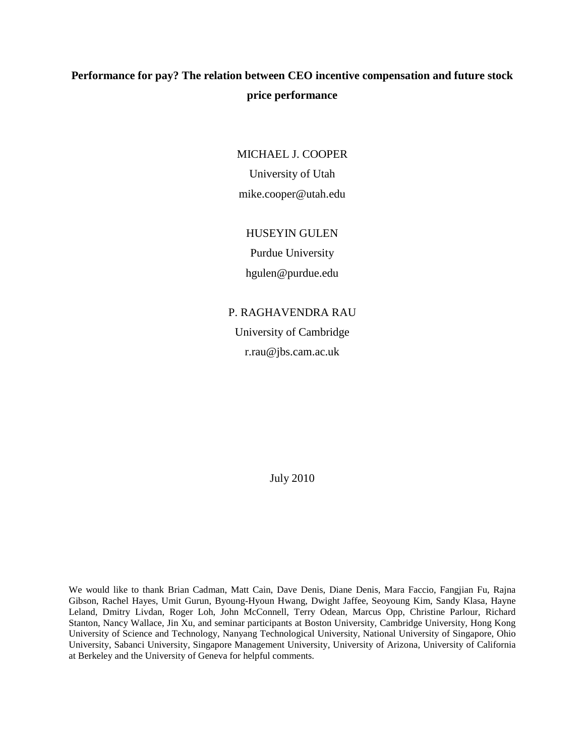# Performance for pay? The relation between CEO incentive compensation and future stock price performance

MICHAEL J. COOPER
University of Utah
mike.cooper@utah.edu

HUSEYIN GULEN
Purdue University
hgulen@purdue.edu

P. RAGHAVENDRA RAU
University of Cambridge
r.rau@jbs.cam.ac.uk

July 2010

We would like to thank Brian Cadman, Matt Cain, Dave Denis, Diane Denis, Mara Faccio, Fangjian Fu, Rajna Gibson, Rachel Hayes, Umit Gurun, Byoung-Hyoun Hwang, Dwight Jaffee, Seoyoung Kim, Sandy Klasa, Hayne Leland, Dmitry Livdan, Roger Loh, John McConnell, Terry Odean, Marcus Opp, Christine Parlour, Richard Stanton, Nancy Wallace, Jin Xu, and seminar participants at Boston University, Cambridge University, Hong Kong University of Science and Technology, Nanyang Technological University, National University of Singapore, Ohio University, Sabanci University, Singapore Management University, University of Arizona, University of California at Berkeley and the University of Geneva for helpful comments.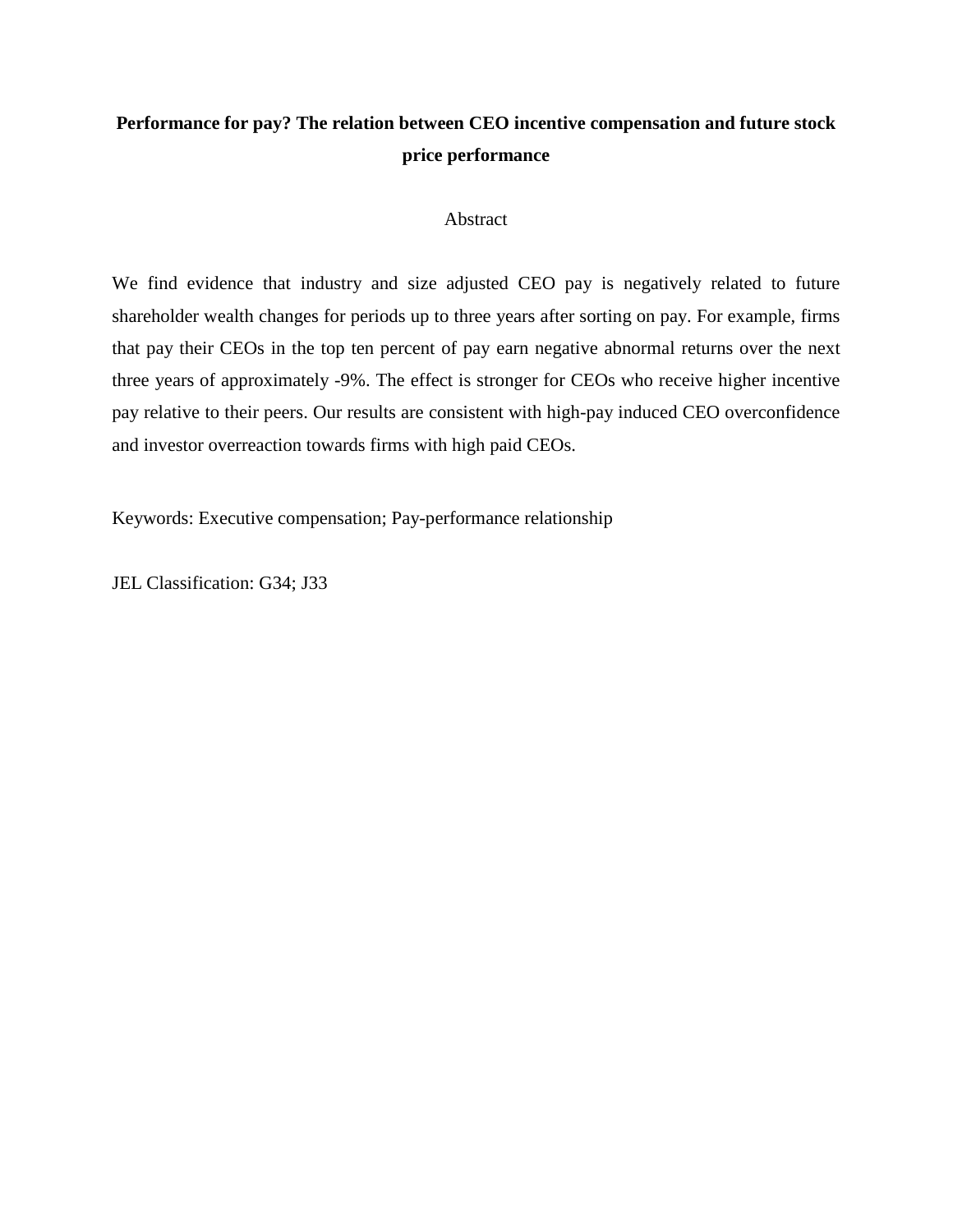# Performance for pay? The relation between CEO incentive compensation and future stock price performance

## Abstract

We find evidence that industry and size adjusted CEO pay is negatively related to future shareholder wealth changes for periods up to three years after sorting on pay. For example, firms that pay their CEOs in the top ten percent of pay earn negative abnormal returns over the next three years of approximately -9%. The effect is stronger for CEOs who receive higher incentive pay relative to their peers. Our results are consistent with high-pay induced CEO overconfidence and investor overreaction towards firms with high paid CEOs.

Keywords: Executive compensation; Pay-performance relationship

JEL Classification: G34; J33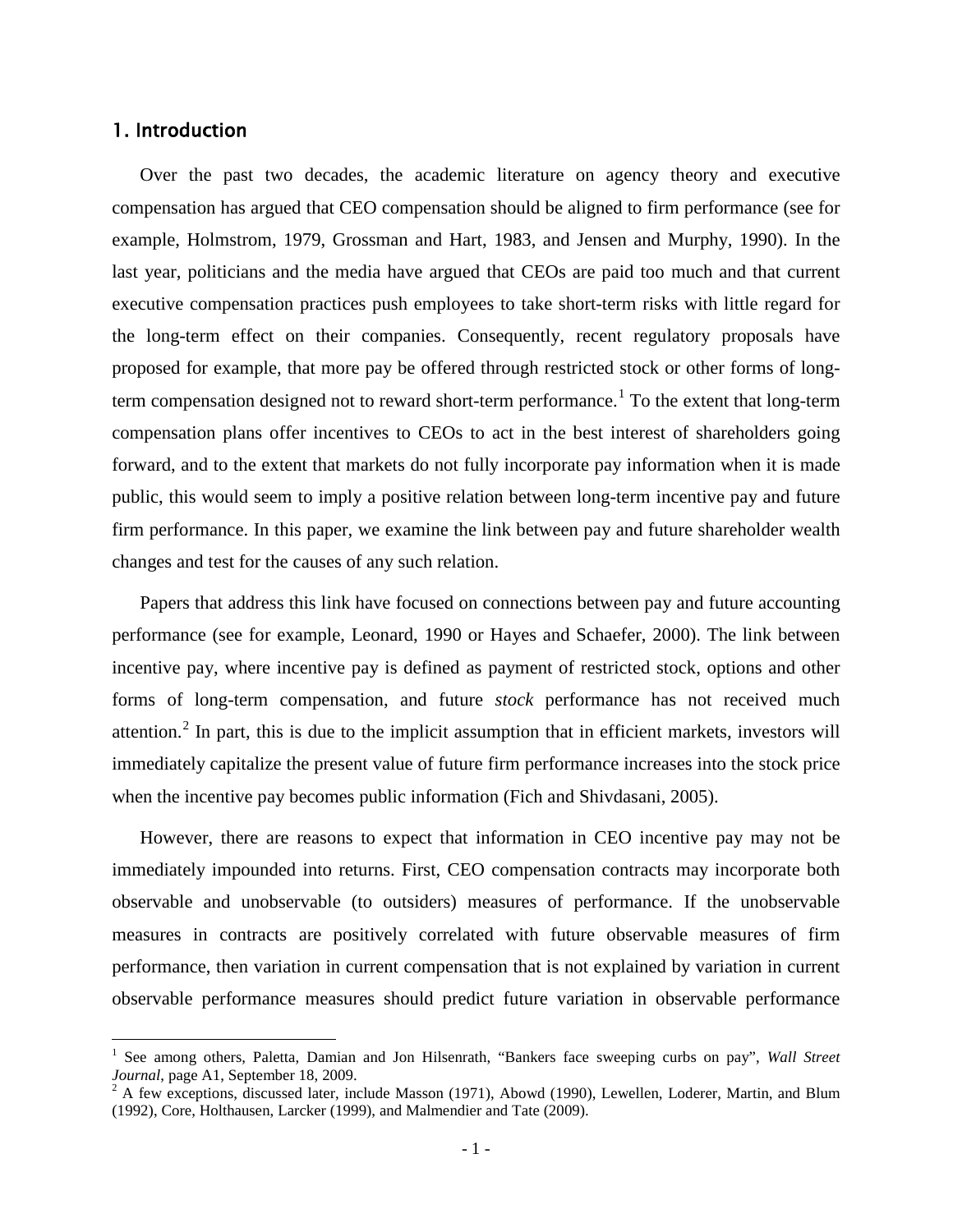## 1. Introduction

Over the past two decades, the academic literature on agency theory and executive compensation has argued that CEO compensation should be aligned to firm performance (see for example, Holmstrom, 1979, Grossman and Hart, 1983, and Jensen and Murphy, 1990). In the last year, politicians and the media have argued that CEOs are paid too much and that current executive compensation practices push employees to take short-term risks with little regard for the long-term effect on their companies. Consequently, recent regulatory proposals have proposed for example, that more pay be offered through restricted stock or other forms of long-term compensation designed not to reward short-term performance.[1] To the extent that long-term compensation plans offer incentives to CEOs to act in the best interest of shareholders going forward, and to the extent that markets do not fully incorporate pay information when it is made public, this would seem to imply a positive relation between long-term incentive pay and future firm performance. In this paper, we examine the link between pay and future shareholder wealth changes and test for the causes of any such relation.

Papers that address this link have focused on connections between pay and future accounting performance (see for example, Leonard, 1990 or Hayes and Schaefer, 2000). The link between incentive pay, where incentive pay is defined as payment of restricted stock, options and other forms of long-term compensation, and future *stock* performance has not received much attention.[2] In part, this is due to the implicit assumption that in efficient markets, investors will immediately capitalize the present value of future firm performance increases into the stock price when the incentive pay becomes public information (Fich and Shivdasani, 2005).

However, there are reasons to expect that information in CEO incentive pay may not be immediately impounded into returns. First, CEO compensation contracts may incorporate both observable and unobservable (to outsiders) measures of performance. If the unobservable measures in contracts are positively correlated with future observable measures of firm performance, then variation in current compensation that is not explained by variation in current observable performance measures should predict future variation in observable performance

[1] See among others, Paletta, Damian and Jon Hilsenrath, "Bankers face sweeping curbs on pay", *Wall Street Journal*, page A1, September 18, 2009.

[2] A few exceptions, discussed later, include Masson (1971), Abowd (1990), Lewellen, Loderer, Martin, and Blum (1992), Core, Holthausen, Larcker (1999), and Malmendier and Tate (2009).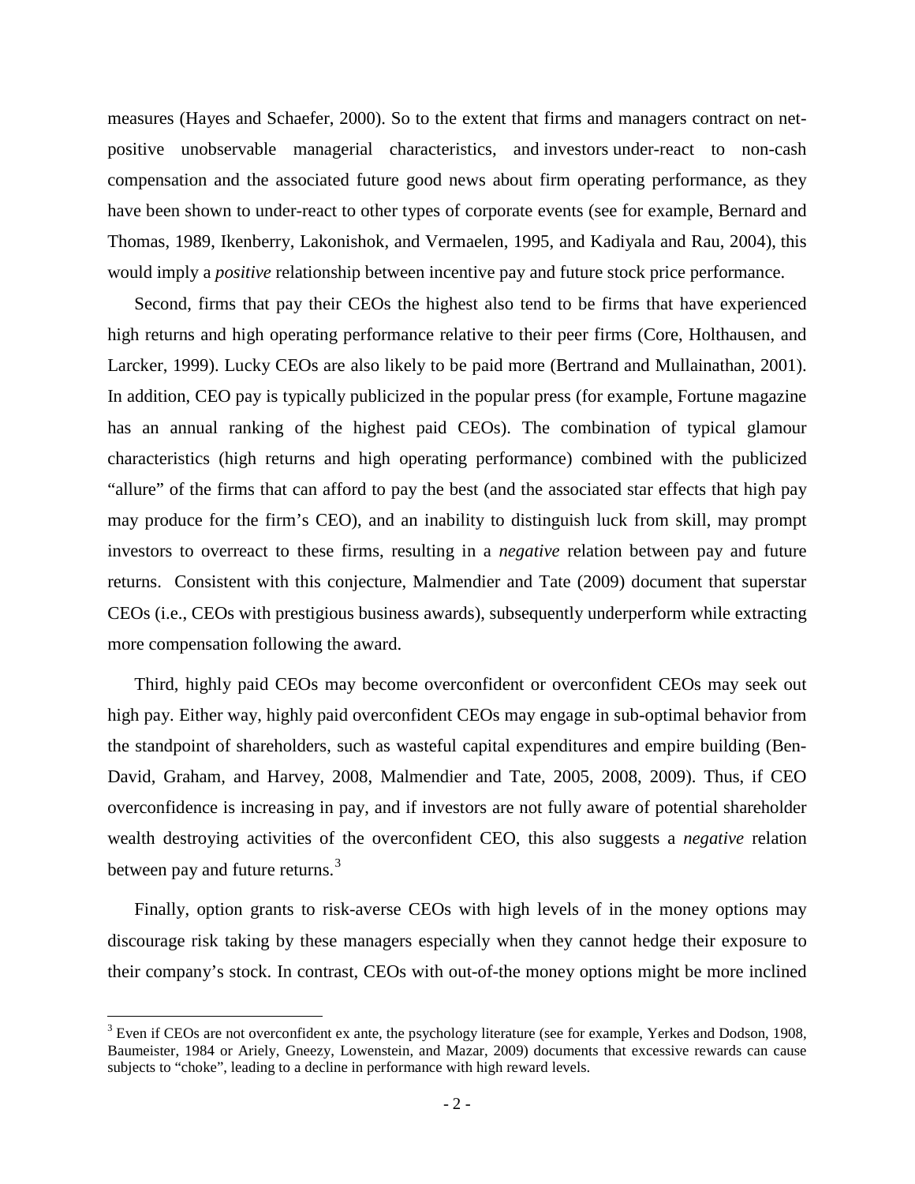measures (Hayes and Schaefer, 2000). So to the extent that firms and managers contract on net-positive unobservable managerial characteristics, and investors under-react to non-cash compensation and the associated future good news about firm operating performance, as they have been shown to under-react to other types of corporate events (see for example, Bernard and Thomas, 1989, Ikenberry, Lakonishok, and Vermaelen, 1995, and Kadiyala and Rau, 2004), this would imply a *positive* relationship between incentive pay and future stock price performance.

Second, firms that pay their CEOs the highest also tend to be firms that have experienced high returns and high operating performance relative to their peer firms (Core, Holthausen, and Larcker, 1999). Lucky CEOs are also likely to be paid more (Bertrand and Mullainathan, 2001). In addition, CEO pay is typically publicized in the popular press (for example, Fortune magazine has an annual ranking of the highest paid CEOs). The combination of typical glamour characteristics (high returns and high operating performance) combined with the publicized "allure" of the firms that can afford to pay the best (and the associated star effects that high pay may produce for the firm's CEO), and an inability to distinguish luck from skill, may prompt investors to overreact to these firms, resulting in a *negative* relation between pay and future returns. Consistent with this conjecture, Malmendier and Tate (2009) document that superstar CEOs (i.e., CEOs with prestigious business awards), subsequently underperform while extracting more compensation following the award.

Third, highly paid CEOs may become overconfident or overconfident CEOs may seek out high pay. Either way, highly paid overconfident CEOs may engage in sub-optimal behavior from the standpoint of shareholders, such as wasteful capital expenditures and empire building (Ben-David, Graham, and Harvey, 2008, Malmendier and Tate, 2005, 2008, 2009). Thus, if CEO overconfidence is increasing in pay, and if investors are not fully aware of potential shareholder wealth destroying activities of the overconfident CEO, this also suggests a *negative* relation between pay and future returns.[3]

Finally, option grants to risk-averse CEOs with high levels of in the money options may discourage risk taking by these managers especially when they cannot hedge their exposure to their company's stock. In contrast, CEOs with out-of-the money options might be more inclined

[3] Even if CEOs are not overconfident ex ante, the psychology literature (see for example, Yerkes and Dodson, 1908, Baumeister, 1984 or Ariely, Gneezy, Lowenstein, and Mazar, 2009) documents that excessive rewards can cause subjects to "choke", leading to a decline in performance with high reward levels.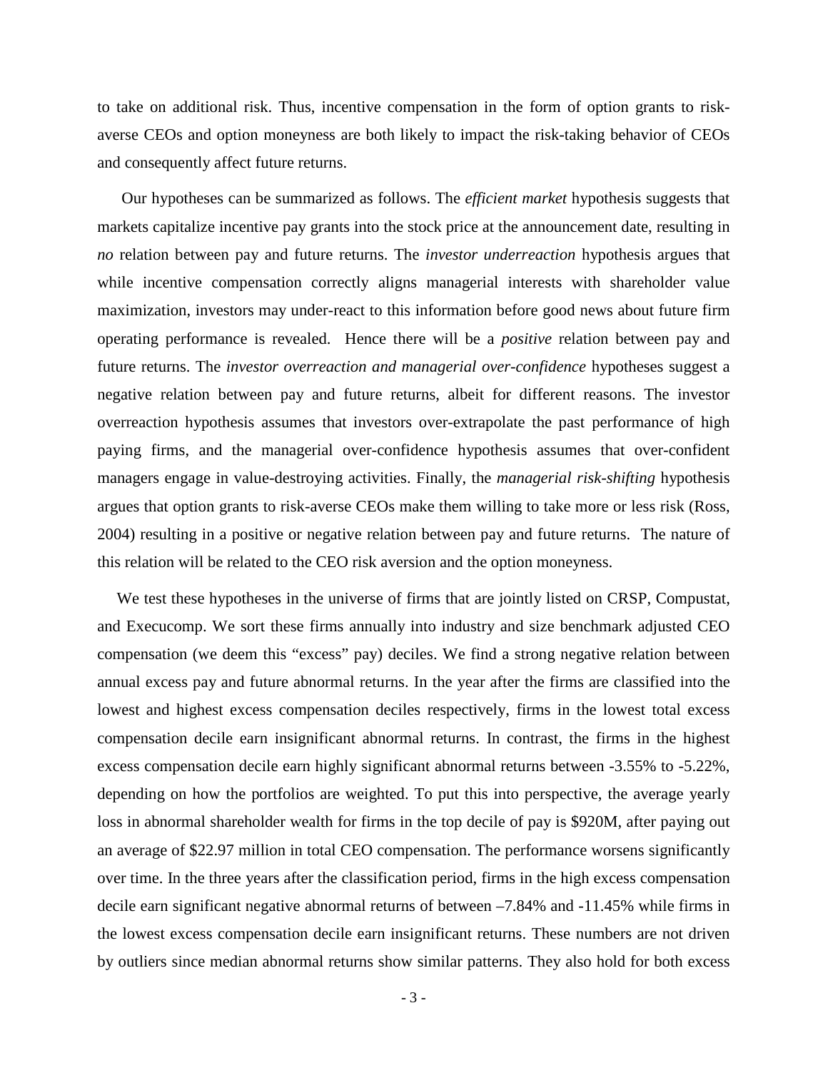to take on additional risk. Thus, incentive compensation in the form of option grants to risk-averse CEOs and option moneyness are both likely to impact the risk-taking behavior of CEOs and consequently affect future returns.

Our hypotheses can be summarized as follows. The *efficient market* hypothesis suggests that markets capitalize incentive pay grants into the stock price at the announcement date, resulting in *no* relation between pay and future returns. The *investor underreaction* hypothesis argues that while incentive compensation correctly aligns managerial interests with shareholder value maximization, investors may under-react to this information before good news about future firm operating performance is revealed. Hence there will be a *positive* relation between pay and future returns. The *investor overreaction and managerial over-confidence* hypotheses suggest a negative relation between pay and future returns, albeit for different reasons. The investor overreaction hypothesis assumes that investors over-extrapolate the past performance of high paying firms, and the managerial over-confidence hypothesis assumes that over-confident managers engage in value-destroying activities. Finally, the *managerial risk-shifting* hypothesis argues that option grants to risk-averse CEOs make them willing to take more or less risk (Ross, 2004) resulting in a positive or negative relation between pay and future returns. The nature of this relation will be related to the CEO risk aversion and the option moneyness.

We test these hypotheses in the universe of firms that are jointly listed on CRSP, Compustat, and Execucomp. We sort these firms annually into industry and size benchmark adjusted CEO compensation (we deem this "excess" pay) deciles. We find a strong negative relation between annual excess pay and future abnormal returns. In the year after the firms are classified into the lowest and highest excess compensation deciles respectively, firms in the lowest total excess compensation decile earn insignificant abnormal returns. In contrast, the firms in the highest excess compensation decile earn highly significant abnormal returns between -3.55% to -5.22%, depending on how the portfolios are weighted. To put this into perspective, the average yearly loss in abnormal shareholder wealth for firms in the top decile of pay is \$920M, after paying out an average of \$22.97 million in total CEO compensation. The performance worsens significantly over time. In the three years after the classification period, firms in the high excess compensation decile earn significant negative abnormal returns of between –7.84% and -11.45% while firms in the lowest excess compensation decile earn insignificant returns. These numbers are not driven by outliers since median abnormal returns show similar patterns. They also hold for both excess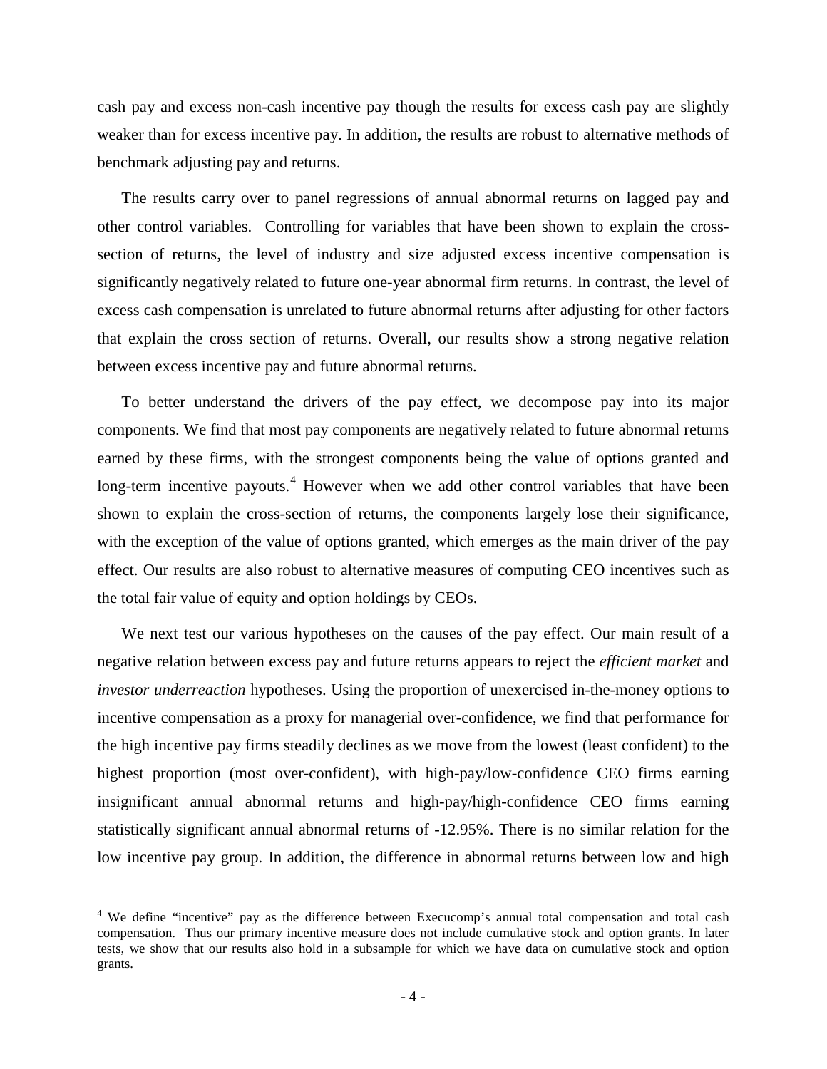cash pay and excess non-cash incentive pay though the results for excess cash pay are slightly weaker than for excess incentive pay. In addition, the results are robust to alternative methods of benchmark adjusting pay and returns.

The results carry over to panel regressions of annual abnormal returns on lagged pay and other control variables. Controlling for variables that have been shown to explain the cross-section of returns, the level of industry and size adjusted excess incentive compensation is significantly negatively related to future one-year abnormal firm returns. In contrast, the level of excess cash compensation is unrelated to future abnormal returns after adjusting for other factors that explain the cross section of returns. Overall, our results show a strong negative relation between excess incentive pay and future abnormal returns.

To better understand the drivers of the pay effect, we decompose pay into its major components. We find that most pay components are negatively related to future abnormal returns earned by these firms, with the strongest components being the value of options granted and long-term incentive payouts.[4] However when we add other control variables that have been shown to explain the cross-section of returns, the components largely lose their significance, with the exception of the value of options granted, which emerges as the main driver of the pay effect. Our results are also robust to alternative measures of computing CEO incentives such as the total fair value of equity and option holdings by CEOs.

We next test our various hypotheses on the causes of the pay effect. Our main result of a negative relation between excess pay and future returns appears to reject the *efficient market* and *investor underreaction* hypotheses. Using the proportion of unexercised in-the-money options to incentive compensation as a proxy for managerial over-confidence, we find that performance for the high incentive pay firms steadily declines as we move from the lowest (least confident) to the highest proportion (most over-confident), with high-pay/low-confidence CEO firms earning insignificant annual abnormal returns and high-pay/high-confidence CEO firms earning statistically significant annual abnormal returns of -12.95%. There is no similar relation for the low incentive pay group. In addition, the difference in abnormal returns between low and high

[4] We define "incentive" pay as the difference between Execucomp's annual total compensation and total cash compensation. Thus our primary incentive measure does not include cumulative stock and option grants. In later tests, we show that our results also hold in a subsample for which we have data on cumulative stock and option grants.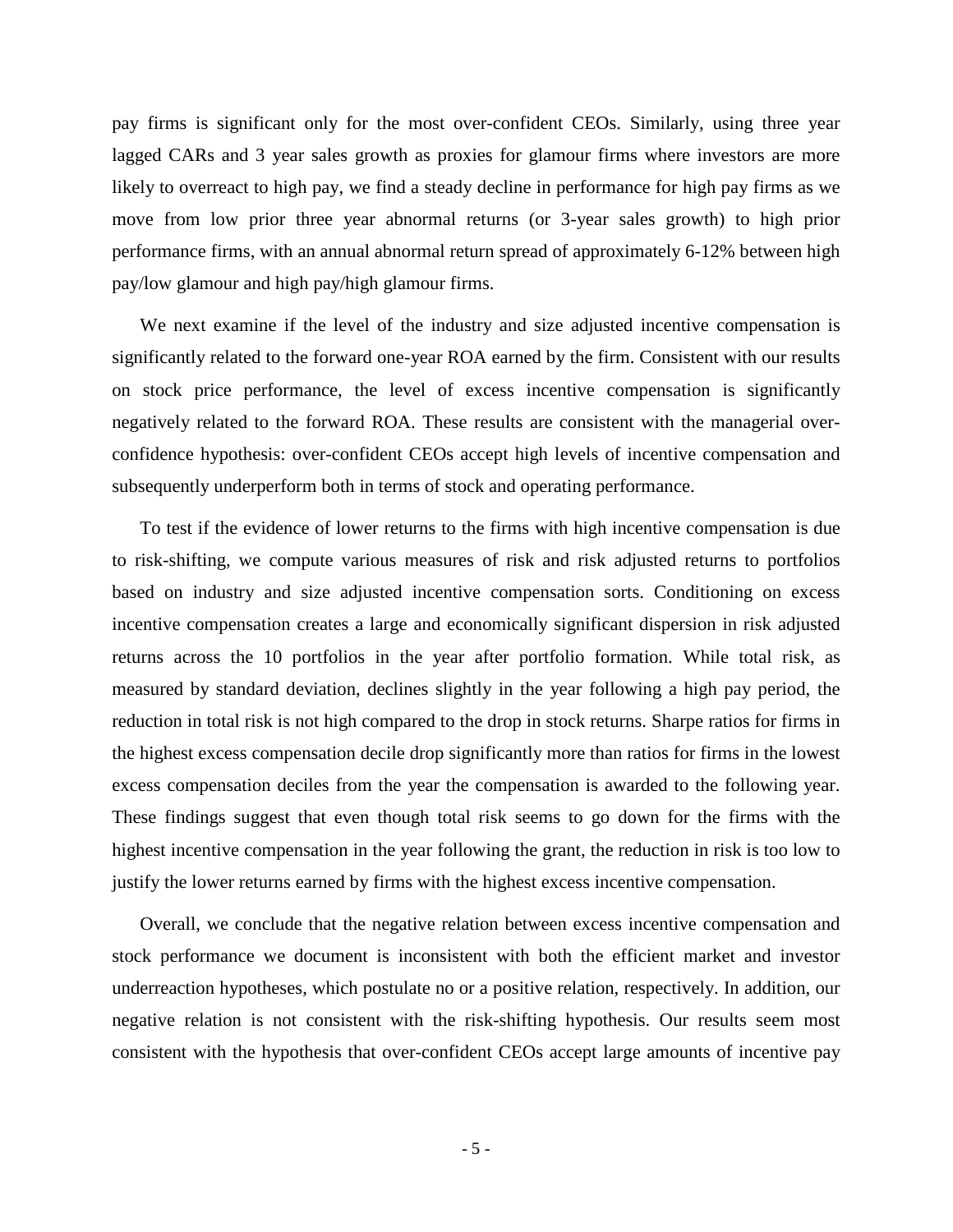pay firms is significant only for the most over-confident CEOs. Similarly, using three year lagged CARs and 3 year sales growth as proxies for glamour firms where investors are more likely to overreact to high pay, we find a steady decline in performance for high pay firms as we move from low prior three year abnormal returns (or 3-year sales growth) to high prior performance firms, with an annual abnormal return spread of approximately 6-12% between high pay/low glamour and high pay/high glamour firms.

We next examine if the level of the industry and size adjusted incentive compensation is significantly related to the forward one-year ROA earned by the firm. Consistent with our results on stock price performance, the level of excess incentive compensation is significantly negatively related to the forward ROA. These results are consistent with the managerial over-confidence hypothesis: over-confident CEOs accept high levels of incentive compensation and subsequently underperform both in terms of stock and operating performance.

To test if the evidence of lower returns to the firms with high incentive compensation is due to risk-shifting, we compute various measures of risk and risk adjusted returns to portfolios based on industry and size adjusted incentive compensation sorts. Conditioning on excess incentive compensation creates a large and economically significant dispersion in risk adjusted returns across the 10 portfolios in the year after portfolio formation. While total risk, as measured by standard deviation, declines slightly in the year following a high pay period, the reduction in total risk is not high compared to the drop in stock returns. Sharpe ratios for firms in the highest excess compensation decile drop significantly more than ratios for firms in the lowest excess compensation deciles from the year the compensation is awarded to the following year. These findings suggest that even though total risk seems to go down for the firms with the highest incentive compensation in the year following the grant, the reduction in risk is too low to justify the lower returns earned by firms with the highest excess incentive compensation.

Overall, we conclude that the negative relation between excess incentive compensation and stock performance we document is inconsistent with both the efficient market and investor underreaction hypotheses, which postulate no or a positive relation, respectively. In addition, our negative relation is not consistent with the risk-shifting hypothesis. Our results seem most consistent with the hypothesis that over-confident CEOs accept large amounts of incentive pay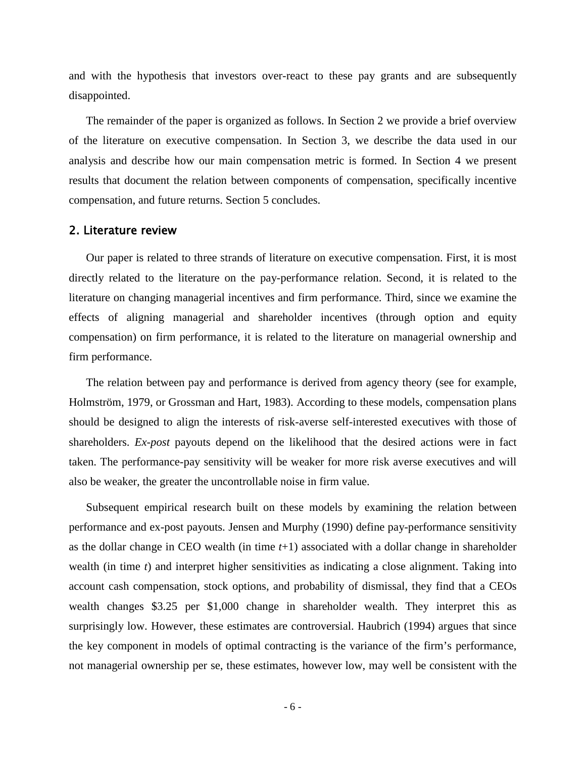and with the hypothesis that investors over-react to these pay grants and are subsequently disappointed.

The remainder of the paper is organized as follows. In Section 2 we provide a brief overview of the literature on executive compensation. In Section 3, we describe the data used in our analysis and describe how our main compensation metric is formed. In Section 4 we present results that document the relation between components of compensation, specifically incentive compensation, and future returns. Section 5 concludes.

## 2. Literature review

Our paper is related to three strands of literature on executive compensation. First, it is most directly related to the literature on the pay-performance relation. Second, it is related to the literature on changing managerial incentives and firm performance. Third, since we examine the effects of aligning managerial and shareholder incentives (through option and equity compensation) on firm performance, it is related to the literature on managerial ownership and firm performance.

The relation between pay and performance is derived from agency theory (see for example, Holmström, 1979, or Grossman and Hart, 1983). According to these models, compensation plans should be designed to align the interests of risk-averse self-interested executives with those of shareholders. *Ex-post* payouts depend on the likelihood that the desired actions were in fact taken. The performance-pay sensitivity will be weaker for more risk averse executives and will also be weaker, the greater the uncontrollable noise in firm value.

Subsequent empirical research built on these models by examining the relation between performance and ex-post payouts. Jensen and Murphy (1990) define pay-performance sensitivity as the dollar change in CEO wealth (in time $t$+1) associated with a dollar change in shareholder wealth (in time $t$) and interpret higher sensitivities as indicating a close alignment. Taking into account cash compensation, stock options, and probability of dismissal, they find that a CEOs wealth changes $3.25 per $1,000 change in shareholder wealth. They interpret this as surprisingly low. However, these estimates are controversial. Haubrich (1994) argues that since the key component in models of optimal contracting is the variance of the firm's performance, not managerial ownership per se, these estimates, however low, may well be consistent with the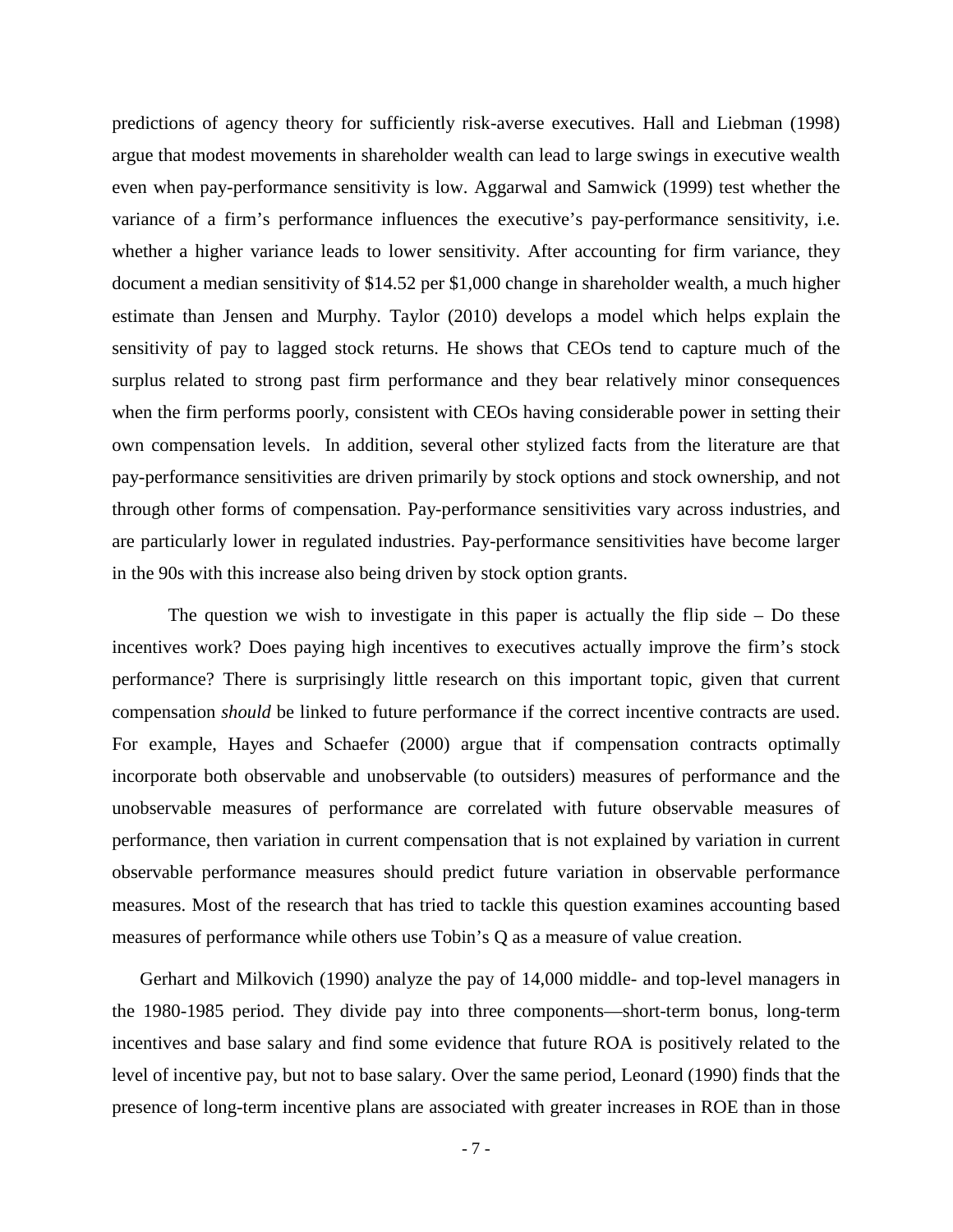predictions of agency theory for sufficiently risk-averse executives. Hall and Liebman (1998) argue that modest movements in shareholder wealth can lead to large swings in executive wealth even when pay-performance sensitivity is low. Aggarwal and Samwick (1999) test whether the variance of a firm's performance influences the executive's pay-performance sensitivity, i.e. whether a higher variance leads to lower sensitivity. After accounting for firm variance, they document a median sensitivity of $14.52 per $1,000 change in shareholder wealth, a much higher estimate than Jensen and Murphy. Taylor (2010) develops a model which helps explain the sensitivity of pay to lagged stock returns. He shows that CEOs tend to capture much of the surplus related to strong past firm performance and they bear relatively minor consequences when the firm performs poorly, consistent with CEOs having considerable power in setting their own compensation levels. In addition, several other stylized facts from the literature are that pay-performance sensitivities are driven primarily by stock options and stock ownership, and not through other forms of compensation. Pay-performance sensitivities vary across industries, and are particularly lower in regulated industries. Pay-performance sensitivities have become larger in the 90s with this increase also being driven by stock option grants.

The question we wish to investigate in this paper is actually the flip side – Do these incentives work? Does paying high incentives to executives actually improve the firm's stock performance? There is surprisingly little research on this important topic, given that current compensation *should* be linked to future performance if the correct incentive contracts are used. For example, Hayes and Schaefer (2000) argue that if compensation contracts optimally incorporate both observable and unobservable (to outsiders) measures of performance and the unobservable measures of performance are correlated with future observable measures of performance, then variation in current compensation that is not explained by variation in current observable performance measures should predict future variation in observable performance measures. Most of the research that has tried to tackle this question examines accounting based measures of performance while others use Tobin's Q as a measure of value creation.

Gerhart and Milkovich (1990) analyze the pay of 14,000 middle- and top-level managers in the 1980-1985 period. They divide pay into three components—short-term bonus, long-term incentives and base salary and find some evidence that future ROA is positively related to the level of incentive pay, but not to base salary. Over the same period, Leonard (1990) finds that the presence of long-term incentive plans are associated with greater increases in ROE than in those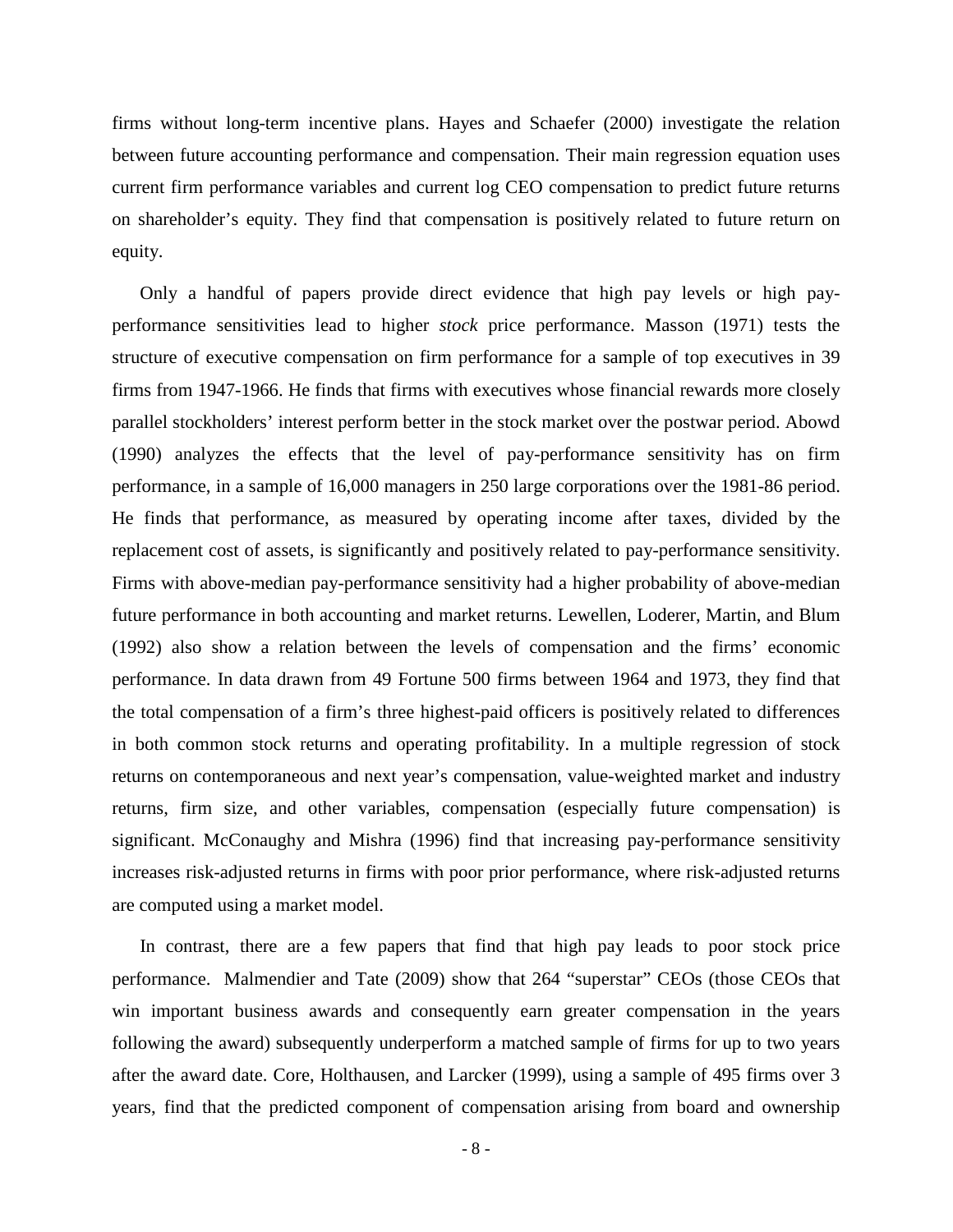firms without long-term incentive plans. Hayes and Schaefer (2000) investigate the relation between future accounting performance and compensation. Their main regression equation uses current firm performance variables and current log CEO compensation to predict future returns on shareholder's equity. They find that compensation is positively related to future return on equity.

Only a handful of papers provide direct evidence that high pay levels or high pay-performance sensitivities lead to higher *stock* price performance. Masson (1971) tests the structure of executive compensation on firm performance for a sample of top executives in 39 firms from 1947-1966. He finds that firms with executives whose financial rewards more closely parallel stockholders' interest perform better in the stock market over the postwar period. Abowd (1990) analyzes the effects that the level of pay-performance sensitivity has on firm performance, in a sample of 16,000 managers in 250 large corporations over the 1981-86 period. He finds that performance, as measured by operating income after taxes, divided by the replacement cost of assets, is significantly and positively related to pay-performance sensitivity. Firms with above-median pay-performance sensitivity had a higher probability of above-median future performance in both accounting and market returns. Lewellen, Loderer, Martin, and Blum (1992) also show a relation between the levels of compensation and the firms' economic performance. In data drawn from 49 Fortune 500 firms between 1964 and 1973, they find that the total compensation of a firm's three highest-paid officers is positively related to differences in both common stock returns and operating profitability. In a multiple regression of stock returns on contemporaneous and next year's compensation, value-weighted market and industry returns, firm size, and other variables, compensation (especially future compensation) is significant. McConaughy and Mishra (1996) find that increasing pay-performance sensitivity increases risk-adjusted returns in firms with poor prior performance, where risk-adjusted returns are computed using a market model.

In contrast, there are a few papers that find that high pay leads to poor stock price performance. Malmendier and Tate (2009) show that 264 "superstar" CEOs (those CEOs that win important business awards and consequently earn greater compensation in the years following the award) subsequently underperform a matched sample of firms for up to two years after the award date. Core, Holthausen, and Larcker (1999), using a sample of 495 firms over 3 years, find that the predicted component of compensation arising from board and ownership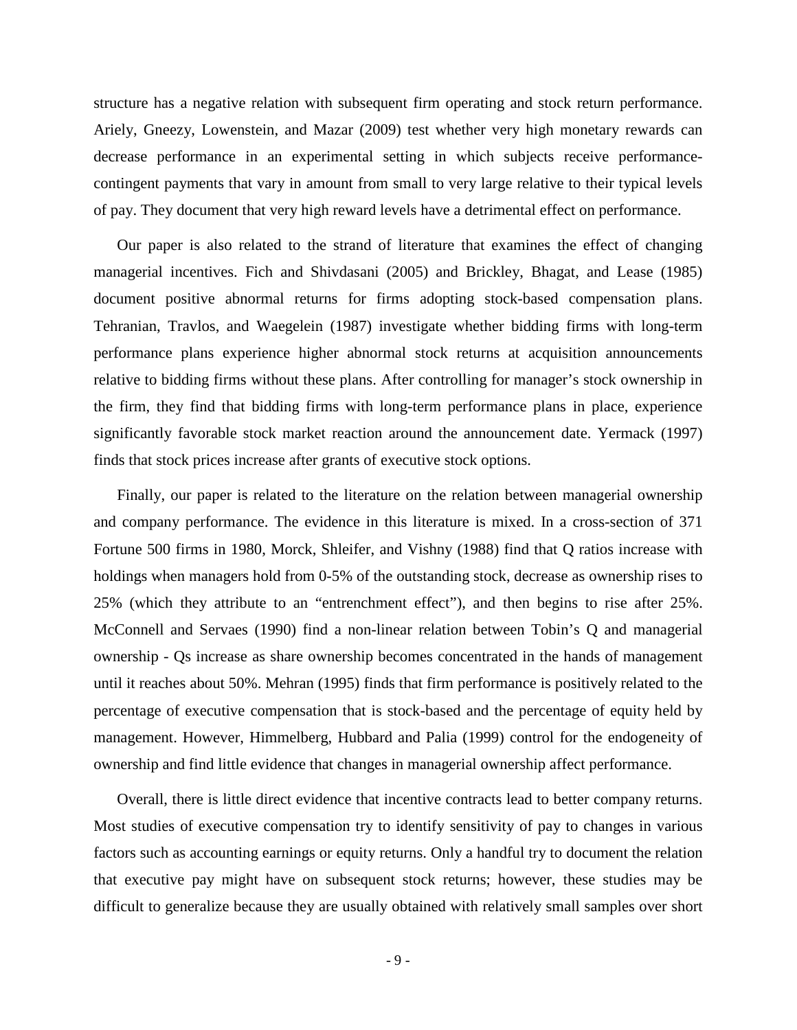structure has a negative relation with subsequent firm operating and stock return performance. Ariely, Gneezy, Lowenstein, and Mazar (2009) test whether very high monetary rewards can decrease performance in an experimental setting in which subjects receive performance-contingent payments that vary in amount from small to very large relative to their typical levels of pay. They document that very high reward levels have a detrimental effect on performance.

Our paper is also related to the strand of literature that examines the effect of changing managerial incentives. Fich and Shivdasani (2005) and Brickley, Bhagat, and Lease (1985) document positive abnormal returns for firms adopting stock-based compensation plans. Tehranian, Travlos, and Waegelein (1987) investigate whether bidding firms with long-term performance plans experience higher abnormal stock returns at acquisition announcements relative to bidding firms without these plans. After controlling for manager's stock ownership in the firm, they find that bidding firms with long-term performance plans in place, experience significantly favorable stock market reaction around the announcement date. Yermack (1997) finds that stock prices increase after grants of executive stock options.

Finally, our paper is related to the literature on the relation between managerial ownership and company performance. The evidence in this literature is mixed. In a cross-section of 371 Fortune 500 firms in 1980, Morck, Shleifer, and Vishny (1988) find that Q ratios increase with holdings when managers hold from 0-5% of the outstanding stock, decrease as ownership rises to 25% (which they attribute to an "entrenchment effect"), and then begins to rise after 25%. McConnell and Servaes (1990) find a non-linear relation between Tobin's Q and managerial ownership - Qs increase as share ownership becomes concentrated in the hands of management until it reaches about 50%. Mehran (1995) finds that firm performance is positively related to the percentage of executive compensation that is stock-based and the percentage of equity held by management. However, Himmelberg, Hubbard and Palia (1999) control for the endogeneity of ownership and find little evidence that changes in managerial ownership affect performance.

Overall, there is little direct evidence that incentive contracts lead to better company returns. Most studies of executive compensation try to identify sensitivity of pay to changes in various factors such as accounting earnings or equity returns. Only a handful try to document the relation that executive pay might have on subsequent stock returns; however, these studies may be difficult to generalize because they are usually obtained with relatively small samples over short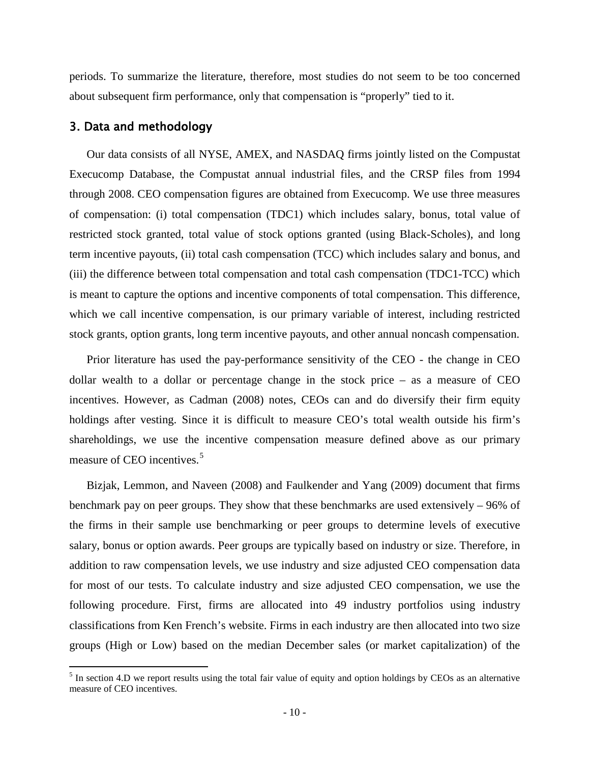periods. To summarize the literature, therefore, most studies do not seem to be too concerned about subsequent firm performance, only that compensation is "properly" tied to it.

## 3. Data and methodology

Our data consists of all NYSE, AMEX, and NASDAQ firms jointly listed on the Compustat Execucomp Database, the Compustat annual industrial files, and the CRSP files from 1994 through 2008. CEO compensation figures are obtained from Execucomp. We use three measures of compensation: (i) total compensation (TDC1) which includes salary, bonus, total value of restricted stock granted, total value of stock options granted (using Black-Scholes), and long term incentive payouts, (ii) total cash compensation (TCC) which includes salary and bonus, and (iii) the difference between total compensation and total cash compensation (TDC1-TCC) which is meant to capture the options and incentive components of total compensation. This difference, which we call incentive compensation, is our primary variable of interest, including restricted stock grants, option grants, long term incentive payouts, and other annual noncash compensation.

Prior literature has used the pay-performance sensitivity of the CEO - the change in CEO dollar wealth to a dollar or percentage change in the stock price – as a measure of CEO incentives. However, as Cadman (2008) notes, CEOs can and do diversify their firm equity holdings after vesting. Since it is difficult to measure CEO's total wealth outside his firm's shareholdings, we use the incentive compensation measure defined above as our primary measure of CEO incentives.[5]

Bizjak, Lemmon, and Naveen (2008) and Faulkender and Yang (2009) document that firms benchmark pay on peer groups. They show that these benchmarks are used extensively – 96% of the firms in their sample use benchmarking or peer groups to determine levels of executive salary, bonus or option awards. Peer groups are typically based on industry or size. Therefore, in addition to raw compensation levels, we use industry and size adjusted CEO compensation data for most of our tests. To calculate industry and size adjusted CEO compensation, we use the following procedure. First, firms are allocated into 49 industry portfolios using industry classifications from Ken French's website. Firms in each industry are then allocated into two size groups (High or Low) based on the median December sales (or market capitalization) of the

[5] In section 4.D we report results using the total fair value of equity and option holdings by CEOs as an alternative measure of CEO incentives.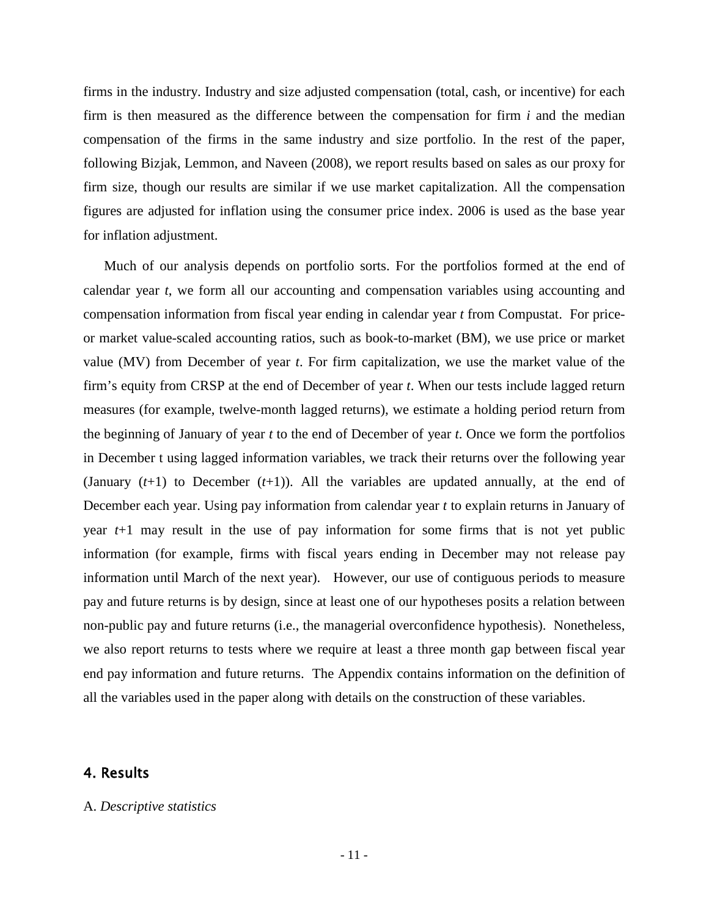firms in the industry. Industry and size adjusted compensation (total, cash, or incentive) for each firm is then measured as the difference between the compensation for firm *i* and the median compensation of the firms in the same industry and size portfolio. In the rest of the paper, following Bizjak, Lemmon, and Naveen (2008), we report results based on sales as our proxy for firm size, though our results are similar if we use market capitalization. All the compensation figures are adjusted for inflation using the consumer price index. 2006 is used as the base year for inflation adjustment.

Much of our analysis depends on portfolio sorts. For the portfolios formed at the end of calendar year *t*, we form all our accounting and compensation variables using accounting and compensation information from fiscal year ending in calendar year *t* from Compustat. For price- or market value-scaled accounting ratios, such as book-to-market (BM), we use price or market value (MV) from December of year *t*. For firm capitalization, we use the market value of the firm's equity from CRSP at the end of December of year *t*. When our tests include lagged return measures (for example, twelve-month lagged returns), we estimate a holding period return from the beginning of January of year *t* to the end of December of year *t*. Once we form the portfolios in December t using lagged information variables, we track their returns over the following year (January (*t*+1) to December (*t*+1)). All the variables are updated annually, at the end of December each year. Using pay information from calendar year *t* to explain returns in January of year *t*+1 may result in the use of pay information for some firms that is not yet public information (for example, firms with fiscal years ending in December may not release pay information until March of the next year). However, our use of contiguous periods to measure pay and future returns is by design, since at least one of our hypotheses posits a relation between non-public pay and future returns (i.e., the managerial overconfidence hypothesis). Nonetheless, we also report returns to tests where we require at least a three month gap between fiscal year end pay information and future returns. The Appendix contains information on the definition of all the variables used in the paper along with details on the construction of these variables.

## 4. Results

A. *Descriptive statistics*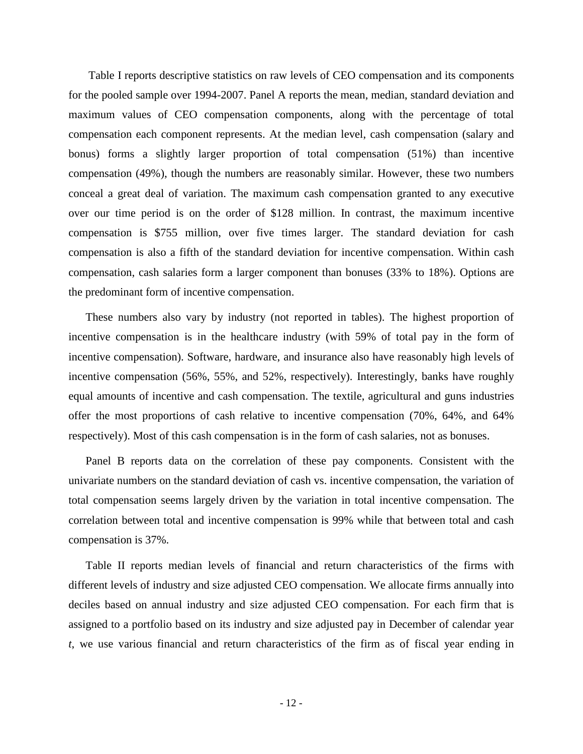Table I reports descriptive statistics on raw levels of CEO compensation and its components for the pooled sample over 1994-2007. Panel A reports the mean, median, standard deviation and maximum values of CEO compensation components, along with the percentage of total compensation each component represents. At the median level, cash compensation (salary and bonus) forms a slightly larger proportion of total compensation (51%) than incentive compensation (49%), though the numbers are reasonably similar. However, these two numbers conceal a great deal of variation. The maximum cash compensation granted to any executive over our time period is on the order of \$128 million. In contrast, the maximum incentive compensation is \$755 million, over five times larger. The standard deviation for cash compensation is also a fifth of the standard deviation for incentive compensation. Within cash compensation, cash salaries form a larger component than bonuses (33% to 18%). Options are the predominant form of incentive compensation.

These numbers also vary by industry (not reported in tables). The highest proportion of incentive compensation is in the healthcare industry (with 59% of total pay in the form of incentive compensation). Software, hardware, and insurance also have reasonably high levels of incentive compensation (56%, 55%, and 52%, respectively). Interestingly, banks have roughly equal amounts of incentive and cash compensation. The textile, agricultural and guns industries offer the most proportions of cash relative to incentive compensation (70%, 64%, and 64% respectively). Most of this cash compensation is in the form of cash salaries, not as bonuses.

Panel B reports data on the correlation of these pay components. Consistent with the univariate numbers on the standard deviation of cash vs. incentive compensation, the variation of total compensation seems largely driven by the variation in total incentive compensation. The correlation between total and incentive compensation is 99% while that between total and cash compensation is 37%.

Table II reports median levels of financial and return characteristics of the firms with different levels of industry and size adjusted CEO compensation. We allocate firms annually into deciles based on annual industry and size adjusted CEO compensation. For each firm that is assigned to a portfolio based on its industry and size adjusted pay in December of calendar year *t*, we use various financial and return characteristics of the firm as of fiscal year ending in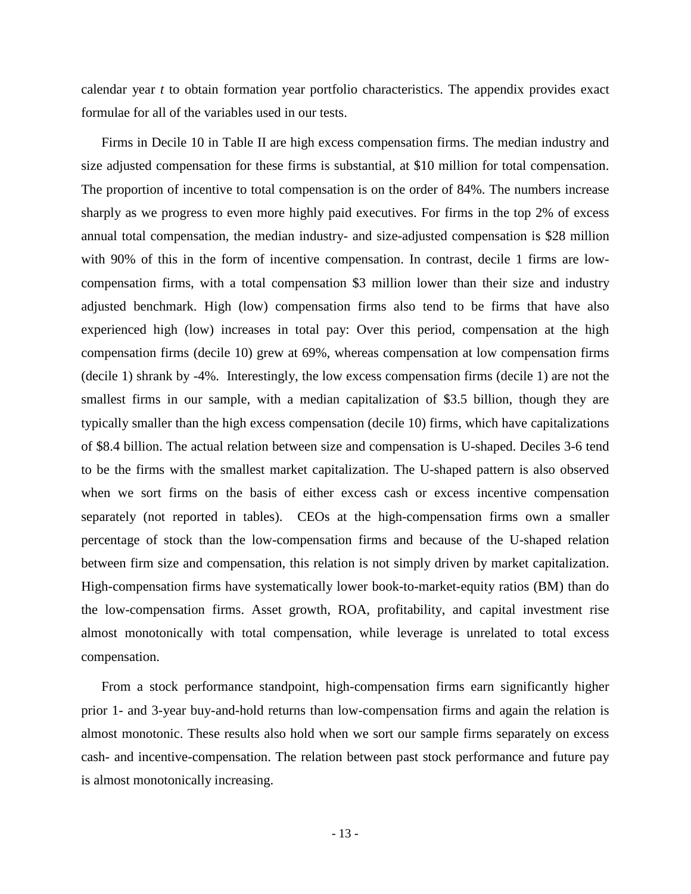calendar year *t* to obtain formation year portfolio characteristics. The appendix provides exact formulae for all of the variables used in our tests.

Firms in Decile 10 in Table II are high excess compensation firms. The median industry and size adjusted compensation for these firms is substantial, at $10 million for total compensation. The proportion of incentive to total compensation is on the order of 84%. The numbers increase sharply as we progress to even more highly paid executives. For firms in the top 2% of excess annual total compensation, the median industry- and size-adjusted compensation is $28 million with 90% of this in the form of incentive compensation. In contrast, decile 1 firms are low-compensation firms, with a total compensation $3 million lower than their size and industry adjusted benchmark. High (low) compensation firms also tend to be firms that have also experienced high (low) increases in total pay: Over this period, compensation at the high compensation firms (decile 10) grew at 69%, whereas compensation at low compensation firms (decile 1) shrank by -4%. Interestingly, the low excess compensation firms (decile 1) are not the smallest firms in our sample, with a median capitalization of $3.5 billion, though they are typically smaller than the high excess compensation (decile 10) firms, which have capitalizations of $8.4 billion. The actual relation between size and compensation is U-shaped. Deciles 3-6 tend to be the firms with the smallest market capitalization. The U-shaped pattern is also observed when we sort firms on the basis of either excess cash or excess incentive compensation separately (not reported in tables). CEOs at the high-compensation firms own a smaller percentage of stock than the low-compensation firms and because of the U-shaped relation between firm size and compensation, this relation is not simply driven by market capitalization. High-compensation firms have systematically lower book-to-market-equity ratios (BM) than do the low-compensation firms. Asset growth, ROA, profitability, and capital investment rise almost monotonically with total compensation, while leverage is unrelated to total excess compensation.

From a stock performance standpoint, high-compensation firms earn significantly higher prior 1- and 3-year buy-and-hold returns than low-compensation firms and again the relation is almost monotonic. These results also hold when we sort our sample firms separately on excess cash- and incentive-compensation. The relation between past stock performance and future pay is almost monotonically increasing.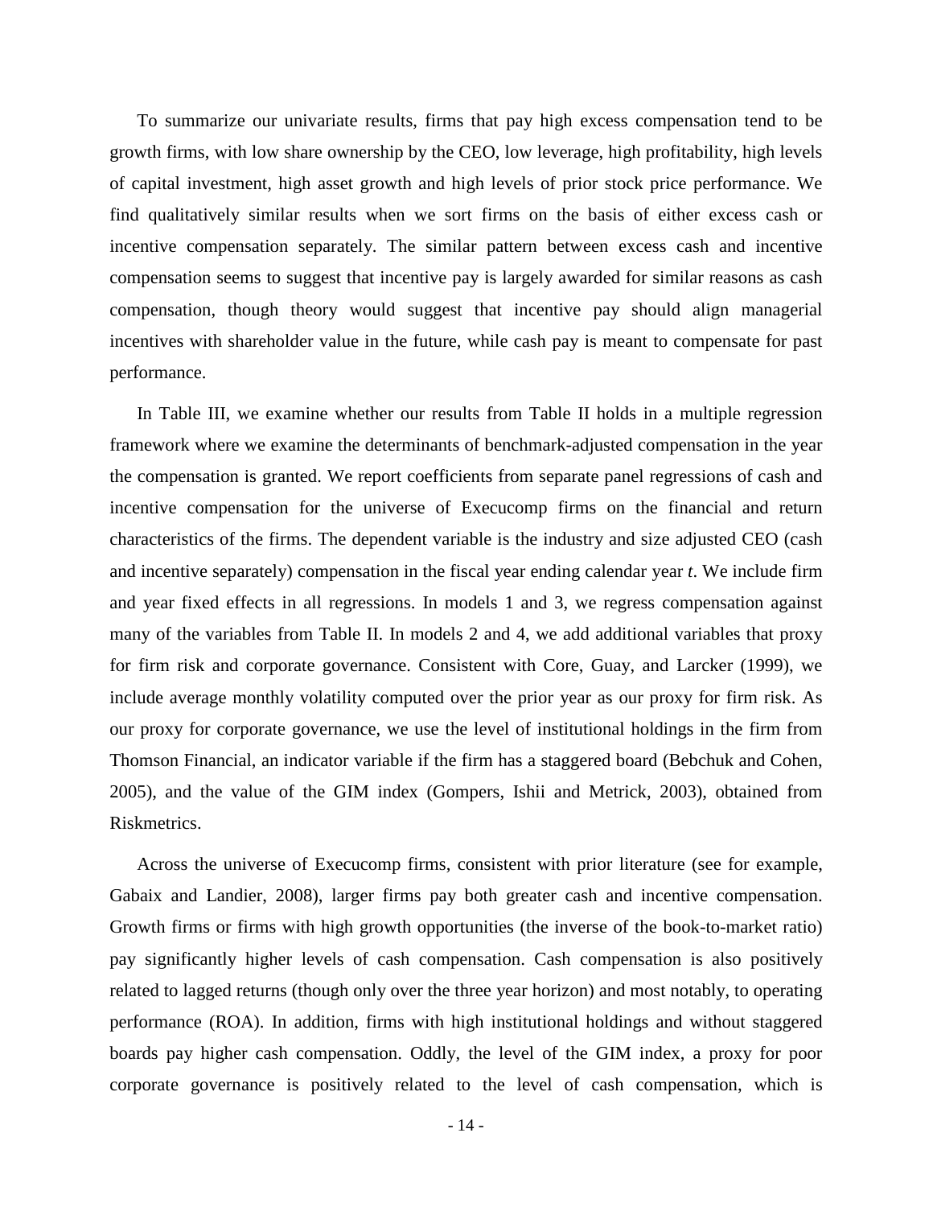To summarize our univariate results, firms that pay high excess compensation tend to be growth firms, with low share ownership by the CEO, low leverage, high profitability, high levels of capital investment, high asset growth and high levels of prior stock price performance. We find qualitatively similar results when we sort firms on the basis of either excess cash or incentive compensation separately. The similar pattern between excess cash and incentive compensation seems to suggest that incentive pay is largely awarded for similar reasons as cash compensation, though theory would suggest that incentive pay should align managerial incentives with shareholder value in the future, while cash pay is meant to compensate for past performance.

In Table III, we examine whether our results from Table II holds in a multiple regression framework where we examine the determinants of benchmark-adjusted compensation in the year the compensation is granted. We report coefficients from separate panel regressions of cash and incentive compensation for the universe of Execucomp firms on the financial and return characteristics of the firms. The dependent variable is the industry and size adjusted CEO (cash and incentive separately) compensation in the fiscal year ending calendar year *t*. We include firm and year fixed effects in all regressions. In models 1 and 3, we regress compensation against many of the variables from Table II. In models 2 and 4, we add additional variables that proxy for firm risk and corporate governance. Consistent with Core, Guay, and Larcker (1999), we include average monthly volatility computed over the prior year as our proxy for firm risk. As our proxy for corporate governance, we use the level of institutional holdings in the firm from Thomson Financial, an indicator variable if the firm has a staggered board (Bebchuk and Cohen, 2005), and the value of the GIM index (Gompers, Ishii and Metrick, 2003), obtained from Riskmetrics.

Across the universe of Execucomp firms, consistent with prior literature (see for example, Gabaix and Landier, 2008), larger firms pay both greater cash and incentive compensation. Growth firms or firms with high growth opportunities (the inverse of the book-to-market ratio) pay significantly higher levels of cash compensation. Cash compensation is also positively related to lagged returns (though only over the three year horizon) and most notably, to operating performance (ROA). In addition, firms with high institutional holdings and without staggered boards pay higher cash compensation. Oddly, the level of the GIM index, a proxy for poor corporate governance is positively related to the level of cash compensation, which is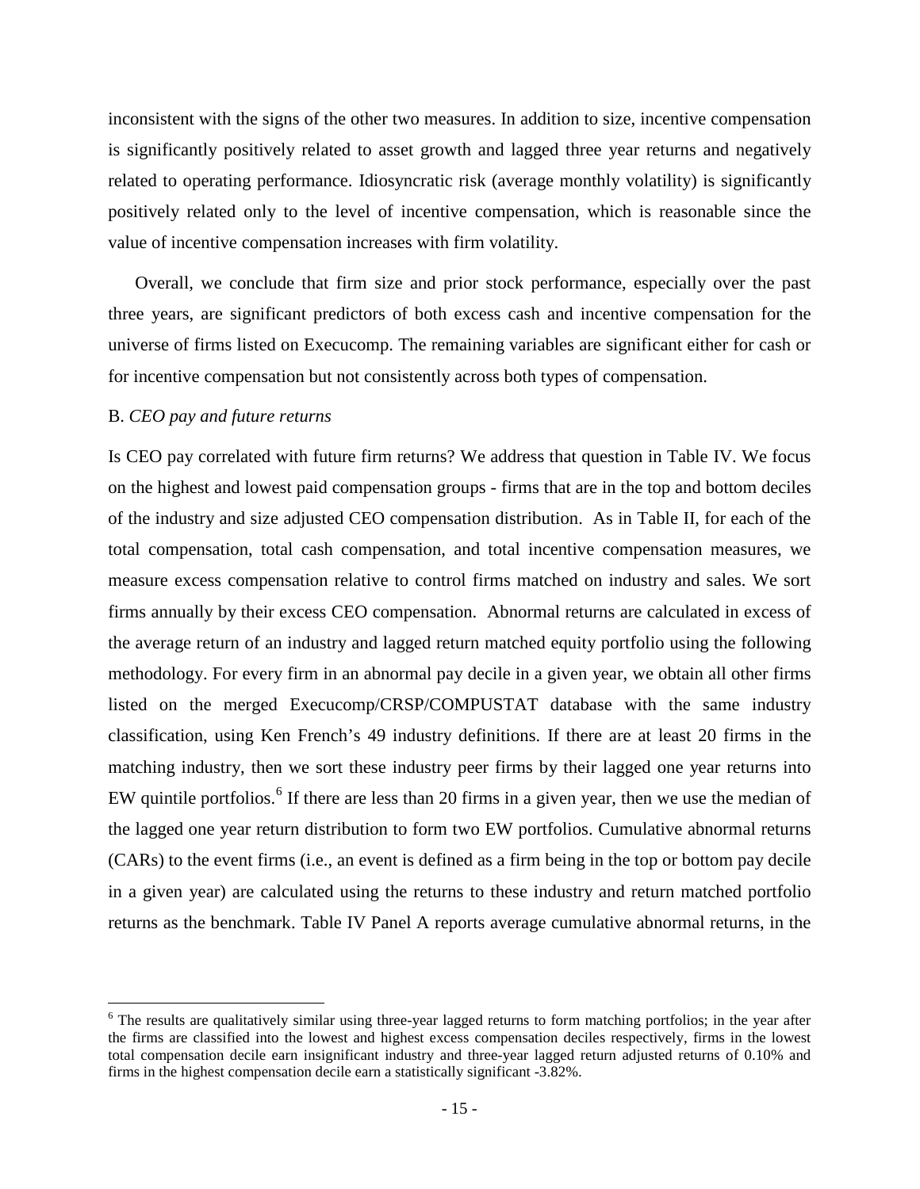inconsistent with the signs of the other two measures. In addition to size, incentive compensation is significantly positively related to asset growth and lagged three year returns and negatively related to operating performance. Idiosyncratic risk (average monthly volatility) is significantly positively related only to the level of incentive compensation, which is reasonable since the value of incentive compensation increases with firm volatility.

Overall, we conclude that firm size and prior stock performance, especially over the past three years, are significant predictors of both excess cash and incentive compensation for the universe of firms listed on Execucomp. The remaining variables are significant either for cash or for incentive compensation but not consistently across both types of compensation.

B. *CEO pay and future returns*

Is CEO pay correlated with future firm returns? We address that question in Table IV. We focus on the highest and lowest paid compensation groups - firms that are in the top and bottom deciles of the industry and size adjusted CEO compensation distribution. As in Table II, for each of the total compensation, total cash compensation, and total incentive compensation measures, we measure excess compensation relative to control firms matched on industry and sales. We sort firms annually by their excess CEO compensation. Abnormal returns are calculated in excess of the average return of an industry and lagged return matched equity portfolio using the following methodology. For every firm in an abnormal pay decile in a given year, we obtain all other firms listed on the merged Execucomp/CRSP/COMPUSTAT database with the same industry classification, using Ken French's 49 industry definitions. If there are at least 20 firms in the matching industry, then we sort these industry peer firms by their lagged one year returns into EW quintile portfolios.[6] If there are less than 20 firms in a given year, then we use the median of the lagged one year return distribution to form two EW portfolios. Cumulative abnormal returns (CARs) to the event firms (i.e., an event is defined as a firm being in the top or bottom pay decile in a given year) are calculated using the returns to these industry and return matched portfolio returns as the benchmark. Table IV Panel A reports average cumulative abnormal returns, in the

[6] The results are qualitatively similar using three-year lagged returns to form matching portfolios; in the year after the firms are classified into the lowest and highest excess compensation deciles respectively, firms in the lowest total compensation decile earn insignificant industry and three-year lagged return adjusted returns of 0.10% and firms in the highest compensation decile earn a statistically significant -3.82%.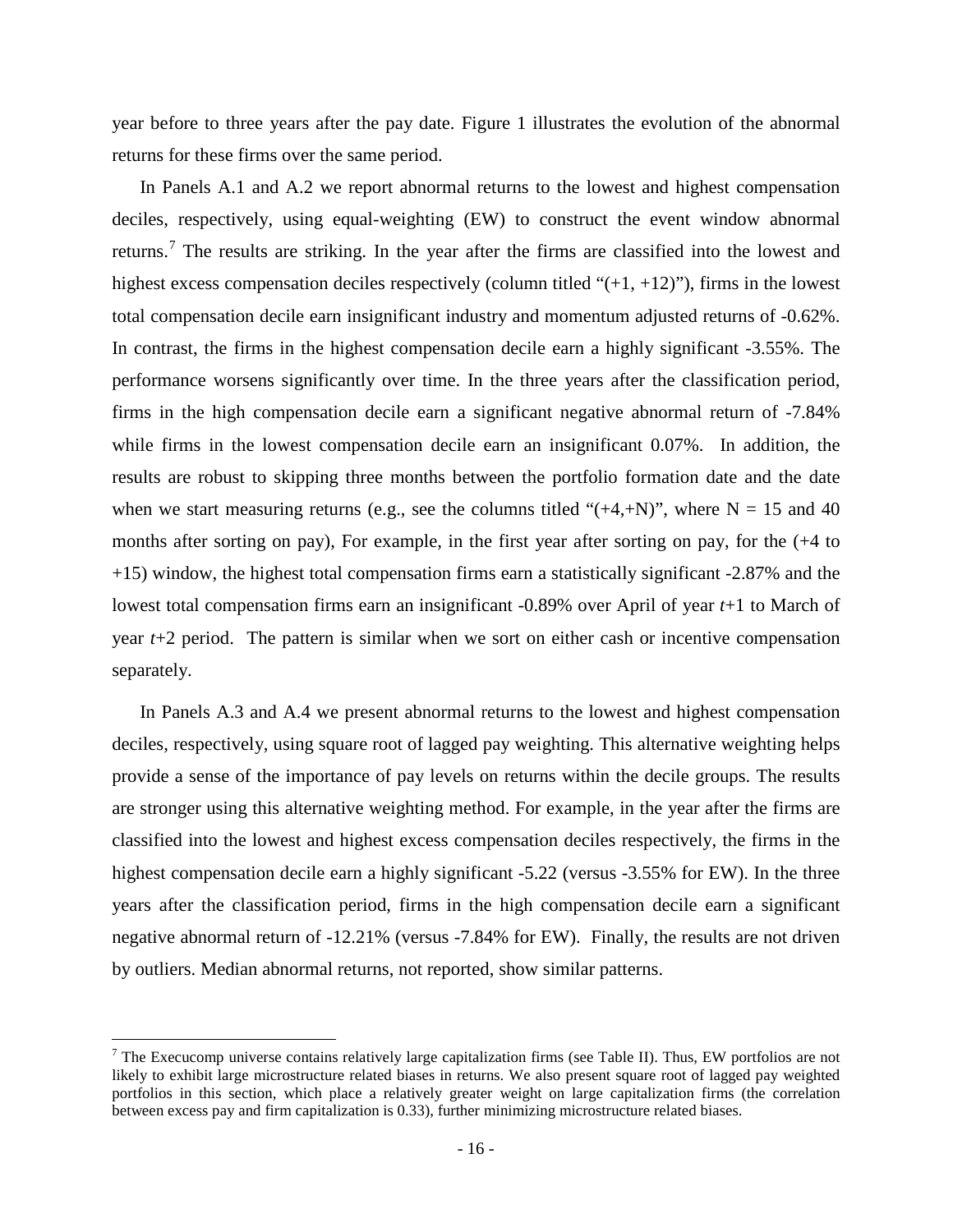year before to three years after the pay date. Figure 1 illustrates the evolution of the abnormal returns for these firms over the same period.

In Panels A.1 and A.2 we report abnormal returns to the lowest and highest compensation deciles, respectively, using equal-weighting (EW) to construct the event window abnormal returns.[7] The results are striking. In the year after the firms are classified into the lowest and highest excess compensation deciles respectively (column titled "(+1, +12)"), firms in the lowest total compensation decile earn insignificant industry and momentum adjusted returns of -0.62%. In contrast, the firms in the highest compensation decile earn a highly significant -3.55%. The performance worsens significantly over time. In the three years after the classification period, firms in the high compensation decile earn a significant negative abnormal return of -7.84% while firms in the lowest compensation decile earn an insignificant 0.07%. In addition, the results are robust to skipping three months between the portfolio formation date and the date when we start measuring returns (e.g., see the columns titled "(+4,+N)", where N = 15 and 40 months after sorting on pay), For example, in the first year after sorting on pay, for the (+4 to +15) window, the highest total compensation firms earn a statistically significant -2.87% and the lowest total compensation firms earn an insignificant -0.89% over April of year *t*+1 to March of year *t*+2 period. The pattern is similar when we sort on either cash or incentive compensation separately.

In Panels A.3 and A.4 we present abnormal returns to the lowest and highest compensation deciles, respectively, using square root of lagged pay weighting. This alternative weighting helps provide a sense of the importance of pay levels on returns within the decile groups. The results are stronger using this alternative weighting method. For example, in the year after the firms are classified into the lowest and highest excess compensation deciles respectively, the firms in the highest compensation decile earn a highly significant -5.22 (versus -3.55% for EW). In the three years after the classification period, firms in the high compensation decile earn a significant negative abnormal return of -12.21% (versus -7.84% for EW). Finally, the results are not driven by outliers. Median abnormal returns, not reported, show similar patterns.

---

[7] The Execucomp universe contains relatively large capitalization firms (see Table II). Thus, EW portfolios are not likely to exhibit large microstructure related biases in returns. We also present square root of lagged pay weighted portfolios in this section, which place a relatively greater weight on large capitalization firms (the correlation between excess pay and firm capitalization is 0.33), further minimizing microstructure related biases.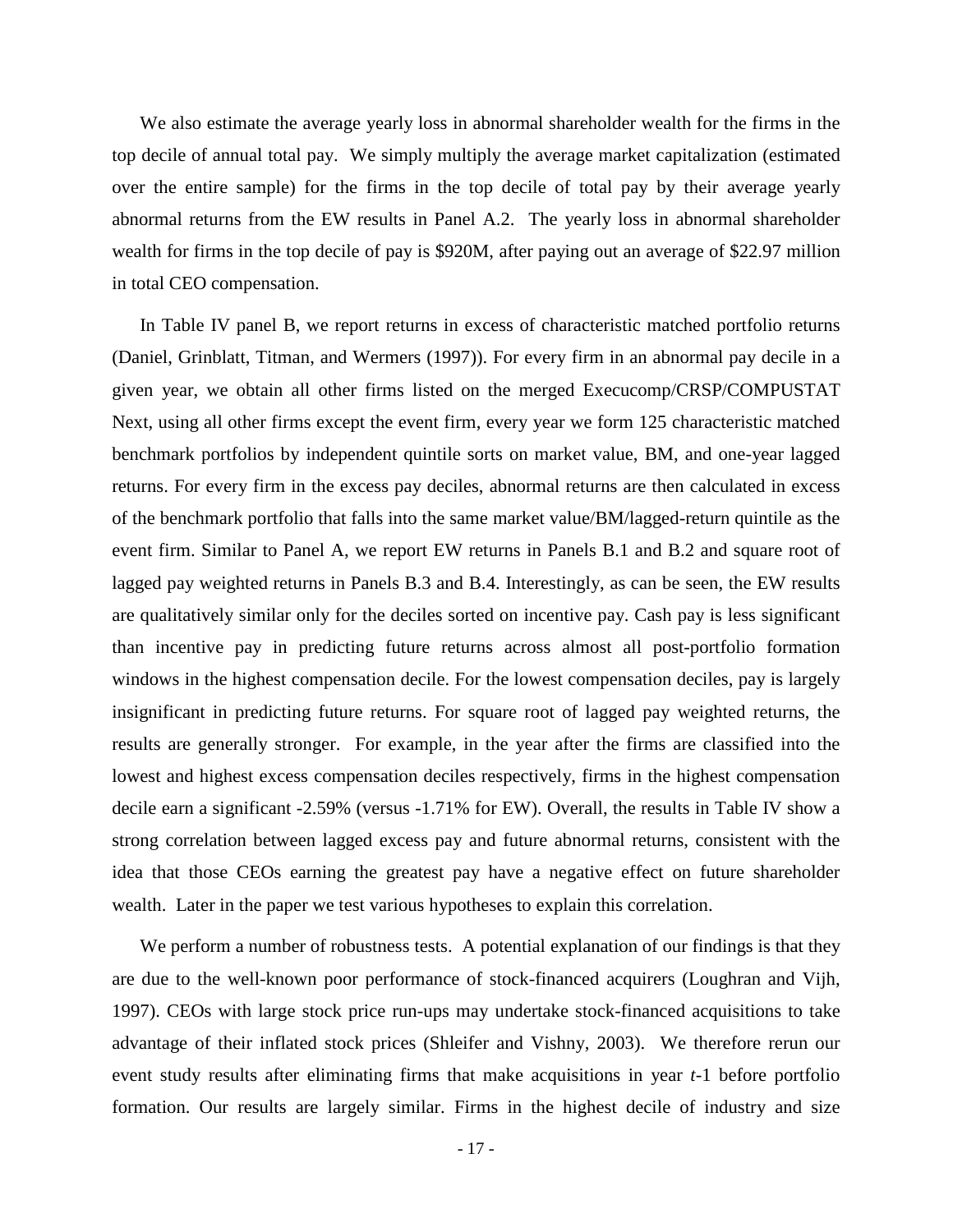We also estimate the average yearly loss in abnormal shareholder wealth for the firms in the top decile of annual total pay. We simply multiply the average market capitalization (estimated over the entire sample) for the firms in the top decile of total pay by their average yearly abnormal returns from the EW results in Panel A.2. The yearly loss in abnormal shareholder wealth for firms in the top decile of pay is $920M, after paying out an average of $22.97 million in total CEO compensation.

In Table IV panel B, we report returns in excess of characteristic matched portfolio returns (Daniel, Grinblatt, Titman, and Wermers (1997)). For every firm in an abnormal pay decile in a given year, we obtain all other firms listed on the merged Execucomp/CRSP/COMPUSTAT Next, using all other firms except the event firm, every year we form 125 characteristic matched benchmark portfolios by independent quintile sorts on market value, BM, and one-year lagged returns. For every firm in the excess pay deciles, abnormal returns are then calculated in excess of the benchmark portfolio that falls into the same market value/BM/lagged-return quintile as the event firm. Similar to Panel A, we report EW returns in Panels B.1 and B.2 and square root of lagged pay weighted returns in Panels B.3 and B.4. Interestingly, as can be seen, the EW results are qualitatively similar only for the deciles sorted on incentive pay. Cash pay is less significant than incentive pay in predicting future returns across almost all post-portfolio formation windows in the highest compensation decile. For the lowest compensation deciles, pay is largely insignificant in predicting future returns. For square root of lagged pay weighted returns, the results are generally stronger. For example, in the year after the firms are classified into the lowest and highest excess compensation deciles respectively, firms in the highest compensation decile earn a significant -2.59% (versus -1.71% for EW). Overall, the results in Table IV show a strong correlation between lagged excess pay and future abnormal returns, consistent with the idea that those CEOs earning the greatest pay have a negative effect on future shareholder wealth. Later in the paper we test various hypotheses to explain this correlation.

We perform a number of robustness tests. A potential explanation of our findings is that they are due to the well-known poor performance of stock-financed acquirers (Loughran and Vijh, 1997). CEOs with large stock price run-ups may undertake stock-financed acquisitions to take advantage of their inflated stock prices (Shleifer and Vishny, 2003). We therefore rerun our event study results after eliminating firms that make acquisitions in year $t$-1 before portfolio formation. Our results are largely similar. Firms in the highest decile of industry and size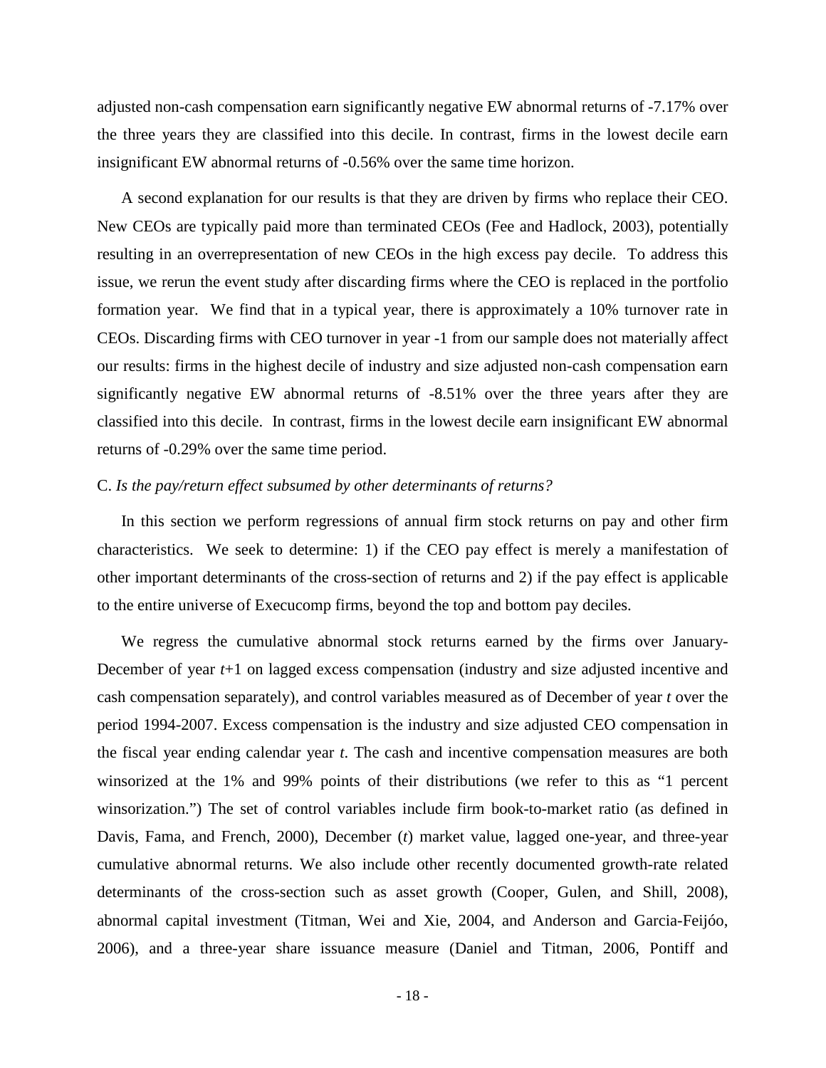adjusted non-cash compensation earn significantly negative EW abnormal returns of -7.17% over the three years they are classified into this decile. In contrast, firms in the lowest decile earn insignificant EW abnormal returns of -0.56% over the same time horizon.

A second explanation for our results is that they are driven by firms who replace their CEO. New CEOs are typically paid more than terminated CEOs (Fee and Hadlock, 2003), potentially resulting in an overrepresentation of new CEOs in the high excess pay decile. To address this issue, we rerun the event study after discarding firms where the CEO is replaced in the portfolio formation year. We find that in a typical year, there is approximately a 10% turnover rate in CEOs. Discarding firms with CEO turnover in year -1 from our sample does not materially affect our results: firms in the highest decile of industry and size adjusted non-cash compensation earn significantly negative EW abnormal returns of -8.51% over the three years after they are classified into this decile. In contrast, firms in the lowest decile earn insignificant EW abnormal returns of -0.29% over the same time period.

### C. *Is the pay/return effect subsumed by other determinants of returns?*

In this section we perform regressions of annual firm stock returns on pay and other firm characteristics. We seek to determine: 1) if the CEO pay effect is merely a manifestation of other important determinants of the cross-section of returns and 2) if the pay effect is applicable to the entire universe of Execucomp firms, beyond the top and bottom pay deciles.

We regress the cumulative abnormal stock returns earned by the firms over January-December of year $t$+1 on lagged excess compensation (industry and size adjusted incentive and cash compensation separately), and control variables measured as of December of year $t$ over the period 1994-2007. Excess compensation is the industry and size adjusted CEO compensation in the fiscal year ending calendar year $t$. The cash and incentive compensation measures are both winsorized at the 1% and 99% points of their distributions (we refer to this as "1 percent winsorization.") The set of control variables include firm book-to-market ratio (as defined in Davis, Fama, and French, 2000), December ($t$) market value, lagged one-year, and three-year cumulative abnormal returns. We also include other recently documented growth-rate related determinants of the cross-section such as asset growth (Cooper, Gulen, and Shill, 2008), abnormal capital investment (Titman, Wei and Xie, 2004, and Anderson and Garcia-Feijóo, 2006), and a three-year share issuance measure (Daniel and Titman, 2006, Pontiff and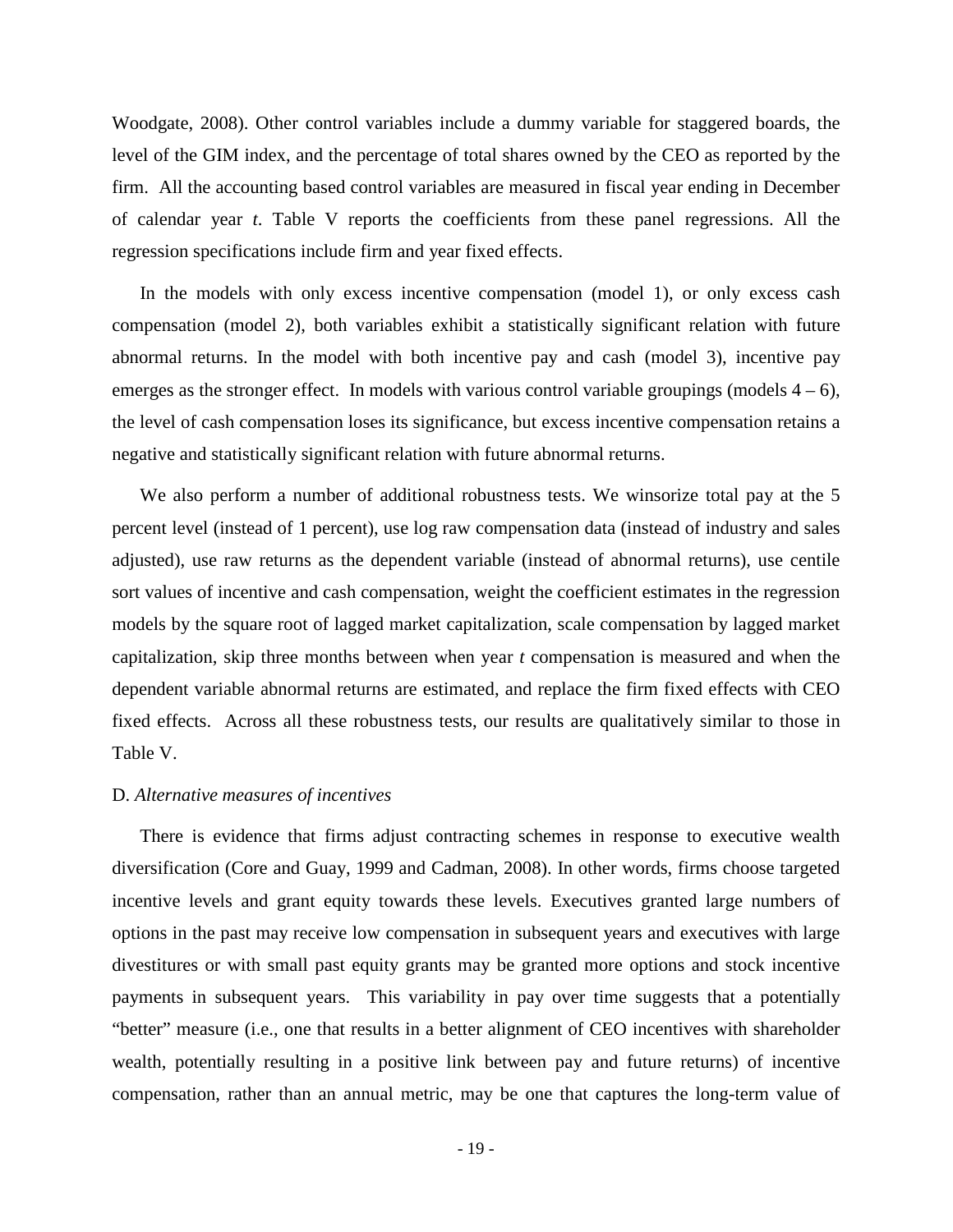Woodgate, 2008). Other control variables include a dummy variable for staggered boards, the level of the GIM index, and the percentage of total shares owned by the CEO as reported by the firm. All the accounting based control variables are measured in fiscal year ending in December of calendar year *t*. Table V reports the coefficients from these panel regressions. All the regression specifications include firm and year fixed effects.

In the models with only excess incentive compensation (model 1), or only excess cash compensation (model 2), both variables exhibit a statistically significant relation with future abnormal returns. In the model with both incentive pay and cash (model 3), incentive pay emerges as the stronger effect. In models with various control variable groupings (models 4 – 6), the level of cash compensation loses its significance, but excess incentive compensation retains a negative and statistically significant relation with future abnormal returns.

We also perform a number of additional robustness tests. We winsorize total pay at the 5 percent level (instead of 1 percent), use log raw compensation data (instead of industry and sales adjusted), use raw returns as the dependent variable (instead of abnormal returns), use centile sort values of incentive and cash compensation, weight the coefficient estimates in the regression models by the square root of lagged market capitalization, scale compensation by lagged market capitalization, skip three months between when year *t* compensation is measured and when the dependent variable abnormal returns are estimated, and replace the firm fixed effects with CEO fixed effects. Across all these robustness tests, our results are qualitatively similar to those in Table V.

D. *Alternative measures of incentives*

There is evidence that firms adjust contracting schemes in response to executive wealth diversification (Core and Guay, 1999 and Cadman, 2008). In other words, firms choose targeted incentive levels and grant equity towards these levels. Executives granted large numbers of options in the past may receive low compensation in subsequent years and executives with large divestitures or with small past equity grants may be granted more options and stock incentive payments in subsequent years. This variability in pay over time suggests that a potentially "better" measure (i.e., one that results in a better alignment of CEO incentives with shareholder wealth, potentially resulting in a positive link between pay and future returns) of incentive compensation, rather than an annual metric, may be one that captures the long-term value of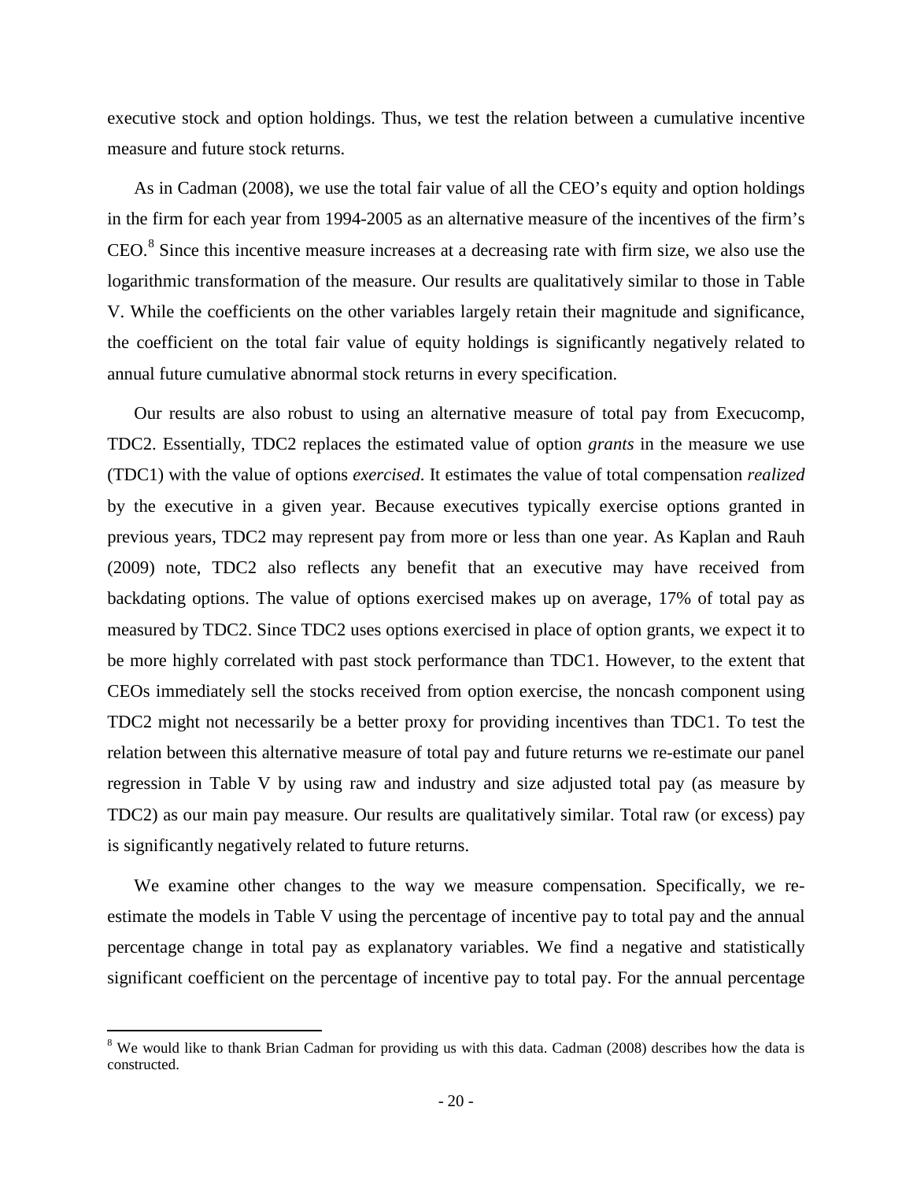executive stock and option holdings. Thus, we test the relation between a cumulative incentive measure and future stock returns.

As in Cadman (2008), we use the total fair value of all the CEO's equity and option holdings in the firm for each year from 1994-2005 as an alternative measure of the incentives of the firm's CEO.[8] Since this incentive measure increases at a decreasing rate with firm size, we also use the logarithmic transformation of the measure. Our results are qualitatively similar to those in Table V. While the coefficients on the other variables largely retain their magnitude and significance, the coefficient on the total fair value of equity holdings is significantly negatively related to annual future cumulative abnormal stock returns in every specification.

Our results are also robust to using an alternative measure of total pay from Execucomp, TDC2. Essentially, TDC2 replaces the estimated value of option *grants* in the measure we use (TDC1) with the value of options *exercised*. It estimates the value of total compensation *realized* by the executive in a given year. Because executives typically exercise options granted in previous years, TDC2 may represent pay from more or less than one year. As Kaplan and Rauh (2009) note, TDC2 also reflects any benefit that an executive may have received from backdating options. The value of options exercised makes up on average, 17% of total pay as measured by TDC2. Since TDC2 uses options exercised in place of option grants, we expect it to be more highly correlated with past stock performance than TDC1. However, to the extent that CEOs immediately sell the stocks received from option exercise, the noncash component using TDC2 might not necessarily be a better proxy for providing incentives than TDC1. To test the relation between this alternative measure of total pay and future returns we re-estimate our panel regression in Table V by using raw and industry and size adjusted total pay (as measure by TDC2) as our main pay measure. Our results are qualitatively similar. Total raw (or excess) pay is significantly negatively related to future returns.

We examine other changes to the way we measure compensation. Specifically, we re-estimate the models in Table V using the percentage of incentive pay to total pay and the annual percentage change in total pay as explanatory variables. We find a negative and statistically significant coefficient on the percentage of incentive pay to total pay. For the annual percentage

[8] We would like to thank Brian Cadman for providing us with this data. Cadman (2008) describes how the data is constructed.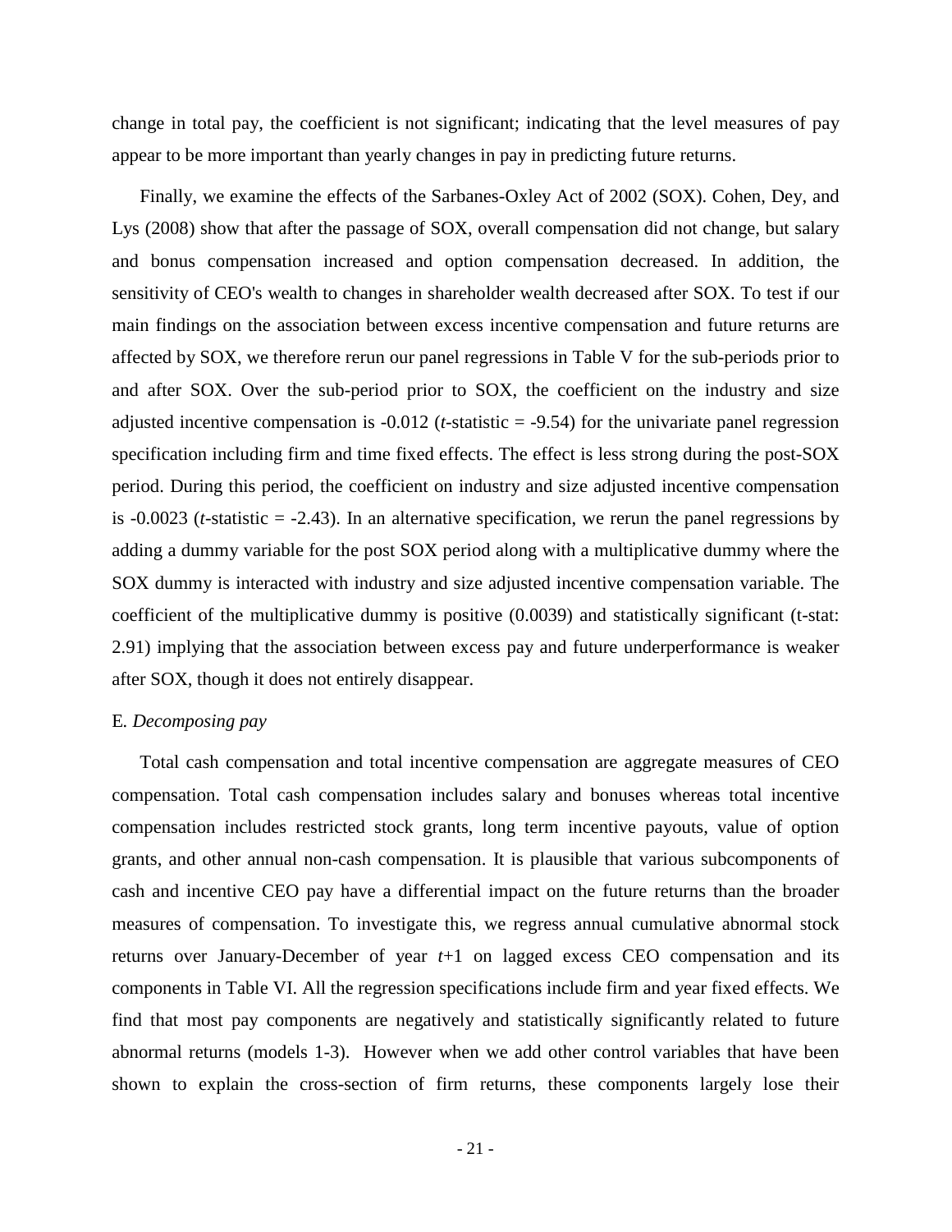change in total pay, the coefficient is not significant; indicating that the level measures of pay appear to be more important than yearly changes in pay in predicting future returns.

Finally, we examine the effects of the Sarbanes-Oxley Act of 2002 (SOX). Cohen, Dey, and Lys (2008) show that after the passage of SOX, overall compensation did not change, but salary and bonus compensation increased and option compensation decreased. In addition, the sensitivity of CEO's wealth to changes in shareholder wealth decreased after SOX. To test if our main findings on the association between excess incentive compensation and future returns are affected by SOX, we therefore rerun our panel regressions in Table V for the sub-periods prior to and after SOX. Over the sub-period prior to SOX, the coefficient on the industry and size adjusted incentive compensation is -0.012 (*t*-statistic = -9.54) for the univariate panel regression specification including firm and time fixed effects. The effect is less strong during the post-SOX period. During this period, the coefficient on industry and size adjusted incentive compensation is -0.0023 (*t*-statistic = -2.43). In an alternative specification, we rerun the panel regressions by adding a dummy variable for the post SOX period along with a multiplicative dummy where the SOX dummy is interacted with industry and size adjusted incentive compensation variable. The coefficient of the multiplicative dummy is positive (0.0039) and statistically significant (t-stat: 2.91) implying that the association between excess pay and future underperformance is weaker after SOX, though it does not entirely disappear.

### E. *Decomposing pay*

Total cash compensation and total incentive compensation are aggregate measures of CEO compensation. Total cash compensation includes salary and bonuses whereas total incentive compensation includes restricted stock grants, long term incentive payouts, value of option grants, and other annual non-cash compensation. It is plausible that various subcomponents of cash and incentive CEO pay have a differential impact on the future returns than the broader measures of compensation. To investigate this, we regress annual cumulative abnormal stock returns over January-December of year $t$+1 on lagged excess CEO compensation and its components in Table VI. All the regression specifications include firm and year fixed effects. We find that most pay components are negatively and statistically significantly related to future abnormal returns (models 1-3). However when we add other control variables that have been shown to explain the cross-section of firm returns, these components largely lose their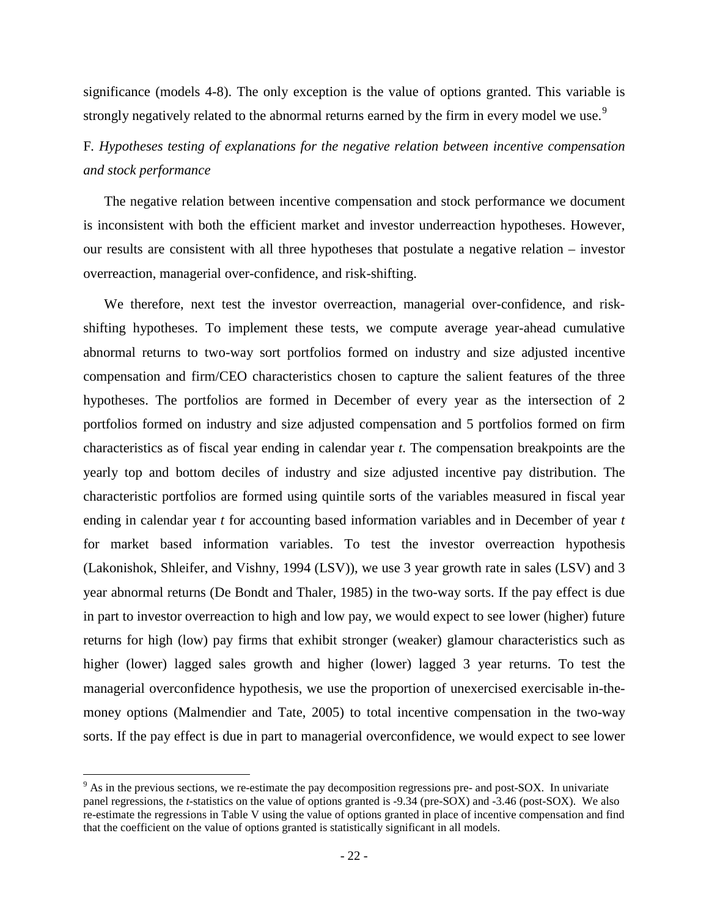significance (models 4-8). The only exception is the value of options granted. This variable is strongly negatively related to the abnormal returns earned by the firm in every model we use.[9]

### F. *Hypotheses testing of explanations for the negative relation between incentive compensation and stock performance*

The negative relation between incentive compensation and stock performance we document is inconsistent with both the efficient market and investor underreaction hypotheses. However, our results are consistent with all three hypotheses that postulate a negative relation – investor overreaction, managerial over-confidence, and risk-shifting.

We therefore, next test the investor overreaction, managerial over-confidence, and risk-shifting hypotheses. To implement these tests, we compute average year-ahead cumulative abnormal returns to two-way sort portfolios formed on industry and size adjusted incentive compensation and firm/CEO characteristics chosen to capture the salient features of the three hypotheses. The portfolios are formed in December of every year as the intersection of 2 portfolios formed on industry and size adjusted compensation and 5 portfolios formed on firm characteristics as of fiscal year ending in calendar year *t*. The compensation breakpoints are the yearly top and bottom deciles of industry and size adjusted incentive pay distribution. The characteristic portfolios are formed using quintile sorts of the variables measured in fiscal year ending in calendar year *t* for accounting based information variables and in December of year *t* for market based information variables. To test the investor overreaction hypothesis (Lakonishok, Shleifer, and Vishny, 1994 (LSV)), we use 3 year growth rate in sales (LSV) and 3 year abnormal returns (De Bondt and Thaler, 1985) in the two-way sorts. If the pay effect is due in part to investor overreaction to high and low pay, we would expect to see lower (higher) future returns for high (low) pay firms that exhibit stronger (weaker) glamour characteristics such as higher (lower) lagged sales growth and higher (lower) lagged 3 year returns. To test the managerial overconfidence hypothesis, we use the proportion of unexercised exercisable in-the-money options (Malmendier and Tate, 2005) to total incentive compensation in the two-way sorts. If the pay effect is due in part to managerial overconfidence, we would expect to see lower

[9] As in the previous sections, we re-estimate the pay decomposition regressions pre- and post-SOX. In univariate panel regressions, the *t*-statistics on the value of options granted is -9.34 (pre-SOX) and -3.46 (post-SOX). We also re-estimate the regressions in Table V using the value of options granted in place of incentive compensation and find that the coefficient on the value of options granted is statistically significant in all models.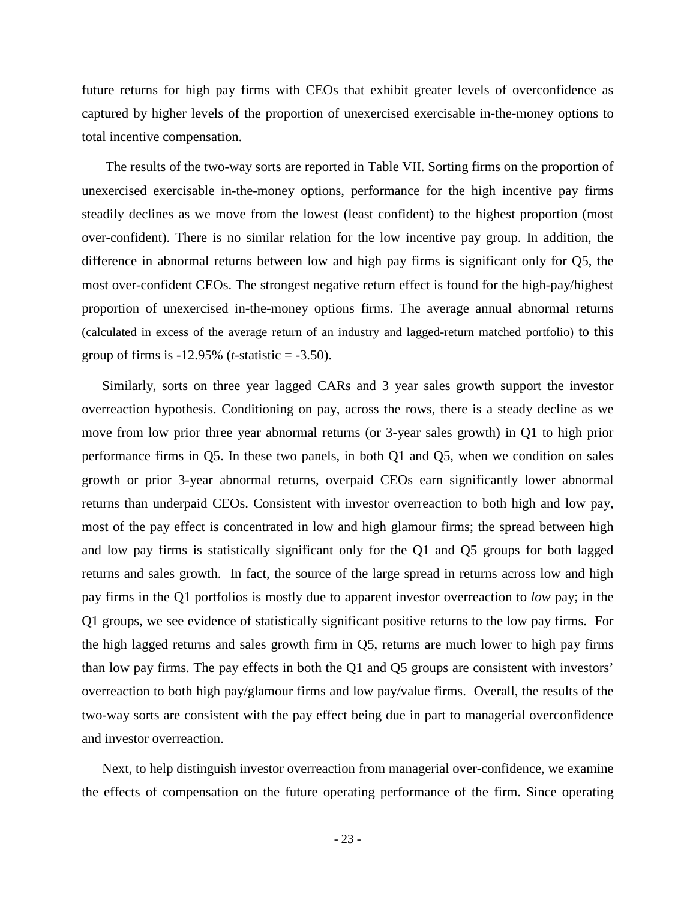future returns for high pay firms with CEOs that exhibit greater levels of overconfidence as captured by higher levels of the proportion of unexercised exercisable in-the-money options to total incentive compensation.

The results of the two-way sorts are reported in Table VII. Sorting firms on the proportion of unexercised exercisable in-the-money options, performance for the high incentive pay firms steadily declines as we move from the lowest (least confident) to the highest proportion (most over-confident). There is no similar relation for the low incentive pay group. In addition, the difference in abnormal returns between low and high pay firms is significant only for Q5, the most over-confident CEOs. The strongest negative return effect is found for the high-pay/highest proportion of unexercised in-the-money options firms. The average annual abnormal returns (calculated in excess of the average return of an industry and lagged-return matched portfolio) to this group of firms is -12.95% (*t*-statistic = -3.50).

Similarly, sorts on three year lagged CARs and 3 year sales growth support the investor overreaction hypothesis. Conditioning on pay, across the rows, there is a steady decline as we move from low prior three year abnormal returns (or 3-year sales growth) in Q1 to high prior performance firms in Q5. In these two panels, in both Q1 and Q5, when we condition on sales growth or prior 3-year abnormal returns, overpaid CEOs earn significantly lower abnormal returns than underpaid CEOs. Consistent with investor overreaction to both high and low pay, most of the pay effect is concentrated in low and high glamour firms; the spread between high and low pay firms is statistically significant only for the Q1 and Q5 groups for both lagged returns and sales growth. In fact, the source of the large spread in returns across low and high pay firms in the Q1 portfolios is mostly due to apparent investor overreaction to *low* pay; in the Q1 groups, we see evidence of statistically significant positive returns to the low pay firms. For the high lagged returns and sales growth firm in Q5, returns are much lower to high pay firms than low pay firms. The pay effects in both the Q1 and Q5 groups are consistent with investors' overreaction to both high pay/glamour firms and low pay/value firms. Overall, the results of the two-way sorts are consistent with the pay effect being due in part to managerial overconfidence and investor overreaction.

Next, to help distinguish investor overreaction from managerial over-confidence, we examine the effects of compensation on the future operating performance of the firm. Since operating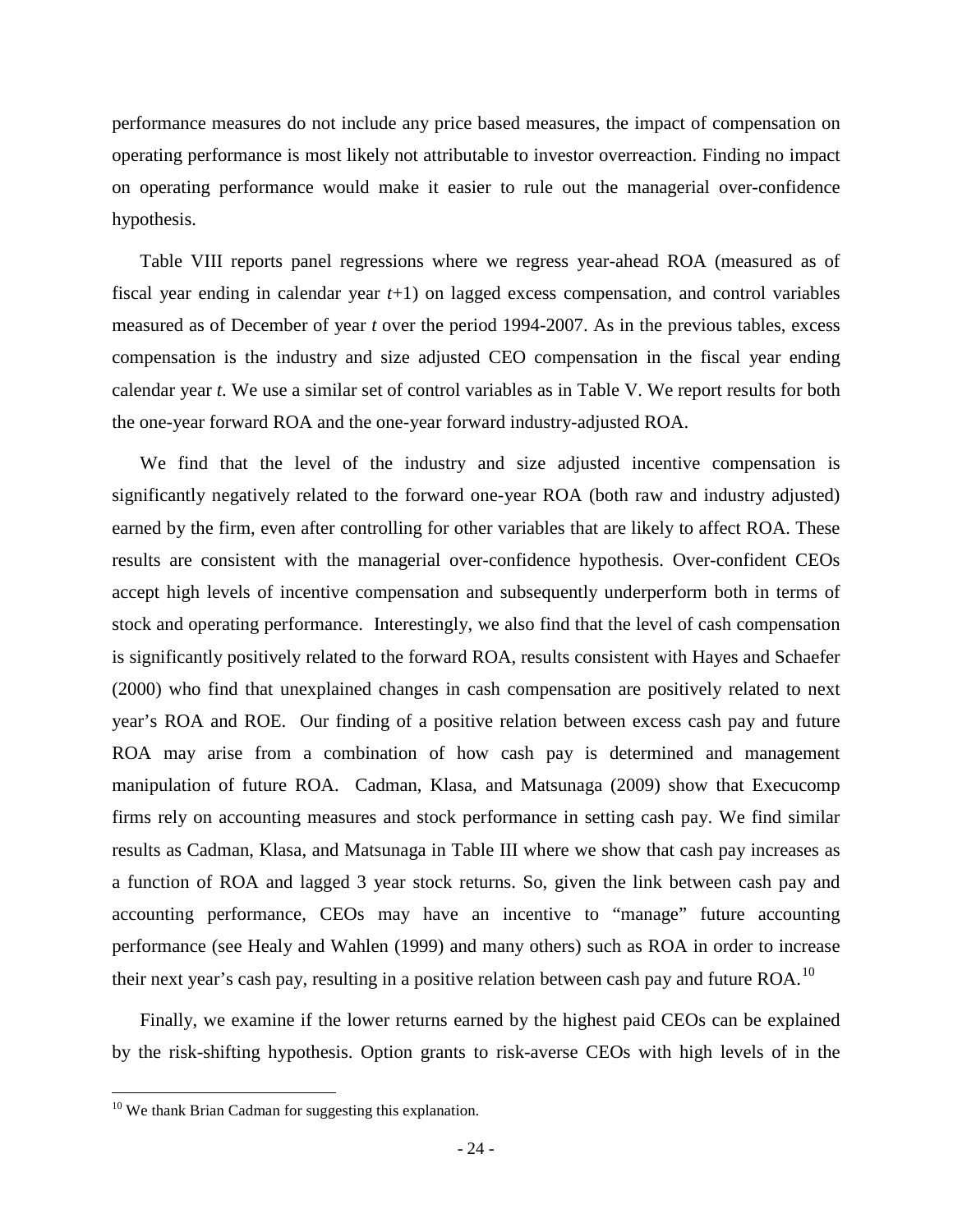performance measures do not include any price based measures, the impact of compensation on operating performance is most likely not attributable to investor overreaction. Finding no impact on operating performance would make it easier to rule out the managerial over-confidence hypothesis.

Table VIII reports panel regressions where we regress year-ahead ROA (measured as of fiscal year ending in calendar year *t*+1) on lagged excess compensation, and control variables measured as of December of year *t* over the period 1994-2007. As in the previous tables, excess compensation is the industry and size adjusted CEO compensation in the fiscal year ending calendar year *t*. We use a similar set of control variables as in Table V. We report results for both the one-year forward ROA and the one-year forward industry-adjusted ROA.

We find that the level of the industry and size adjusted incentive compensation is significantly negatively related to the forward one-year ROA (both raw and industry adjusted) earned by the firm, even after controlling for other variables that are likely to affect ROA. These results are consistent with the managerial over-confidence hypothesis. Over-confident CEOs accept high levels of incentive compensation and subsequently underperform both in terms of stock and operating performance. Interestingly, we also find that the level of cash compensation is significantly positively related to the forward ROA, results consistent with Hayes and Schaefer (2000) who find that unexplained changes in cash compensation are positively related to next year's ROA and ROE. Our finding of a positive relation between excess cash pay and future ROA may arise from a combination of how cash pay is determined and management manipulation of future ROA. Cadman, Klasa, and Matsunaga (2009) show that Execucomp firms rely on accounting measures and stock performance in setting cash pay. We find similar results as Cadman, Klasa, and Matsunaga in Table III where we show that cash pay increases as a function of ROA and lagged 3 year stock returns. So, given the link between cash pay and accounting performance, CEOs may have an incentive to "manage" future accounting performance (see Healy and Wahlen (1999) and many others) such as ROA in order to increase their next year's cash pay, resulting in a positive relation between cash pay and future ROA.[10]

Finally, we examine if the lower returns earned by the highest paid CEOs can be explained by the risk-shifting hypothesis. Option grants to risk-averse CEOs with high levels of in the

[10] We thank Brian Cadman for suggesting this explanation.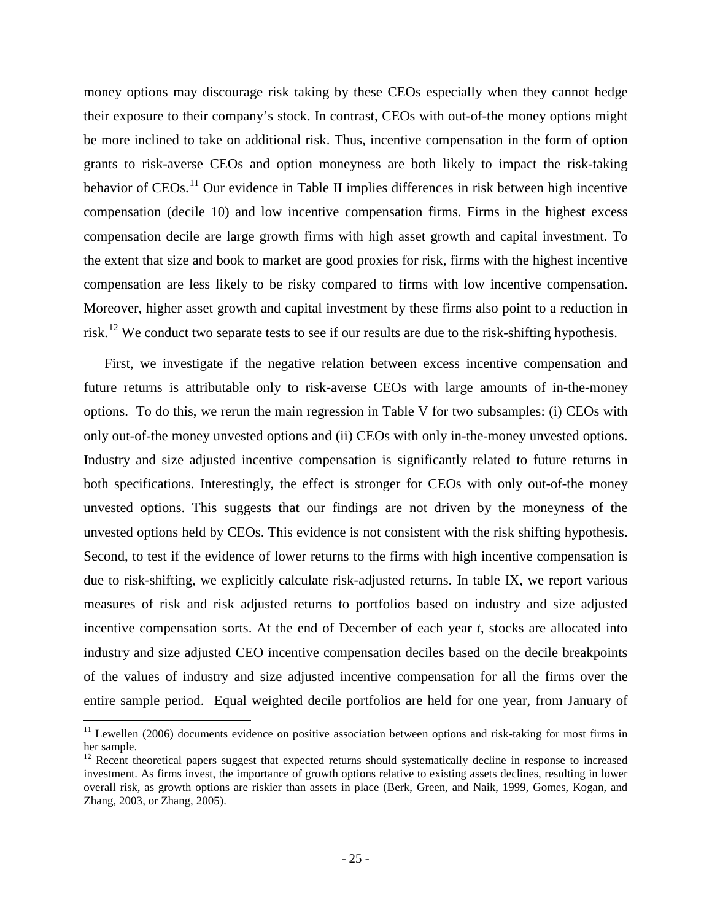money options may discourage risk taking by these CEOs especially when they cannot hedge their exposure to their company's stock. In contrast, CEOs with out-of-the money options might be more inclined to take on additional risk. Thus, incentive compensation in the form of option grants to risk-averse CEOs and option moneyness are both likely to impact the risk-taking behavior of CEOs.[11] Our evidence in Table II implies differences in risk between high incentive compensation (decile 10) and low incentive compensation firms. Firms in the highest excess compensation decile are large growth firms with high asset growth and capital investment. To the extent that size and book to market are good proxies for risk, firms with the highest incentive compensation are less likely to be risky compared to firms with low incentive compensation. Moreover, higher asset growth and capital investment by these firms also point to a reduction in risk.[12] We conduct two separate tests to see if our results are due to the risk-shifting hypothesis.

First, we investigate if the negative relation between excess incentive compensation and future returns is attributable only to risk-averse CEOs with large amounts of in-the-money options. To do this, we rerun the main regression in Table V for two subsamples: (i) CEOs with only out-of-the money unvested options and (ii) CEOs with only in-the-money unvested options. Industry and size adjusted incentive compensation is significantly related to future returns in both specifications. Interestingly, the effect is stronger for CEOs with only out-of-the money unvested options. This suggests that our findings are not driven by the moneyness of the unvested options held by CEOs. This evidence is not consistent with the risk shifting hypothesis. Second, to test if the evidence of lower returns to the firms with high incentive compensation is due to risk-shifting, we explicitly calculate risk-adjusted returns. In table IX, we report various measures of risk and risk adjusted returns to portfolios based on industry and size adjusted incentive compensation sorts. At the end of December of each year *t*, stocks are allocated into industry and size adjusted CEO incentive compensation deciles based on the decile breakpoints of the values of industry and size adjusted incentive compensation for all the firms over the entire sample period. Equal weighted decile portfolios are held for one year, from January of

[11] Lewellen (2006) documents evidence on positive association between options and risk-taking for most firms in her sample.

[12] Recent theoretical papers suggest that expected returns should systematically decline in response to increased investment. As firms invest, the importance of growth options relative to existing assets declines, resulting in lower overall risk, as growth options are riskier than assets in place (Berk, Green, and Naik, 1999, Gomes, Kogan, and Zhang, 2003, or Zhang, 2005).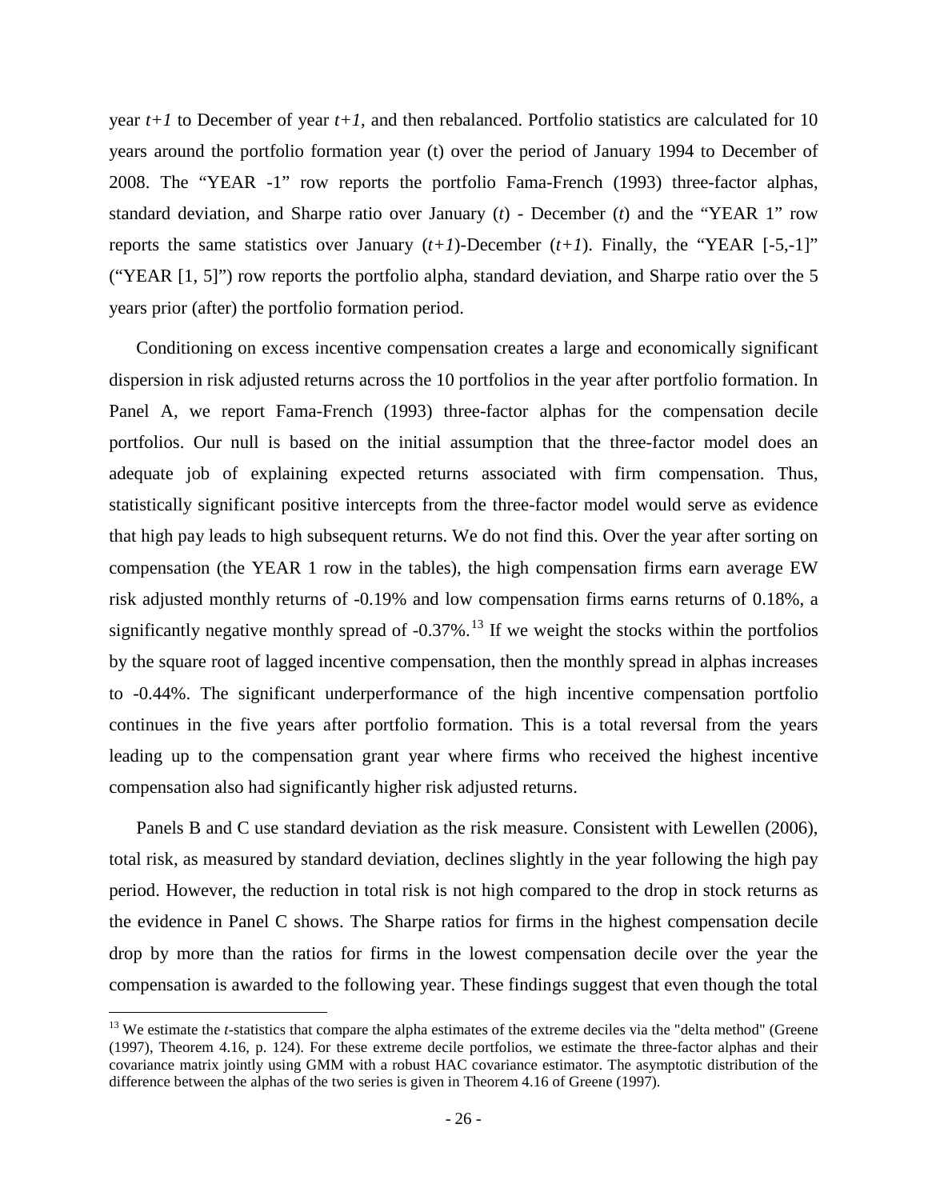year $t+1$ to December of year $t+1$, and then rebalanced. Portfolio statistics are calculated for 10 years around the portfolio formation year (t) over the period of January 1994 to December of 2008. The "YEAR -1" row reports the portfolio Fama-French (1993) three-factor alphas, standard deviation, and Sharpe ratio over January ($t$) - December ($t$) and the "YEAR 1" row reports the same statistics over January ($t+1$)-December ($t+1$). Finally, the "YEAR [-5,-1]" ("YEAR [1, 5]") row reports the portfolio alpha, standard deviation, and Sharpe ratio over the 5 years prior (after) the portfolio formation period.

Conditioning on excess incentive compensation creates a large and economically significant dispersion in risk adjusted returns across the 10 portfolios in the year after portfolio formation. In Panel A, we report Fama-French (1993) three-factor alphas for the compensation decile portfolios. Our null is based on the initial assumption that the three-factor model does an adequate job of explaining expected returns associated with firm compensation. Thus, statistically significant positive intercepts from the three-factor model would serve as evidence that high pay leads to high subsequent returns. We do not find this. Over the year after sorting on compensation (the YEAR 1 row in the tables), the high compensation firms earn average EW risk adjusted monthly returns of -0.19% and low compensation firms earns returns of 0.18%, a significantly negative monthly spread of -0.37%.[13] If we weight the stocks within the portfolios by the square root of lagged incentive compensation, then the monthly spread in alphas increases to -0.44%. The significant underperformance of the high incentive compensation portfolio continues in the five years after portfolio formation. This is a total reversal from the years leading up to the compensation grant year where firms who received the highest incentive compensation also had significantly higher risk adjusted returns.

Panels B and C use standard deviation as the risk measure. Consistent with Lewellen (2006), total risk, as measured by standard deviation, declines slightly in the year following the high pay period. However, the reduction in total risk is not high compared to the drop in stock returns as the evidence in Panel C shows. The Sharpe ratios for firms in the highest compensation decile drop by more than the ratios for firms in the lowest compensation decile over the year the compensation is awarded to the following year. These findings suggest that even though the total

[13] We estimate the $t$-statistics that compare the alpha estimates of the extreme deciles via the "delta method" (Greene (1997), Theorem 4.16, p. 124). For these extreme decile portfolios, we estimate the three-factor alphas and their covariance matrix jointly using GMM with a robust HAC covariance estimator. The asymptotic distribution of the difference between the alphas of the two series is given in Theorem 4.16 of Greene (1997).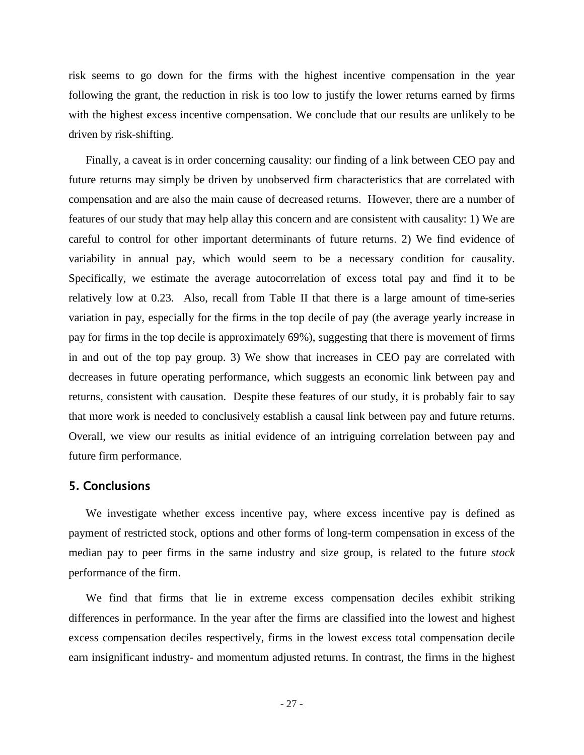risk seems to go down for the firms with the highest incentive compensation in the year following the grant, the reduction in risk is too low to justify the lower returns earned by firms with the highest excess incentive compensation. We conclude that our results are unlikely to be driven by risk-shifting.

Finally, a caveat is in order concerning causality: our finding of a link between CEO pay and future returns may simply be driven by unobserved firm characteristics that are correlated with compensation and are also the main cause of decreased returns. However, there are a number of features of our study that may help allay this concern and are consistent with causality: 1) We are careful to control for other important determinants of future returns. 2) We find evidence of variability in annual pay, which would seem to be a necessary condition for causality. Specifically, we estimate the average autocorrelation of excess total pay and find it to be relatively low at 0.23. Also, recall from Table II that there is a large amount of time-series variation in pay, especially for the firms in the top decile of pay (the average yearly increase in pay for firms in the top decile is approximately 69%), suggesting that there is movement of firms in and out of the top pay group. 3) We show that increases in CEO pay are correlated with decreases in future operating performance, which suggests an economic link between pay and returns, consistent with causation. Despite these features of our study, it is probably fair to say that more work is needed to conclusively establish a causal link between pay and future returns. Overall, we view our results as initial evidence of an intriguing correlation between pay and future firm performance.

## 5. Conclusions

We investigate whether excess incentive pay, where excess incentive pay is defined as payment of restricted stock, options and other forms of long-term compensation in excess of the median pay to peer firms in the same industry and size group, is related to the future *stock* performance of the firm.

We find that firms that lie in extreme excess compensation deciles exhibit striking differences in performance. In the year after the firms are classified into the lowest and highest excess compensation deciles respectively, firms in the lowest excess total compensation decile earn insignificant industry- and momentum adjusted returns. In contrast, the firms in the highest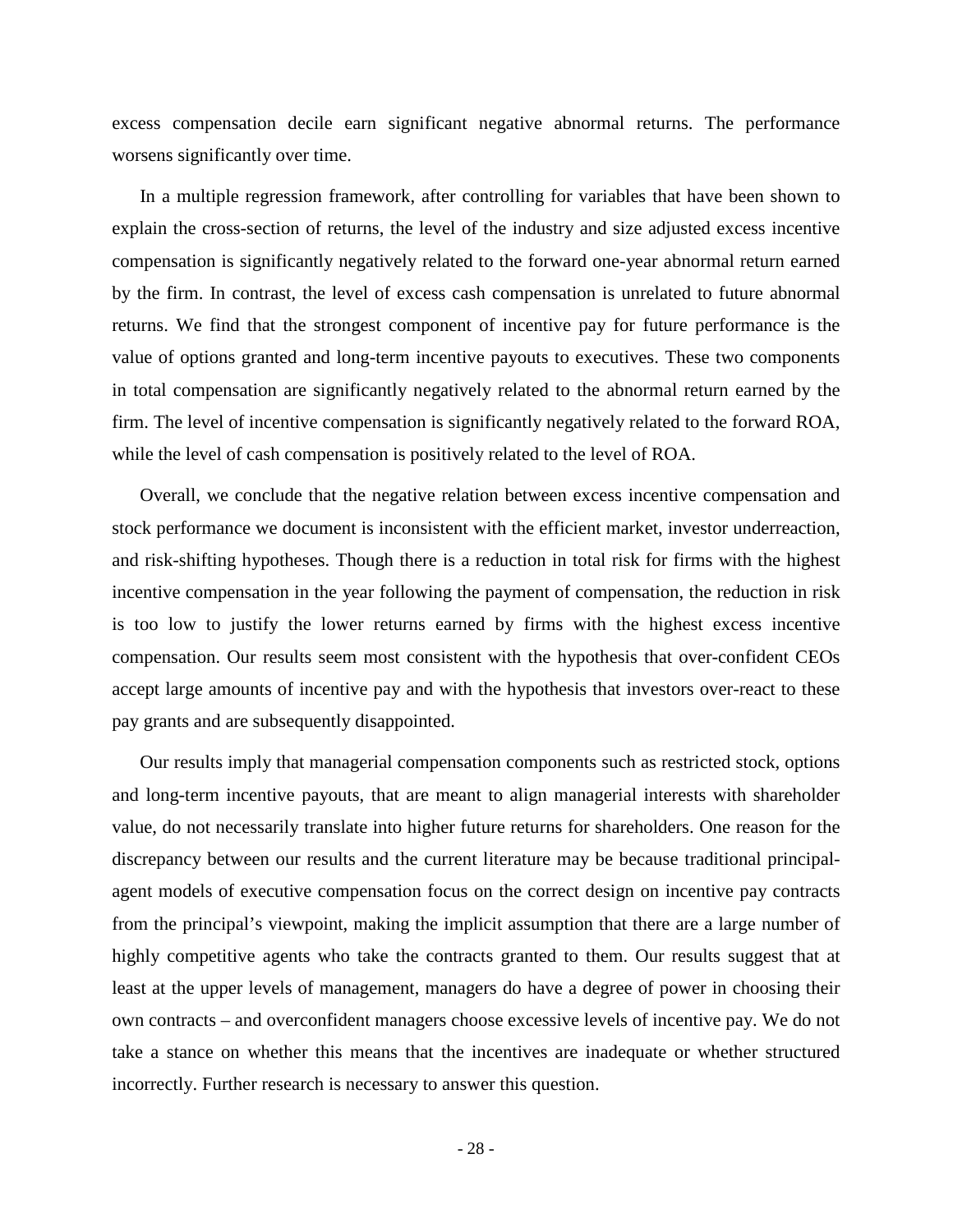excess compensation decile earn significant negative abnormal returns. The performance worsens significantly over time.

In a multiple regression framework, after controlling for variables that have been shown to explain the cross-section of returns, the level of the industry and size adjusted excess incentive compensation is significantly negatively related to the forward one-year abnormal return earned by the firm. In contrast, the level of excess cash compensation is unrelated to future abnormal returns. We find that the strongest component of incentive pay for future performance is the value of options granted and long-term incentive payouts to executives. These two components in total compensation are significantly negatively related to the abnormal return earned by the firm. The level of incentive compensation is significantly negatively related to the forward ROA, while the level of cash compensation is positively related to the level of ROA.

Overall, we conclude that the negative relation between excess incentive compensation and stock performance we document is inconsistent with the efficient market, investor underreaction, and risk-shifting hypotheses. Though there is a reduction in total risk for firms with the highest incentive compensation in the year following the payment of compensation, the reduction in risk is too low to justify the lower returns earned by firms with the highest excess incentive compensation. Our results seem most consistent with the hypothesis that over-confident CEOs accept large amounts of incentive pay and with the hypothesis that investors over-react to these pay grants and are subsequently disappointed.

Our results imply that managerial compensation components such as restricted stock, options and long-term incentive payouts, that are meant to align managerial interests with shareholder value, do not necessarily translate into higher future returns for shareholders. One reason for the discrepancy between our results and the current literature may be because traditional principal-agent models of executive compensation focus on the correct design on incentive pay contracts from the principal's viewpoint, making the implicit assumption that there are a large number of highly competitive agents who take the contracts granted to them. Our results suggest that at least at the upper levels of management, managers do have a degree of power in choosing their own contracts – and overconfident managers choose excessive levels of incentive pay. We do not take a stance on whether this means that the incentives are inadequate or whether structured incorrectly. Further research is necessary to answer this question.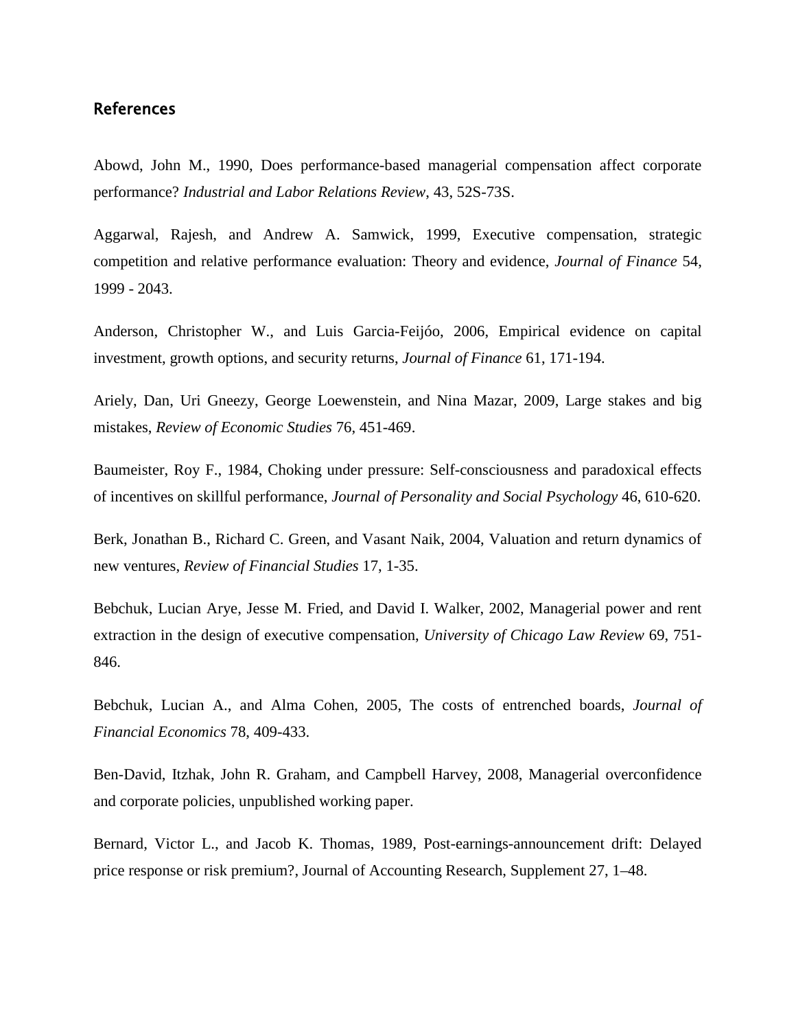## References

Abowd, John M., 1990, Does performance-based managerial compensation affect corporate performance? *Industrial and Labor Relations Review*, 43, 52S-73S.

Aggarwal, Rajesh, and Andrew A. Samwick, 1999, Executive compensation, strategic competition and relative performance evaluation: Theory and evidence, *Journal of Finance* 54, 1999 - 2043.

Anderson, Christopher W., and Luis Garcia-Feijóo, 2006, Empirical evidence on capital investment, growth options, and security returns, *Journal of Finance* 61, 171-194.

Ariely, Dan, Uri Gneezy, George Loewenstein, and Nina Mazar, 2009, Large stakes and big mistakes, *Review of Economic Studies* 76, 451-469.

Baumeister, Roy F., 1984, Choking under pressure: Self-consciousness and paradoxical effects of incentives on skillful performance, *Journal of Personality and Social Psychology* 46, 610-620.

Berk, Jonathan B., Richard C. Green, and Vasant Naik, 2004, Valuation and return dynamics of new ventures, *Review of Financial Studies* 17, 1-35.

Bebchuk, Lucian Arye, Jesse M. Fried, and David I. Walker, 2002, Managerial power and rent extraction in the design of executive compensation, *University of Chicago Law Review* 69, 751-846.

Bebchuk, Lucian A., and Alma Cohen, 2005, The costs of entrenched boards, *Journal of Financial Economics* 78, 409-433.

Ben-David, Itzhak, John R. Graham, and Campbell Harvey, 2008, Managerial overconfidence and corporate policies, unpublished working paper.

Bernard, Victor L., and Jacob K. Thomas, 1989, Post-earnings-announcement drift: Delayed price response or risk premium?, Journal of Accounting Research, Supplement 27, 1–48.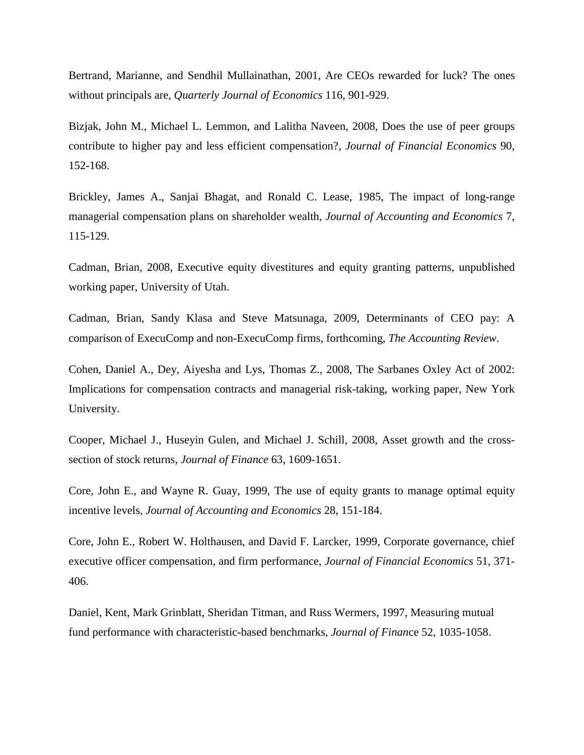Bertrand, Marianne, and Sendhil Mullainathan, 2001, Are CEOs rewarded for luck? The ones without principals are, *Quarterly Journal of Economics* 116, 901-929.

Bizjak, John M., Michael L. Lemmon, and Lalitha Naveen, 2008, Does the use of peer groups contribute to higher pay and less efficient compensation?, *Journal of Financial Economics* 90, 152-168.

Brickley, James A., Sanjai Bhagat, and Ronald C. Lease, 1985, The impact of long-range managerial compensation plans on shareholder wealth, *Journal of Accounting and Economics* 7, 115-129.

Cadman, Brian, 2008, Executive equity divestitures and equity granting patterns, unpublished working paper, University of Utah.

Cadman, Brian, Sandy Klasa and Steve Matsunaga, 2009, Determinants of CEO pay: A comparison of ExecuComp and non-ExecuComp firms, forthcoming, *The Accounting Review*.

Cohen, Daniel A., Dey, Aiyesha and Lys, Thomas Z., 2008, The Sarbanes Oxley Act of 2002: Implications for compensation contracts and managerial risk-taking, working paper, New York University.

Cooper, Michael J., Huseyin Gulen, and Michael J. Schill, 2008, Asset growth and the cross-section of stock returns, *Journal of Finance* 63, 1609-1651.

Core, John E., and Wayne R. Guay, 1999, The use of equity grants to manage optimal equity incentive levels, *Journal of Accounting and Economics* 28, 151-184.

Core, John E., Robert W. Holthausen, and David F. Larcker, 1999, Corporate governance, chief executive officer compensation, and firm performance, *Journal of Financial Economics* 51, 371-406.

Daniel, Kent, Mark Grinblatt, Sheridan Titman, and Russ Wermers, 1997, Measuring mutual fund performance with characteristic-based benchmarks, *Journal of Finance* 52, 1035-1058.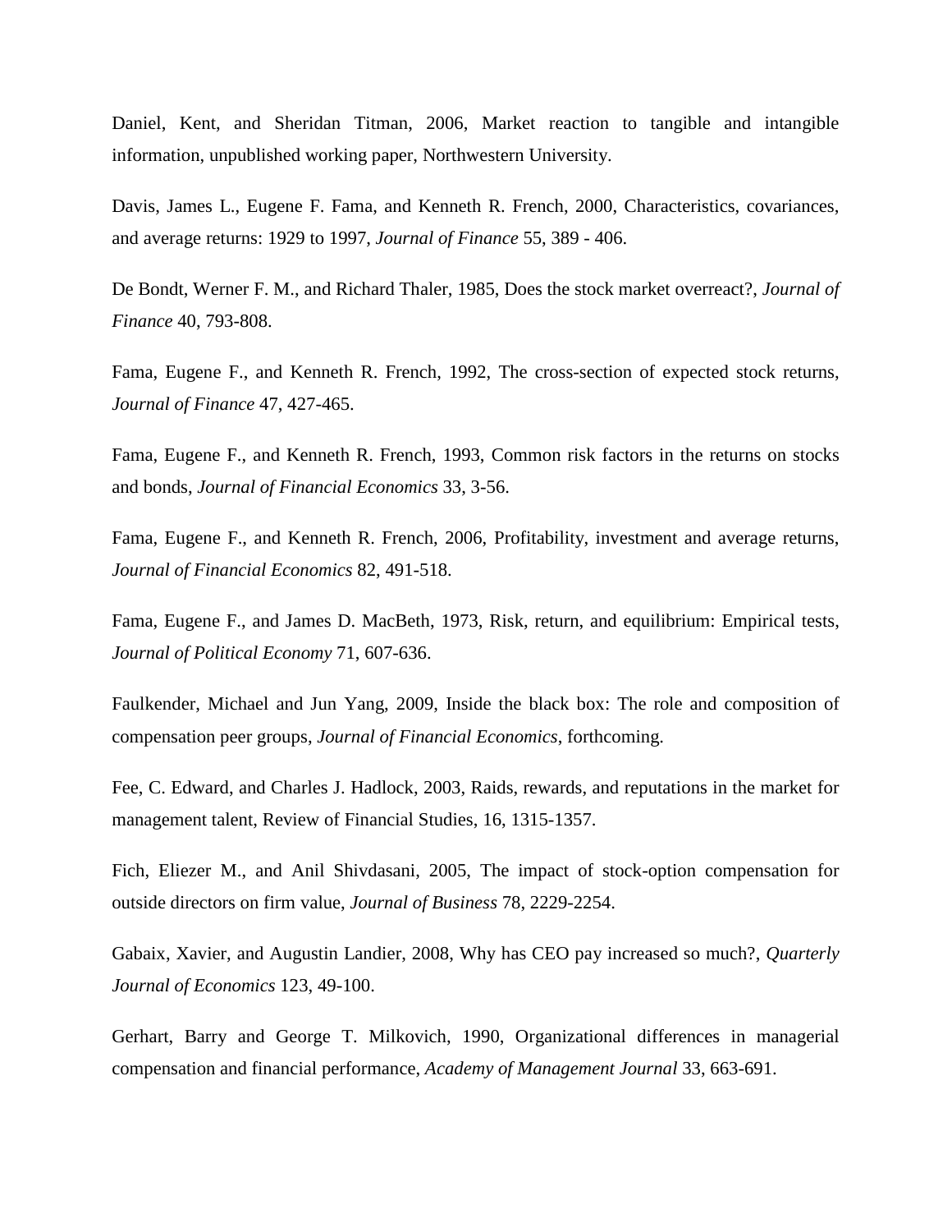Daniel, Kent, and Sheridan Titman, 2006, Market reaction to tangible and intangible information, unpublished working paper, Northwestern University.

Davis, James L., Eugene F. Fama, and Kenneth R. French, 2000, Characteristics, covariances, and average returns: 1929 to 1997, *Journal of Finance* 55, 389 - 406.

De Bondt, Werner F. M., and Richard Thaler, 1985, Does the stock market overreact?, *Journal of Finance* 40, 793-808.

Fama, Eugene F., and Kenneth R. French, 1992, The cross-section of expected stock returns, *Journal of Finance* 47, 427-465.

Fama, Eugene F., and Kenneth R. French, 1993, Common risk factors in the returns on stocks and bonds, *Journal of Financial Economics* 33, 3-56.

Fama, Eugene F., and Kenneth R. French, 2006, Profitability, investment and average returns, *Journal of Financial Economics* 82, 491-518.

Fama, Eugene F., and James D. MacBeth, 1973, Risk, return, and equilibrium: Empirical tests, *Journal of Political Economy* 71, 607-636.

Faulkender, Michael and Jun Yang, 2009, Inside the black box: The role and composition of compensation peer groups, *Journal of Financial Economics*, forthcoming.

Fee, C. Edward, and Charles J. Hadlock, 2003, Raids, rewards, and reputations in the market for management talent, Review of Financial Studies, 16, 1315-1357.

Fich, Eliezer M., and Anil Shivdasani, 2005, The impact of stock-option compensation for outside directors on firm value, *Journal of Business* 78, 2229-2254.

Gabaix, Xavier, and Augustin Landier, 2008, Why has CEO pay increased so much?, *Quarterly Journal of Economics* 123, 49-100.

Gerhart, Barry and George T. Milkovich, 1990, Organizational differences in managerial compensation and financial performance, *Academy of Management Journal* 33, 663-691.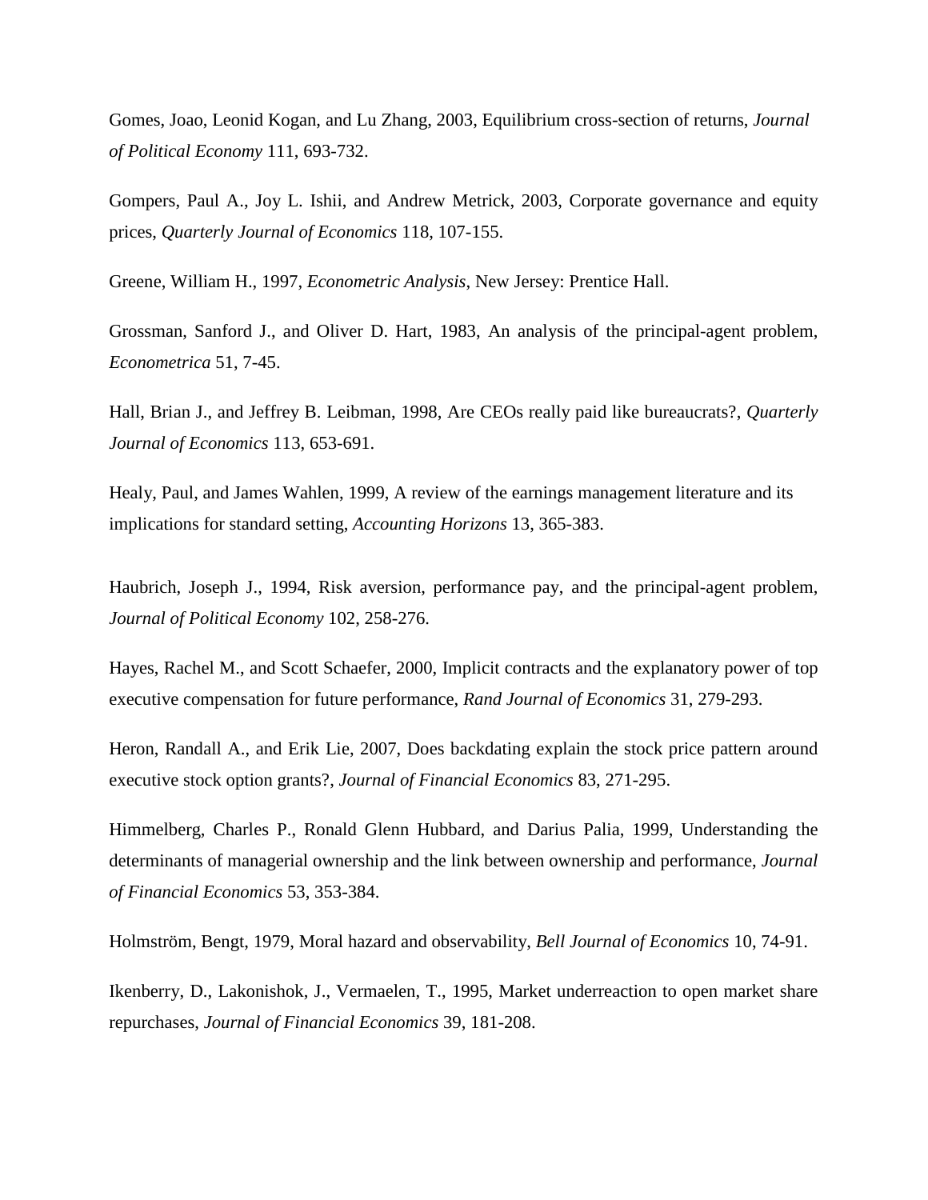Gomes, Joao, Leonid Kogan, and Lu Zhang, 2003, Equilibrium cross-section of returns, *Journal of Political Economy* 111, 693-732.

Gompers, Paul A., Joy L. Ishii, and Andrew Metrick, 2003, Corporate governance and equity prices, *Quarterly Journal of Economics* 118, 107-155.

Greene, William H., 1997, *Econometric Analysis*, New Jersey: Prentice Hall.

Grossman, Sanford J., and Oliver D. Hart, 1983, An analysis of the principal-agent problem, *Econometrica* 51, 7-45.

Hall, Brian J., and Jeffrey B. Leibman, 1998, Are CEOs really paid like bureaucrats?, *Quarterly Journal of Economics* 113, 653-691.

Healy, Paul, and James Wahlen, 1999, A review of the earnings management literature and its implications for standard setting, *Accounting Horizons* 13, 365-383.

Haubrich, Joseph J., 1994, Risk aversion, performance pay, and the principal-agent problem, *Journal of Political Economy* 102, 258-276.

Hayes, Rachel M., and Scott Schaefer, 2000, Implicit contracts and the explanatory power of top executive compensation for future performance, *Rand Journal of Economics* 31, 279-293.

Heron, Randall A., and Erik Lie, 2007, Does backdating explain the stock price pattern around executive stock option grants?, *Journal of Financial Economics* 83, 271-295.

Himmelberg, Charles P., Ronald Glenn Hubbard, and Darius Palia, 1999, Understanding the determinants of managerial ownership and the link between ownership and performance, *Journal of Financial Economics* 53, 353-384.

Holmström, Bengt, 1979, Moral hazard and observability, *Bell Journal of Economics* 10, 74-91.

Ikenberry, D., Lakonishok, J., Vermaelen, T., 1995, Market underreaction to open market share repurchases, *Journal of Financial Economics* 39, 181-208.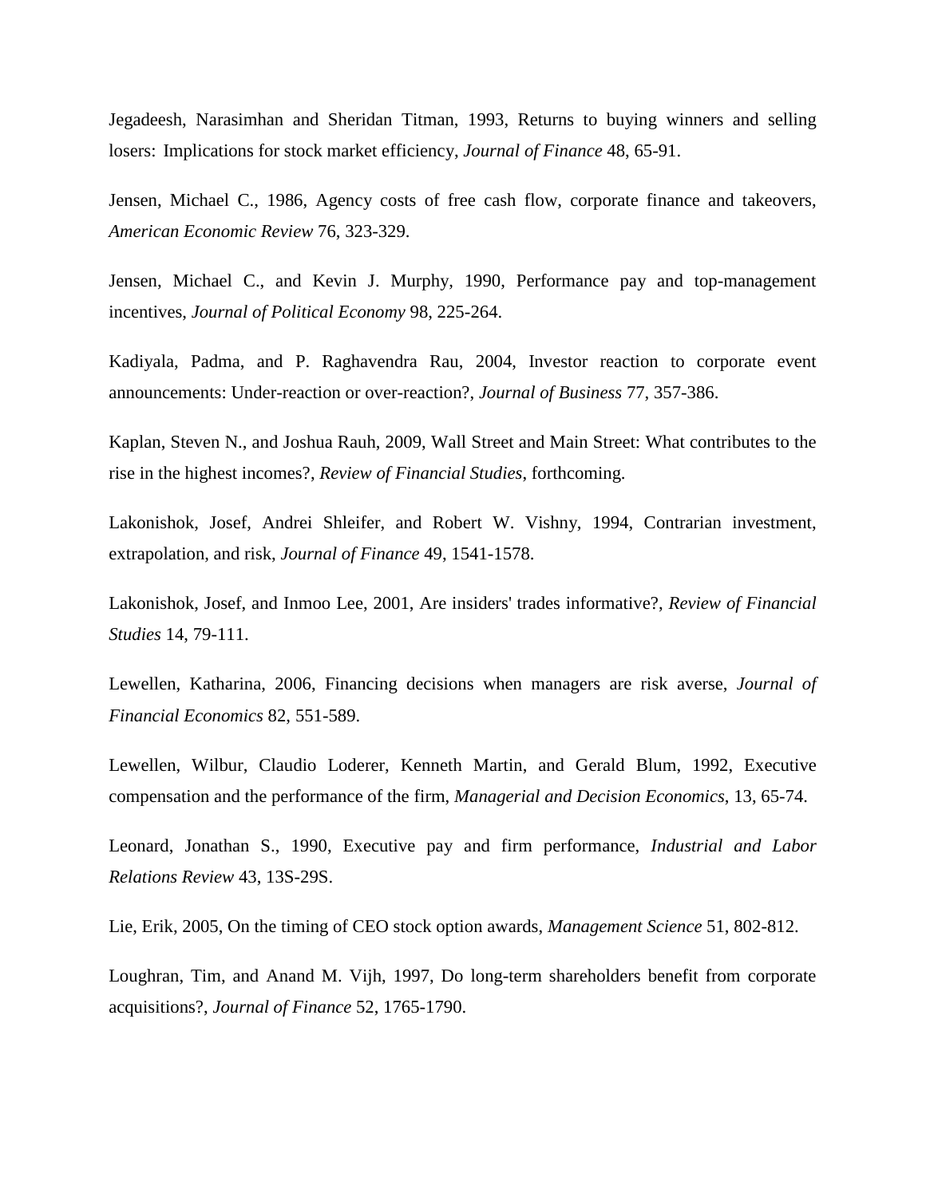Jegadeesh, Narasimhan and Sheridan Titman, 1993, Returns to buying winners and selling losers: Implications for stock market efficiency, *Journal of Finance* 48, 65-91.

Jensen, Michael C., 1986, Agency costs of free cash flow, corporate finance and takeovers, *American Economic Review* 76, 323-329.

Jensen, Michael C., and Kevin J. Murphy, 1990, Performance pay and top-management incentives, *Journal of Political Economy* 98, 225-264.

Kadiyala, Padma, and P. Raghavendra Rau, 2004, Investor reaction to corporate event announcements: Under-reaction or over-reaction?, *Journal of Business* 77, 357-386.

Kaplan, Steven N., and Joshua Rauh, 2009, Wall Street and Main Street: What contributes to the rise in the highest incomes?, *Review of Financial Studies*, forthcoming.

Lakonishok, Josef, Andrei Shleifer, and Robert W. Vishny, 1994, Contrarian investment, extrapolation, and risk, *Journal of Finance* 49, 1541-1578.

Lakonishok, Josef, and Inmoo Lee, 2001, Are insiders' trades informative?, *Review of Financial Studies* 14, 79-111.

Lewellen, Katharina, 2006, Financing decisions when managers are risk averse, *Journal of Financial Economics* 82, 551-589.

Lewellen, Wilbur, Claudio Loderer, Kenneth Martin, and Gerald Blum, 1992, Executive compensation and the performance of the firm, *Managerial and Decision Economics*, 13, 65-74.

Leonard, Jonathan S., 1990, Executive pay and firm performance, *Industrial and Labor Relations Review* 43, 13S-29S.

Lie, Erik, 2005, On the timing of CEO stock option awards, *Management Science* 51, 802-812.

Loughran, Tim, and Anand M. Vijh, 1997, Do long-term shareholders benefit from corporate acquisitions?, *Journal of Finance* 52, 1765-1790.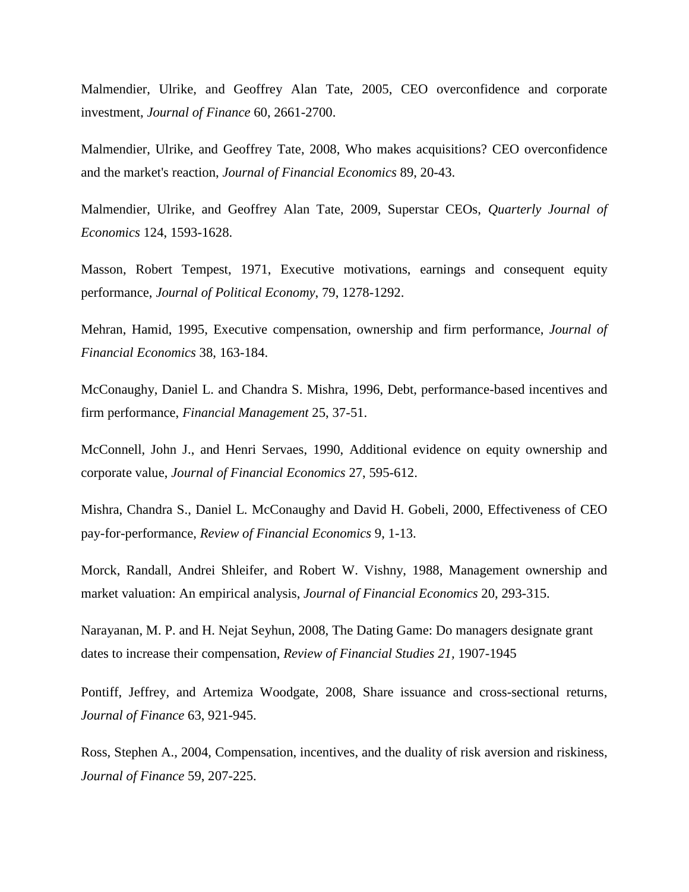Malmendier, Ulrike, and Geoffrey Alan Tate, 2005, CEO overconfidence and corporate investment, *Journal of Finance* 60, 2661-2700.

Malmendier, Ulrike, and Geoffrey Tate, 2008, Who makes acquisitions? CEO overconfidence and the market's reaction, *Journal of Financial Economics* 89, 20-43.

Malmendier, Ulrike, and Geoffrey Alan Tate, 2009, Superstar CEOs, *Quarterly Journal of Economics* 124, 1593-1628.

Masson, Robert Tempest, 1971, Executive motivations, earnings and consequent equity performance, *Journal of Political Economy*, 79, 1278-1292.

Mehran, Hamid, 1995, Executive compensation, ownership and firm performance, *Journal of Financial Economics* 38, 163-184.

McConaughy, Daniel L. and Chandra S. Mishra, 1996, Debt, performance-based incentives and firm performance, *Financial Management* 25, 37-51.

McConnell, John J., and Henri Servaes, 1990, Additional evidence on equity ownership and corporate value, *Journal of Financial Economics* 27, 595-612.

Mishra, Chandra S., Daniel L. McConaughy and David H. Gobeli, 2000, Effectiveness of CEO pay-for-performance, *Review of Financial Economics* 9, 1-13.

Morck, Randall, Andrei Shleifer, and Robert W. Vishny, 1988, Management ownership and market valuation: An empirical analysis, *Journal of Financial Economics* 20, 293-315.

Narayanan, M. P. and H. Nejat Seyhun, 2008, The Dating Game: Do managers designate grant dates to increase their compensation, *Review of Financial Studies 21,* 1907-1945

Pontiff, Jeffrey, and Artemiza Woodgate, 2008, Share issuance and cross-sectional returns, *Journal of Finance* 63, 921-945.

Ross, Stephen A., 2004, Compensation, incentives, and the duality of risk aversion and riskiness, *Journal of Finance* 59, 207-225.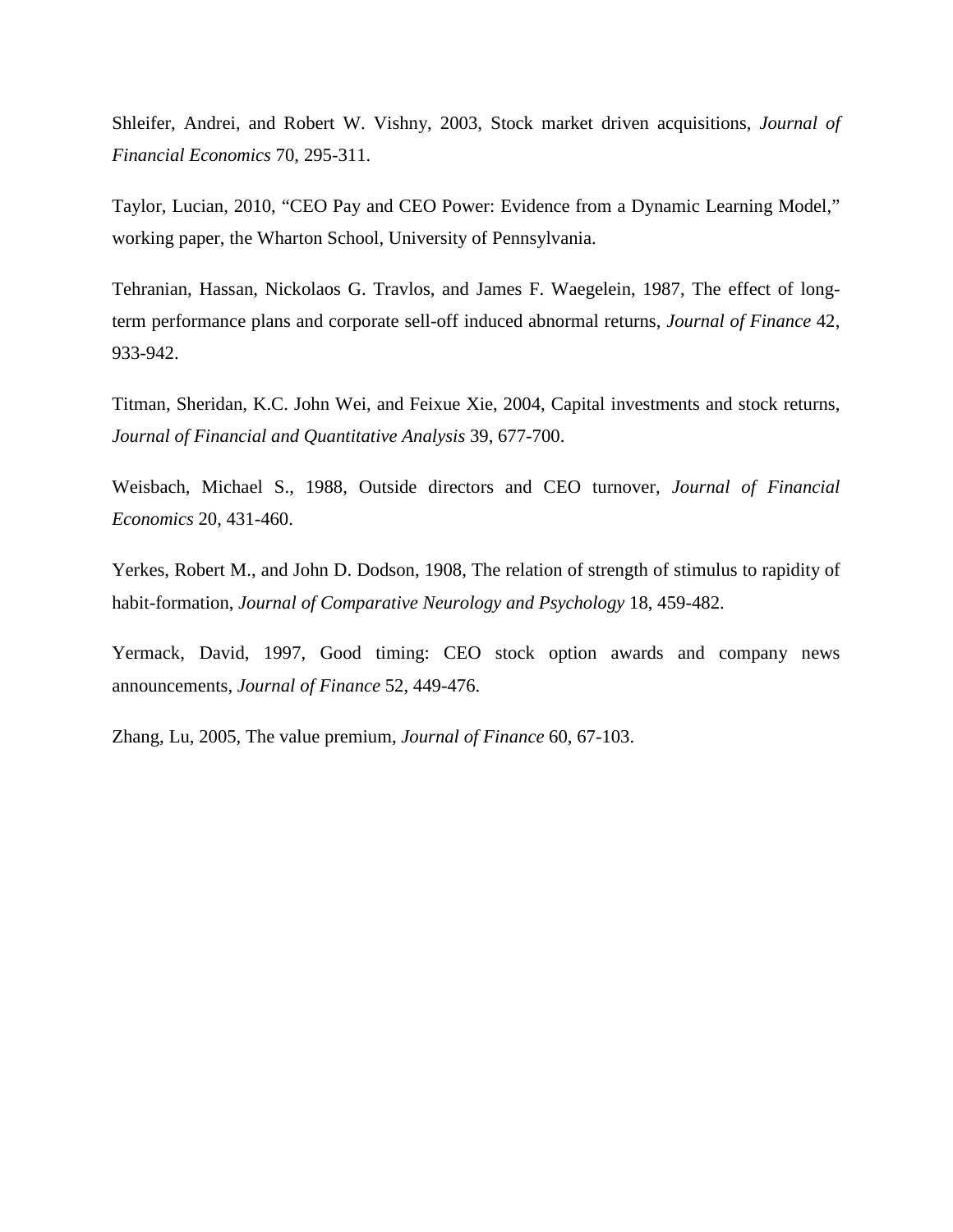Shleifer, Andrei, and Robert W. Vishny, 2003, Stock market driven acquisitions, *Journal of Financial Economics* 70, 295-311.

Taylor, Lucian, 2010, "CEO Pay and CEO Power: Evidence from a Dynamic Learning Model," working paper, the Wharton School, University of Pennsylvania.

Tehranian, Hassan, Nickolaos G. Travlos, and James F. Waegelein, 1987, The effect of long-term performance plans and corporate sell-off induced abnormal returns, *Journal of Finance* 42, 933-942.

Titman, Sheridan, K.C. John Wei, and Feixue Xie, 2004, Capital investments and stock returns, *Journal of Financial and Quantitative Analysis* 39, 677-700.

Weisbach, Michael S., 1988, Outside directors and CEO turnover, *Journal of Financial Economics* 20, 431-460.

Yerkes, Robert M., and John D. Dodson, 1908, The relation of strength of stimulus to rapidity of habit-formation, *Journal of Comparative Neurology and Psychology* 18, 459-482.

Yermack, David, 1997, Good timing: CEO stock option awards and company news announcements, *Journal of Finance* 52, 449-476.

Zhang, Lu, 2005, The value premium, *Journal of Finance* 60, 67-103.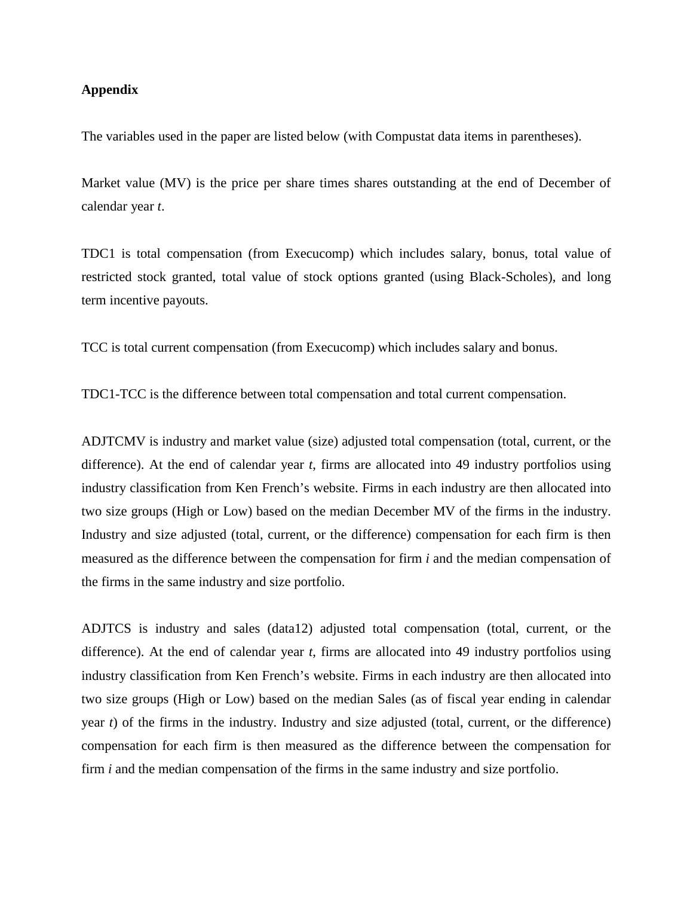**Appendix**

The variables used in the paper are listed below (with Compustat data items in parentheses).

Market value (MV) is the price per share times shares outstanding at the end of December of calendar year *t*.

TDC1 is total compensation (from Execucomp) which includes salary, bonus, total value of restricted stock granted, total value of stock options granted (using Black-Scholes), and long term incentive payouts.

TCC is total current compensation (from Execucomp) which includes salary and bonus.

TDC1-TCC is the difference between total compensation and total current compensation.

ADJTCMV is industry and market value (size) adjusted total compensation (total, current, or the difference). At the end of calendar year *t*, firms are allocated into 49 industry portfolios using industry classification from Ken French's website. Firms in each industry are then allocated into two size groups (High or Low) based on the median December MV of the firms in the industry. Industry and size adjusted (total, current, or the difference) compensation for each firm is then measured as the difference between the compensation for firm *i* and the median compensation of the firms in the same industry and size portfolio.

ADJTCS is industry and sales (data12) adjusted total compensation (total, current, or the difference). At the end of calendar year *t*, firms are allocated into 49 industry portfolios using industry classification from Ken French's website. Firms in each industry are then allocated into two size groups (High or Low) based on the median Sales (as of fiscal year ending in calendar year *t*) of the firms in the industry. Industry and size adjusted (total, current, or the difference) compensation for each firm is then measured as the difference between the compensation for firm *i* and the median compensation of the firms in the same industry and size portfolio.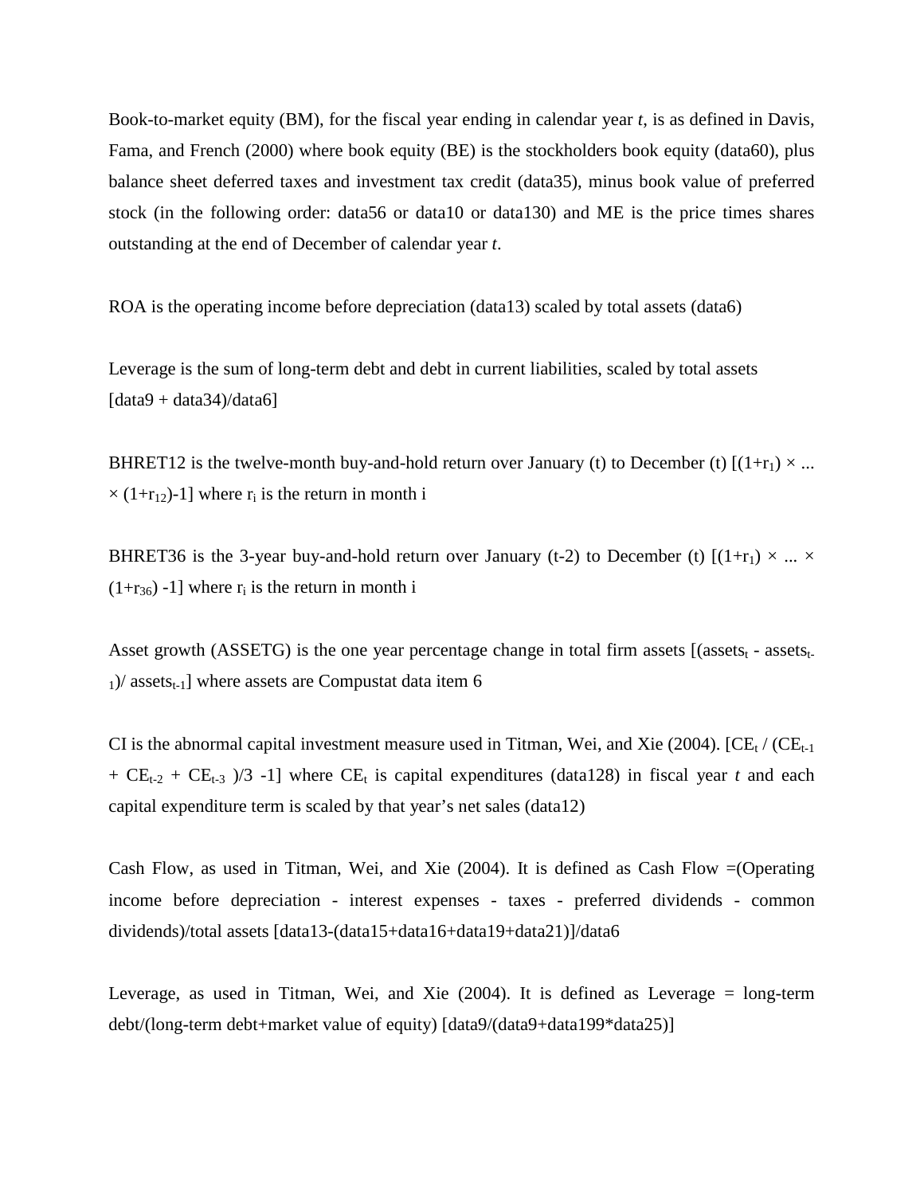Book-to-market equity (BM), for the fiscal year ending in calendar year *t*, is as defined in Davis, Fama, and French (2000) where book equity (BE) is the stockholders book equity (data60), plus balance sheet deferred taxes and investment tax credit (data35), minus book value of preferred stock (in the following order: data56 or data10 or data130) and ME is the price times shares outstanding at the end of December of calendar year *t*.

ROA is the operating income before depreciation (data13) scaled by total assets (data6)

Leverage is the sum of long-term debt and debt in current liabilities, scaled by total assets [data9 + data34)/data6]

BHRET12 is the twelve-month buy-and-hold return over January (t) to December (t) [$(1+r_1) \times ... \times (1+r_{12})-1$] where $r_i$ is the return in month i

BHRET36 is the 3-year buy-and-hold return over January (t-2) to December (t) [$(1+r_1) \times ... \times (1+r_{36}) -1$] where $r_i$ is the return in month i

Asset growth (ASSETG) is the one year percentage change in total firm assets [$(assets_t - assets_{t-1})/ assets_{t-1}$] where assets are Compustat data item 6

CI is the abnormal capital investment measure used in Titman, Wei, and Xie (2004). [$CE_t / (CE_{t-1} + CE_{t-2} + CE_{t-3} )/3 -1$] where $CE_t$ is capital expenditures (data128) in fiscal year *t* and each capital expenditure term is scaled by that year's net sales (data12)

Cash Flow, as used in Titman, Wei, and Xie (2004). It is defined as Cash Flow =(Operating income before depreciation - interest expenses - taxes - preferred dividends - common dividends)/total assets [data13-(data15+data16+data19+data21)]/data6

Leverage, as used in Titman, Wei, and Xie (2004). It is defined as Leverage = long-term debt/(long-term debt+market value of equity) [data9/(data9+data199*data25)]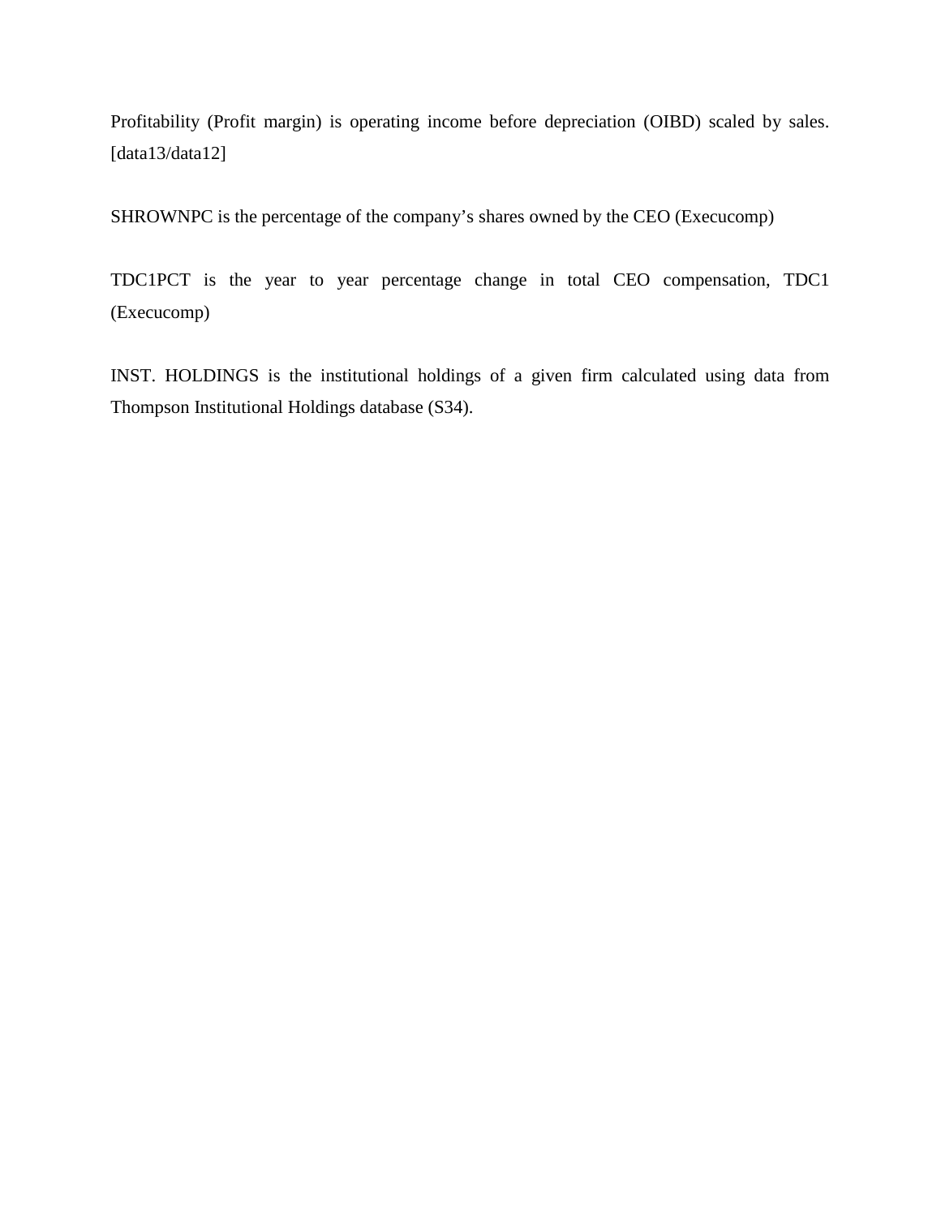Profitability (Profit margin) is operating income before depreciation (OIBD) scaled by sales. [data13/data12]

SHROWNPC is the percentage of the company's shares owned by the CEO (Execucomp)

TDC1PCT is the year to year percentage change in total CEO compensation, TDC1 (Execucomp)

INST. HOLDINGS is the institutional holdings of a given firm calculated using data from Thompson Institutional Holdings database (S34).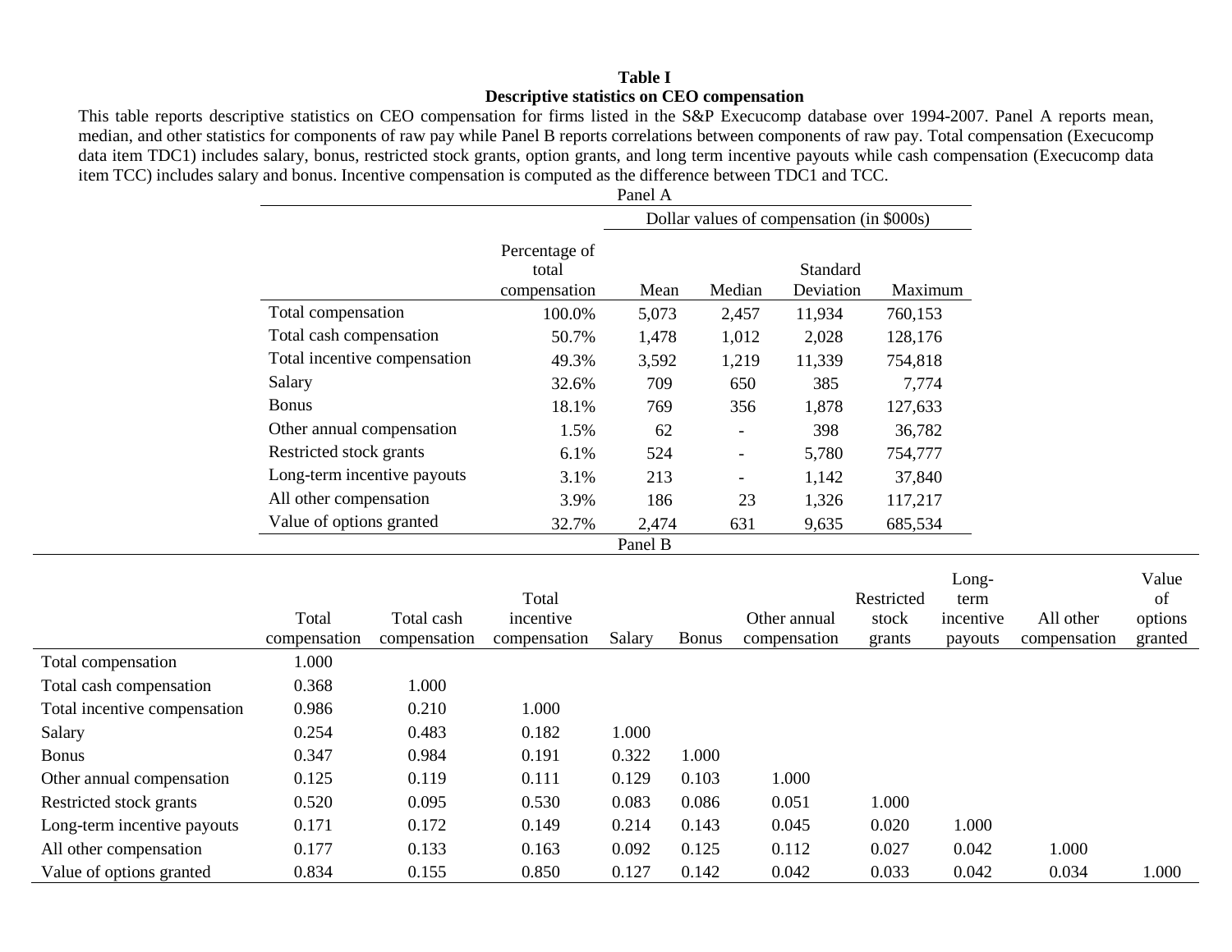**Table I**

**Descriptive statistics on CEO compensation**

This table reports descriptive statistics on CEO compensation for firms listed in the S&P Execucomp database over 1994-2007. Panel A reports mean, median, and other statistics for components of raw pay while Panel B reports correlations between components of raw pay. Total compensation (Execucomp data item TDC1) includes salary, bonus, restricted stock grants, option grants, and long term incentive payouts while cash compensation (Execucomp data item TCC) includes salary and bonus. Incentive compensation is computed as the difference between TDC1 and TCC.

Panel A

| | | Dollar values of compensation (in $000s) | | | |
|---|---|---|---|---|---|
| | Percentage of total compensation | Mean | Median | Standard Deviation | Maximum |
| Total compensation | 100.0% | 5,073 | 2,457 | 11,934 | 760,153 |
| Total cash compensation | 50.7% | 1,478 | 1,012 | 2,028 | 128,176 |
| Total incentive compensation | 49.3% | 3,592 | 1,219 | 11,339 | 754,818 |
| Salary | 32.6% | 709 | 650 | 385 | 7,774 |
| Bonus | 18.1% | 769 | 356 | 1,878 | 127,633 |
| Other annual compensation | 1.5% | 62 | - | 398 | 36,782 |
| Restricted stock grants | 6.1% | 524 | - | 5,780 | 754,777 |
| Long-term incentive payouts | 3.1% | 213 | - | 1,142 | 37,840 |
| All other compensation | 3.9% | 186 | 23 | 1,326 | 117,217 |
| Value of options granted | 32.7% | 2,474 | 631 | 9,635 | 685,534 |

Panel B

| | Total compensation | Total cash compensation | Total incentive compensation | Salary | Bonus | Other annual compensation | Restricted stock grants | Long-term incentive payouts | All other compensation | Value of options granted |
|---|---|---|---|---|---|---|---|---|---|---|
| Total compensation | 1.000 | | | | | | | | | |
| Total cash compensation | 0.368 | 1.000 | | | | | | | | |
| Total incentive compensation | 0.986 | 0.210 | 1.000 | | | | | | | |
| Salary | 0.254 | 0.483 | 0.182 | 1.000 | | | | | | |
| Bonus | 0.347 | 0.984 | 0.191 | 0.322 | 1.000 | | | | | |
| Other annual compensation | 0.125 | 0.119 | 0.111 | 0.129 | 0.103 | 1.000 | | | | |
| Restricted stock grants | 0.520 | 0.095 | 0.530 | 0.083 | 0.086 | 0.051 | 1.000 | | | |
| Long-term incentive payouts | 0.171 | 0.172 | 0.149 | 0.214 | 0.143 | 0.045 | 0.020 | 1.000 | | |
| All other compensation | 0.177 | 0.133 | 0.163 | 0.092 | 0.125 | 0.112 | 0.027 | 0.042 | 1.000 | |
| Value of options granted | 0.834 | 0.155 | 0.850 | 0.127 | 0.142 | 0.042 | 0.033 | 0.042 | 0.034 | 1.000 |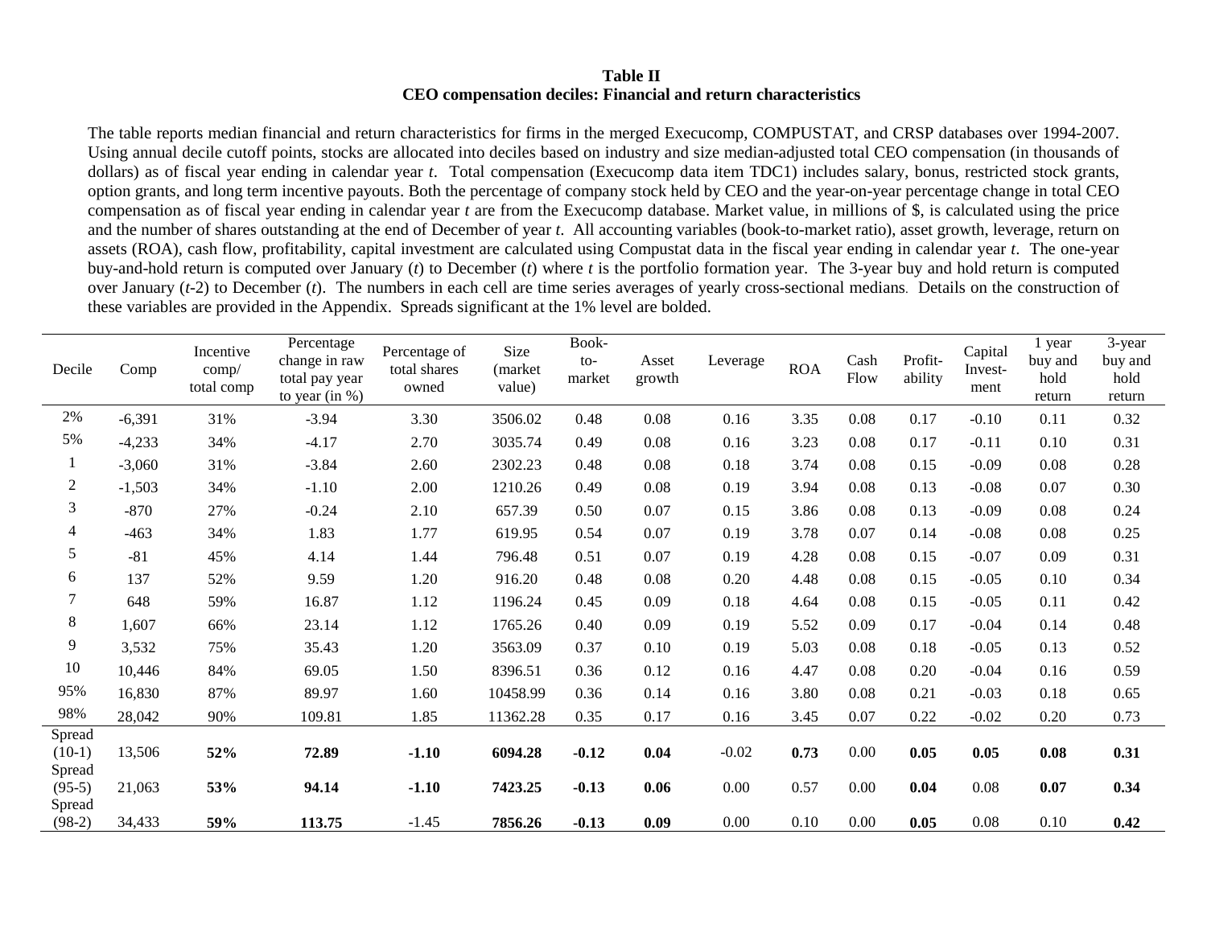**Table II**
**CEO compensation deciles: Financial and return characteristics**

The table reports median financial and return characteristics for firms in the merged Execucomp, COMPUSTAT, and CRSP databases over 1994-2007. Using annual decile cutoff points, stocks are allocated into deciles based on industry and size median-adjusted total CEO compensation (in thousands of dollars) as of fiscal year ending in calendar year *t*. Total compensation (Execucomp data item TDC1) includes salary, bonus, restricted stock grants, option grants, and long term incentive payouts. Both the percentage of company stock held by CEO and the year-on-year percentage change in total CEO compensation as of fiscal year ending in calendar year *t* are from the Execucomp database. Market value, in millions of $, is calculated using the price and the number of shares outstanding at the end of December of year *t*. All accounting variables (book-to-market ratio), asset growth, leverage, return on assets (ROA), cash flow, profitability, capital investment are calculated using Compustat data in the fiscal year ending in calendar year *t*. The one-year buy-and-hold return is computed over January (*t*) to December (*t*) where *t* is the portfolio formation year. The 3-year buy and hold return is computed over January (*t*-2) to December (*t*). The numbers in each cell are time series averages of yearly cross-sectional medians. Details on the construction of these variables are provided in the Appendix. Spreads significant at the 1% level are bolded.

| Decile | Comp | Incentive comp/ total comp | Percentage change in raw total pay year to year (in %) | Percentage of total shares owned | Size (market value) | Book-to-market | Asset growth | Leverage | ROA | Cash Flow | Profit-ability | Capital Invest-ment | 1 year buy and hold return | 3-year buy and hold return |
|---|---|---|---|---|---|---|---|---|---|---|---|---|---|---|
| 2% | -6,391 | 31% | -3.94 | 3.30 | 3506.02 | 0.48 | 0.08 | 0.16 | 3.35 | 0.08 | 0.17 | -0.10 | 0.11 | 0.32 |
| 5% | -4,233 | 34% | -4.17 | 2.70 | 3035.74 | 0.49 | 0.08 | 0.16 | 3.23 | 0.08 | 0.17 | -0.11 | 0.10 | 0.31 |
| 1 | -3,060 | 31% | -3.84 | 2.60 | 2302.23 | 0.48 | 0.08 | 0.18 | 3.74 | 0.08 | 0.15 | -0.09 | 0.08 | 0.28 |
| 2 | -1,503 | 34% | -1.10 | 2.00 | 1210.26 | 0.49 | 0.08 | 0.19 | 3.94 | 0.08 | 0.13 | -0.08 | 0.07 | 0.30 |
| 3 | -870 | 27% | -0.24 | 2.10 | 657.39 | 0.50 | 0.07 | 0.15 | 3.86 | 0.08 | 0.13 | -0.09 | 0.08 | 0.24 |
| 4 | -463 | 34% | 1.83 | 1.77 | 619.95 | 0.54 | 0.07 | 0.19 | 3.78 | 0.07 | 0.14 | -0.08 | 0.08 | 0.25 |
| 5 | -81 | 45% | 4.14 | 1.44 | 796.48 | 0.51 | 0.07 | 0.19 | 4.28 | 0.08 | 0.15 | -0.07 | 0.09 | 0.31 |
| 6 | 137 | 52% | 9.59 | 1.20 | 916.20 | 0.48 | 0.08 | 0.20 | 4.48 | 0.08 | 0.15 | -0.05 | 0.10 | 0.34 |
| 7 | 648 | 59% | 16.87 | 1.12 | 1196.24 | 0.45 | 0.09 | 0.18 | 4.64 | 0.08 | 0.15 | -0.05 | 0.11 | 0.42 |
| 8 | 1,607 | 66% | 23.14 | 1.12 | 1765.26 | 0.40 | 0.09 | 0.19 | 5.52 | 0.09 | 0.17 | -0.04 | 0.14 | 0.48 |
| 9 | 3,532 | 75% | 35.43 | 1.20 | 3563.09 | 0.37 | 0.10 | 0.19 | 5.03 | 0.08 | 0.18 | -0.05 | 0.13 | 0.52 |
| 10 | 10,446 | 84% | 69.05 | 1.50 | 8396.51 | 0.36 | 0.12 | 0.16 | 4.47 | 0.08 | 0.20 | -0.04 | 0.16 | 0.59 |
| 95% | 16,830 | 87% | 89.97 | 1.60 | 10458.99 | 0.36 | 0.14 | 0.16 | 3.80 | 0.08 | 0.21 | -0.03 | 0.18 | 0.65 |
| 98% | 28,042 | 90% | 109.81 | 1.85 | 11362.28 | 0.35 | 0.17 | 0.16 | 3.45 | 0.07 | 0.22 | -0.02 | 0.20 | 0.73 |
| Spread (10-1) | 13,506 | **52%** | **72.89** | **-1.10** | **6094.28** | **-0.12** | **0.04** | -0.02 | **0.73** | 0.00 | **0.05** | **0.05** | **0.08** | **0.31** |
| Spread (95-5) | 21,063 | **53%** | **94.14** | **-1.10** | **7423.25** | **-0.13** | **0.06** | 0.00 | 0.57 | 0.00 | **0.04** | 0.08 | **0.07** | **0.34** |
| Spread (98-2) | 34,433 | **59%** | **113.75** | -1.45 | **7856.26** | **-0.13** | **0.09** | 0.00 | 0.10 | 0.00 | **0.05** | 0.08 | 0.10 | **0.42** |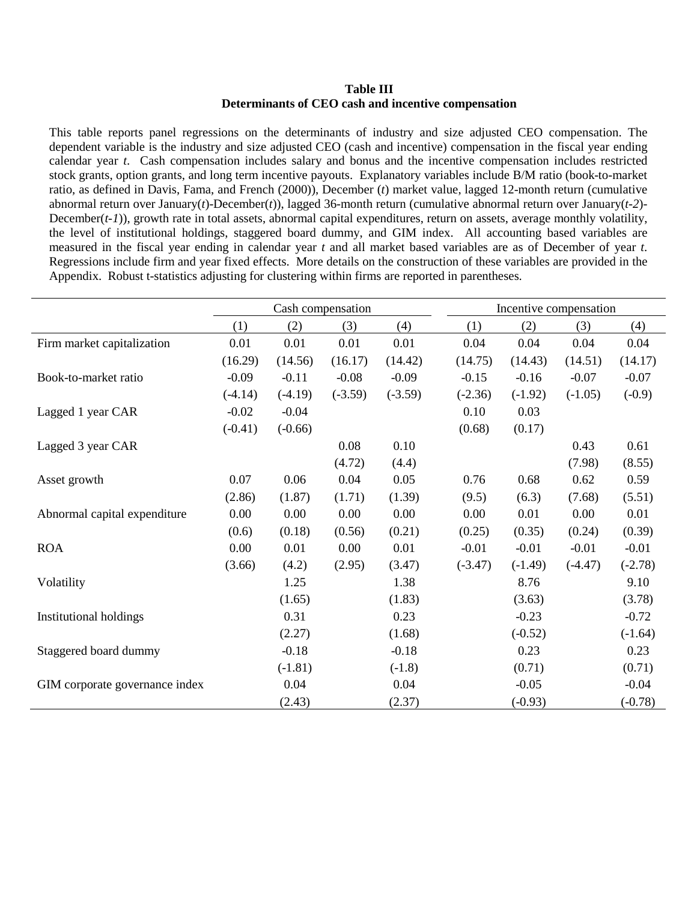**Table III**
**Determinants of CEO cash and incentive compensation**

This table reports panel regressions on the determinants of industry and size adjusted CEO compensation. The dependent variable is the industry and size adjusted CEO (cash and incentive) compensation in the fiscal year ending calendar year *t*. Cash compensation includes salary and bonus and the incentive compensation includes restricted stock grants, option grants, and long term incentive payouts. Explanatory variables include B/M ratio (book-to-market ratio, as defined in Davis, Fama, and French (2000)), December (*t*) market value, lagged 12-month return (cumulative abnormal return over January(*t*)-December(*t*)), lagged 36-month return (cumulative abnormal return over January(*t-2*)-December(*t-1*)), growth rate in total assets, abnormal capital expenditures, return on assets, average monthly volatility, the level of institutional holdings, staggered board dummy, and GIM index. All accounting based variables are measured in the fiscal year ending in calendar year *t* and all market based variables are as of December of year *t*. Regressions include firm and year fixed effects. More details on the construction of these variables are provided in the Appendix. Robust t-statistics adjusting for clustering within firms are reported in parentheses.

| | Cash compensation | | | | Incentive compensation | | | |
|---|---|---|---|---|---|---|---|---|
| | (1) | (2) | (3) | (4) | (1) | (2) | (3) | (4) |
| Firm market capitalization | 0.01 | 0.01 | 0.01 | 0.01 | 0.04 | 0.04 | 0.04 | 0.04 |
| | (16.29) | (14.56) | (16.17) | (14.42) | (14.75) | (14.43) | (14.51) | (14.17) |
| Book-to-market ratio | -0.09 | -0.11 | -0.08 | -0.09 | -0.15 | -0.16 | -0.07 | -0.07 |
| | (-4.14) | (-4.19) | (-3.59) | (-3.59) | (-2.36) | (-1.92) | (-1.05) | (-0.9) |
| Lagged 1 year CAR | -0.02 | -0.04 | | | 0.10 | 0.03 | | |
| | (-0.41) | (-0.66) | | | (0.68) | (0.17) | | |
| Lagged 3 year CAR | | | 0.08 | 0.10 | | | 0.43 | 0.61 |
| | | | (4.72) | (4.4) | | | (7.98) | (8.55) |
| Asset growth | 0.07 | 0.06 | 0.04 | 0.05 | 0.76 | 0.68 | 0.62 | 0.59 |
| | (2.86) | (1.87) | (1.71) | (1.39) | (9.5) | (6.3) | (7.68) | (5.51) |
| Abnormal capital expenditure | 0.00 | 0.00 | 0.00 | 0.00 | 0.00 | 0.01 | 0.00 | 0.01 |
| | (0.6) | (0.18) | (0.56) | (0.21) | (0.25) | (0.35) | (0.24) | (0.39) |
| ROA | 0.00 | 0.01 | 0.00 | 0.01 | -0.01 | -0.01 | -0.01 | -0.01 |
| | (3.66) | (4.2) | (2.95) | (3.47) | (-3.47) | (-1.49) | (-4.47) | (-2.78) |
| Volatility | | 1.25 | | 1.38 | | 8.76 | | 9.10 |
| | | (1.65) | | (1.83) | | (3.63) | | (3.78) |
| Institutional holdings | | 0.31 | | 0.23 | | -0.23 | | -0.72 |
| | | (2.27) | | (1.68) | | (-0.52) | | (-1.64) |
| Staggered board dummy | | -0.18 | | -0.18 | | 0.23 | | 0.23 |
| | | (-1.81) | | (-1.8) | | (0.71) | | (0.71) |
| GIM corporate governance index | | 0.04 | | 0.04 | | -0.05 | | -0.04 |
| | | (2.43) | | (2.37) | | (-0.93) | | (-0.78) |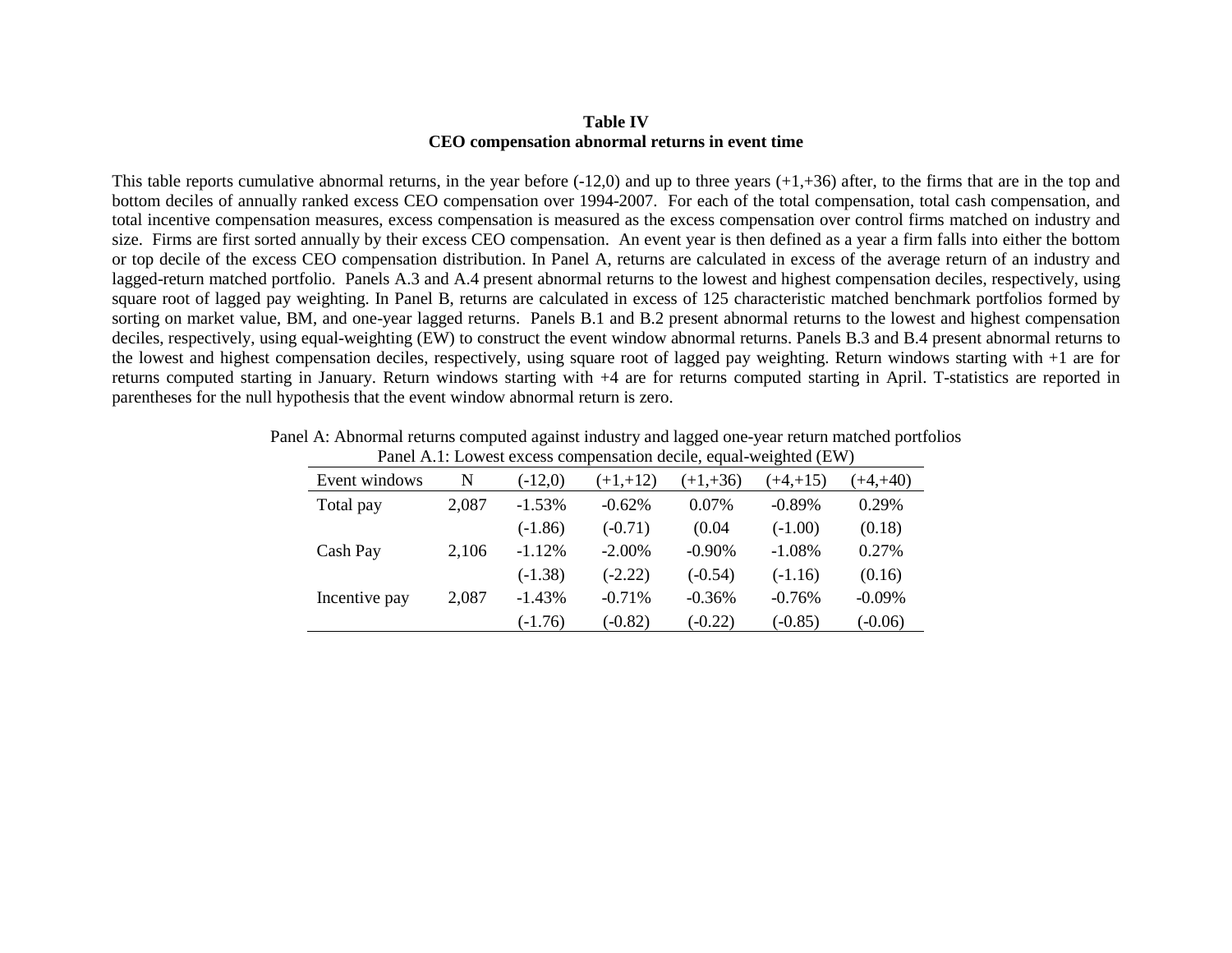**Table IV**
**CEO compensation abnormal returns in event time**

This table reports cumulative abnormal returns, in the year before (-12,0) and up to three years (+1,+36) after, to the firms that are in the top and bottom deciles of annually ranked excess CEO compensation over 1994-2007. For each of the total compensation, total cash compensation, and total incentive compensation measures, excess compensation is measured as the excess compensation over control firms matched on industry and size. Firms are first sorted annually by their excess CEO compensation. An event year is then defined as a year a firm falls into either the bottom or top decile of the excess CEO compensation distribution. In Panel A, returns are calculated in excess of the average return of an industry and lagged-return matched portfolio. Panels A.3 and A.4 present abnormal returns to the lowest and highest compensation deciles, respectively, using square root of lagged pay weighting. In Panel B, returns are calculated in excess of 125 characteristic matched benchmark portfolios formed by sorting on market value, BM, and one-year lagged returns. Panels B.1 and B.2 present abnormal returns to the lowest and highest compensation deciles, respectively, using equal-weighting (EW) to construct the event window abnormal returns. Panels B.3 and B.4 present abnormal returns to the lowest and highest compensation deciles, respectively, using square root of lagged pay weighting. Return windows starting with +1 are for returns computed starting in January. Return windows starting with +4 are for returns computed starting in April. T-statistics are reported in parentheses for the null hypothesis that the event window abnormal return is zero.

Panel A: Abnormal returns computed against industry and lagged one-year return matched portfolios

Panel A.1: Lowest excess compensation decile, equal-weighted (EW)

| Event windows | N | (-12,0) | (+1,+12) | (+1,+36) | (+4,+15) | (+4,+40) |
|---|---|---|---|---|---|---|
| Total pay | 2,087 | -1.53% | -0.62% | 0.07% | -0.89% | 0.29% |
| | | (-1.86) | (-0.71) | (0.04 | (-1.00) | (0.18) |
| Cash Pay | 2,106 | -1.12% | -2.00% | -0.90% | -1.08% | 0.27% |
| | | (-1.38) | (-2.22) | (-0.54) | (-1.16) | (0.16) |
| Incentive pay | 2,087 | -1.43% | -0.71% | -0.36% | -0.76% | -0.09% |
| | | (-1.76) | (-0.82) | (-0.22) | (-0.85) | (-0.06) |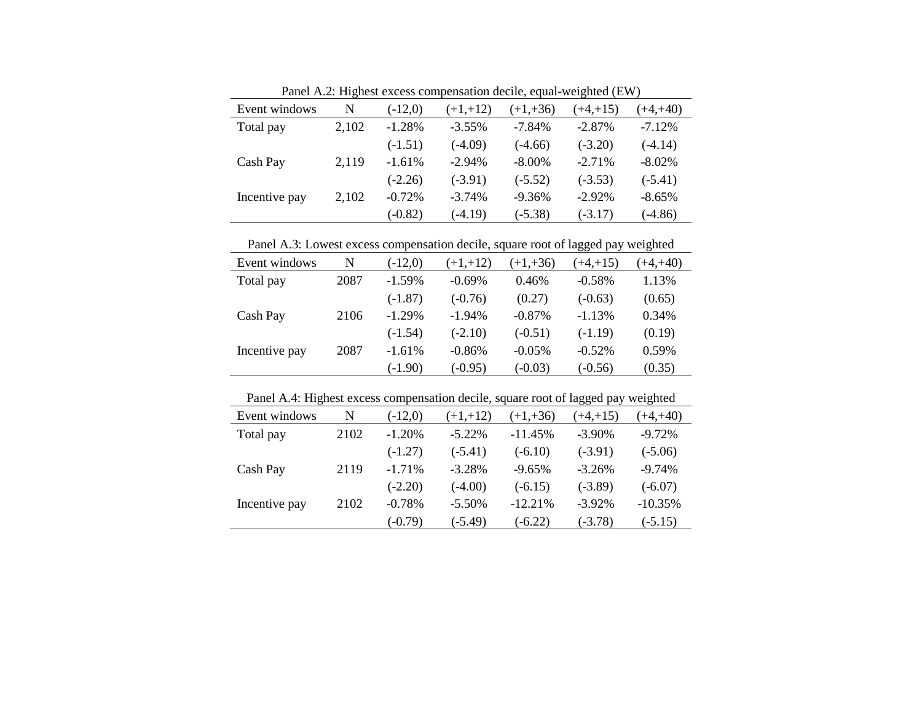Panel A.2: Highest excess compensation decile, equal-weighted (EW)

| Event windows | N | (-12,0) | (+1,+12) | (+1,+36) | (+4,+15) | (+4,+40) |
|---|---|---|---|---|---|---|
| Total pay | 2,102 | -1.28% | -3.55% | -7.84% | -2.87% | -7.12% |
| | | (-1.51) | (-4.09) | (-4.66) | (-3.20) | (-4.14) |
| Cash Pay | 2,119 | -1.61% | -2.94% | -8.00% | -2.71% | -8.02% |
| | | (-2.26) | (-3.91) | (-5.52) | (-3.53) | (-5.41) |
| Incentive pay | 2,102 | -0.72% | -3.74% | -9.36% | -2.92% | -8.65% |
| | | (-0.82) | (-4.19) | (-5.38) | (-3.17) | (-4.86) |

Panel A.3: Lowest excess compensation decile, square root of lagged pay weighted

| Event windows | N | (-12,0) | (+1,+12) | (+1,+36) | (+4,+15) | (+4,+40) |
|---|---|---|---|---|---|---|
| Total pay | 2087 | -1.59% | -0.69% | 0.46% | -0.58% | 1.13% |
| | | (-1.87) | (-0.76) | (0.27) | (-0.63) | (0.65) |
| Cash Pay | 2106 | -1.29% | -1.94% | -0.87% | -1.13% | 0.34% |
| | | (-1.54) | (-2.10) | (-0.51) | (-1.19) | (0.19) |
| Incentive pay | 2087 | -1.61% | -0.86% | -0.05% | -0.52% | 0.59% |
| | | (-1.90) | (-0.95) | (-0.03) | (-0.56) | (0.35) |

Panel A.4: Highest excess compensation decile, square root of lagged pay weighted

| Event windows | N | (-12,0) | (+1,+12) | (+1,+36) | (+4,+15) | (+4,+40) |
|---|---|---|---|---|---|---|
| Total pay | 2102 | -1.20% | -5.22% | -11.45% | -3.90% | -9.72% |
| | | (-1.27) | (-5.41) | (-6.10) | (-3.91) | (-5.06) |
| Cash Pay | 2119 | -1.71% | -3.28% | -9.65% | -3.26% | -9.74% |
| | | (-2.20) | (-4.00) | (-6.15) | (-3.89) | (-6.07) |
| Incentive pay | 2102 | -0.78% | -5.50% | -12.21% | -3.92% | -10.35% |
| | | (-0.79) | (-5.49) | (-6.22) | (-3.78) | (-5.15) |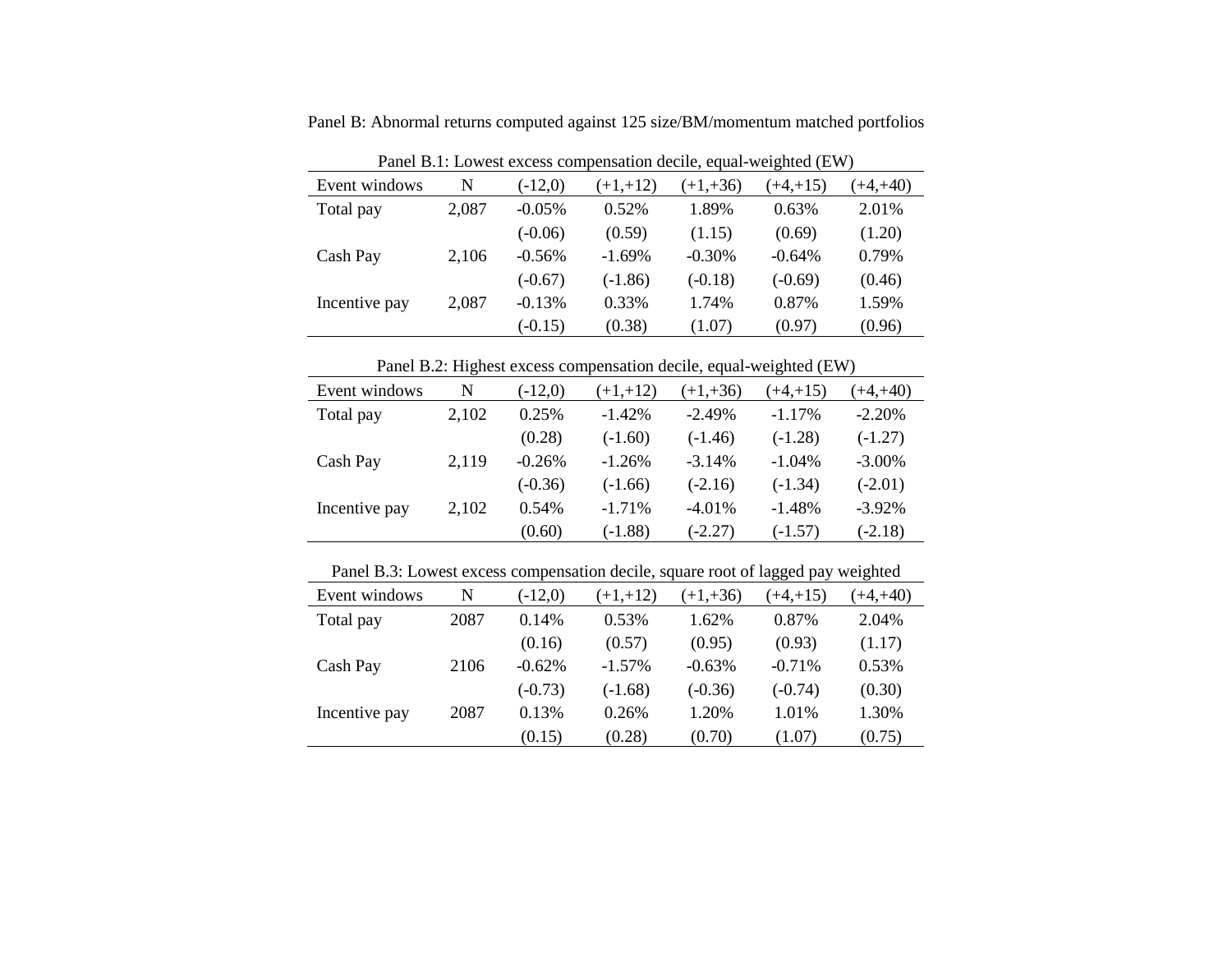Panel B: Abnormal returns computed against 125 size/BM/momentum matched portfolios

Panel B.1: Lowest excess compensation decile, equal-weighted (EW)

| Event windows | N | (-12,0) | (+1,+12) | (+1,+36) | (+4,+15) | (+4,+40) |
|---|---|---|---|---|---|---|
| Total pay | 2,087 | -0.05% | 0.52% | 1.89% | 0.63% | 2.01% |
| | | (-0.06) | (0.59) | (1.15) | (0.69) | (1.20) |
| Cash Pay | 2,106 | -0.56% | -1.69% | -0.30% | -0.64% | 0.79% |
| | | (-0.67) | (-1.86) | (-0.18) | (-0.69) | (0.46) |
| Incentive pay | 2,087 | -0.13% | 0.33% | 1.74% | 0.87% | 1.59% |
| | | (-0.15) | (0.38) | (1.07) | (0.97) | (0.96) |

Panel B.2: Highest excess compensation decile, equal-weighted (EW)

| Event windows | N | (-12,0) | (+1,+12) | (+1,+36) | (+4,+15) | (+4,+40) |
|---|---|---|---|---|---|---|
| Total pay | 2,102 | 0.25% | -1.42% | -2.49% | -1.17% | -2.20% |
| | | (0.28) | (-1.60) | (-1.46) | (-1.28) | (-1.27) |
| Cash Pay | 2,119 | -0.26% | -1.26% | -3.14% | -1.04% | -3.00% |
| | | (-0.36) | (-1.66) | (-2.16) | (-1.34) | (-2.01) |
| Incentive pay | 2,102 | 0.54% | -1.71% | -4.01% | -1.48% | -3.92% |
| | | (0.60) | (-1.88) | (-2.27) | (-1.57) | (-2.18) |

Panel B.3: Lowest excess compensation decile, square root of lagged pay weighted

| Event windows | N | (-12,0) | (+1,+12) | (+1,+36) | (+4,+15) | (+4,+40) |
|---|---|---|---|---|---|---|
| Total pay | 2087 | 0.14% | 0.53% | 1.62% | 0.87% | 2.04% |
| | | (0.16) | (0.57) | (0.95) | (0.93) | (1.17) |
| Cash Pay | 2106 | -0.62% | -1.57% | -0.63% | -0.71% | 0.53% |
| | | (-0.73) | (-1.68) | (-0.36) | (-0.74) | (0.30) |
| Incentive pay | 2087 | 0.13% | 0.26% | 1.20% | 1.01% | 1.30% |
| | | (0.15) | (0.28) | (0.70) | (1.07) | (0.75) |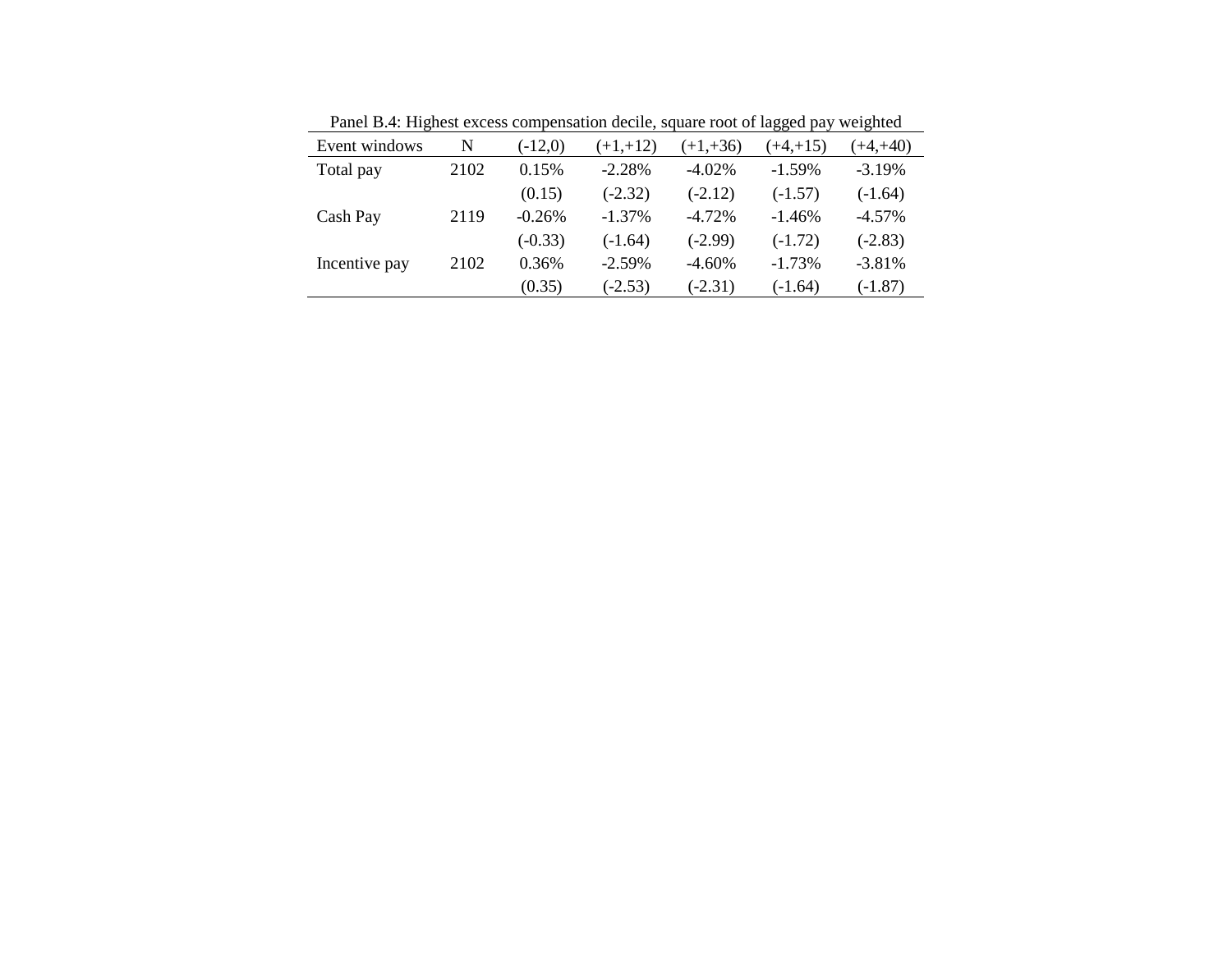Panel B.4: Highest excess compensation decile, square root of lagged pay weighted

| Event windows | N | (-12,0) | (+1,+12) | (+1,+36) | (+4,+15) | (+4,+40) |
|---|---|---|---|---|---|---|
| Total pay | 2102 | 0.15% | -2.28% | -4.02% | -1.59% | -3.19% |
| | | (0.15) | (-2.32) | (-2.12) | (-1.57) | (-1.64) |
| Cash Pay | 2119 | -0.26% | -1.37% | -4.72% | -1.46% | -4.57% |
| | | (-0.33) | (-1.64) | (-2.99) | (-1.72) | (-2.83) |
| Incentive pay | 2102 | 0.36% | -2.59% | -4.60% | -1.73% | -3.81% |
| | | (0.35) | (-2.53) | (-2.31) | (-1.64) | (-1.87) |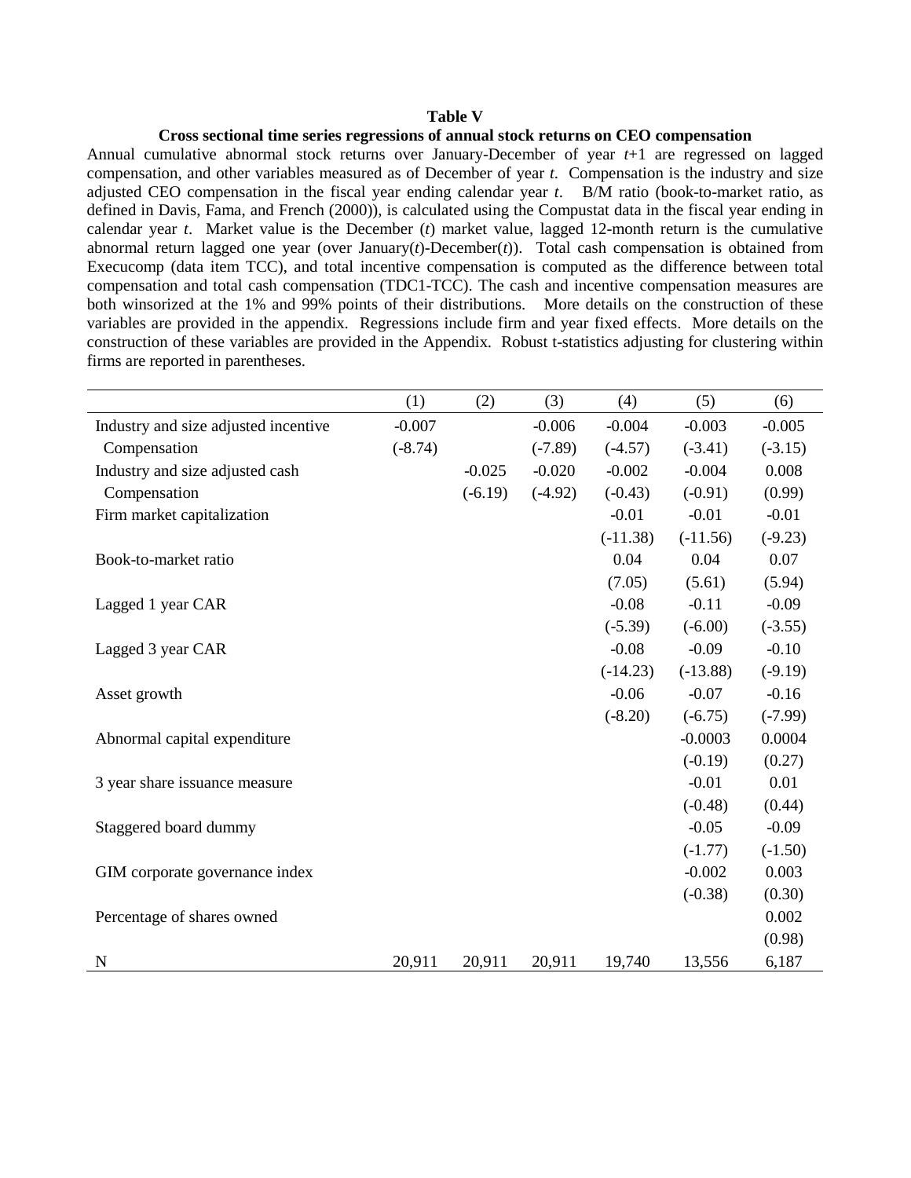**Table V**

**Cross sectional time series regressions of annual stock returns on CEO compensation**

Annual cumulative abnormal stock returns over January-December of year *t*+1 are regressed on lagged compensation, and other variables measured as of December of year *t*. Compensation is the industry and size adjusted CEO compensation in the fiscal year ending calendar year *t*. B/M ratio (book-to-market ratio, as defined in Davis, Fama, and French (2000)), is calculated using the Compustat data in the fiscal year ending in calendar year *t*. Market value is the December (*t*) market value, lagged 12-month return is the cumulative abnormal return lagged one year (over January(*t*)-December(*t*)). Total cash compensation is obtained from Execucomp (data item TCC), and total incentive compensation is computed as the difference between total compensation and total cash compensation (TDC1-TCC). The cash and incentive compensation measures are both winsorized at the 1% and 99% points of their distributions. More details on the construction of these variables are provided in the appendix. Regressions include firm and year fixed effects. More details on the construction of these variables are provided in the Appendix. Robust t-statistics adjusting for clustering within firms are reported in parentheses.

| | (1) | (2) | (3) | (4) | (5) | (6) |
|---|---|---|---|---|---|---|
| Industry and size adjusted incentive | -0.007 | | -0.006 | -0.004 | -0.003 | -0.005 |
| Compensation | (-8.74) | | (-7.89) | (-4.57) | (-3.41) | (-3.15) |
| Industry and size adjusted cash | | -0.025 | -0.020 | -0.002 | -0.004 | 0.008 |
| Compensation | | (-6.19) | (-4.92) | (-0.43) | (-0.91) | (0.99) |
| Firm market capitalization | | | | -0.01 | -0.01 | -0.01 |
| | | | | (-11.38) | (-11.56) | (-9.23) |
| Book-to-market ratio | | | | 0.04 | 0.04 | 0.07 |
| | | | | (7.05) | (5.61) | (5.94) |
| Lagged 1 year CAR | | | | -0.08 | -0.11 | -0.09 |
| | | | | (-5.39) | (-6.00) | (-3.55) |
| Lagged 3 year CAR | | | | -0.08 | -0.09 | -0.10 |
| | | | | (-14.23) | (-13.88) | (-9.19) |
| Asset growth | | | | -0.06 | -0.07 | -0.16 |
| | | | | (-8.20) | (-6.75) | (-7.99) |
| Abnormal capital expenditure | | | | | -0.0003 | 0.0004 |
| | | | | | (-0.19) | (0.27) |
| 3 year share issuance measure | | | | | -0.01 | 0.01 |
| | | | | | (-0.48) | (0.44) |
| Staggered board dummy | | | | | -0.05 | -0.09 |
| | | | | | (-1.77) | (-1.50) |
| GIM corporate governance index | | | | | -0.002 | 0.003 |
| | | | | | (-0.38) | (0.30) |
| Percentage of shares owned | | | | | | 0.002 |
| | | | | | | (0.98) |
| N | 20,911 | 20,911 | 20,911 | 19,740 | 13,556 | 6,187 |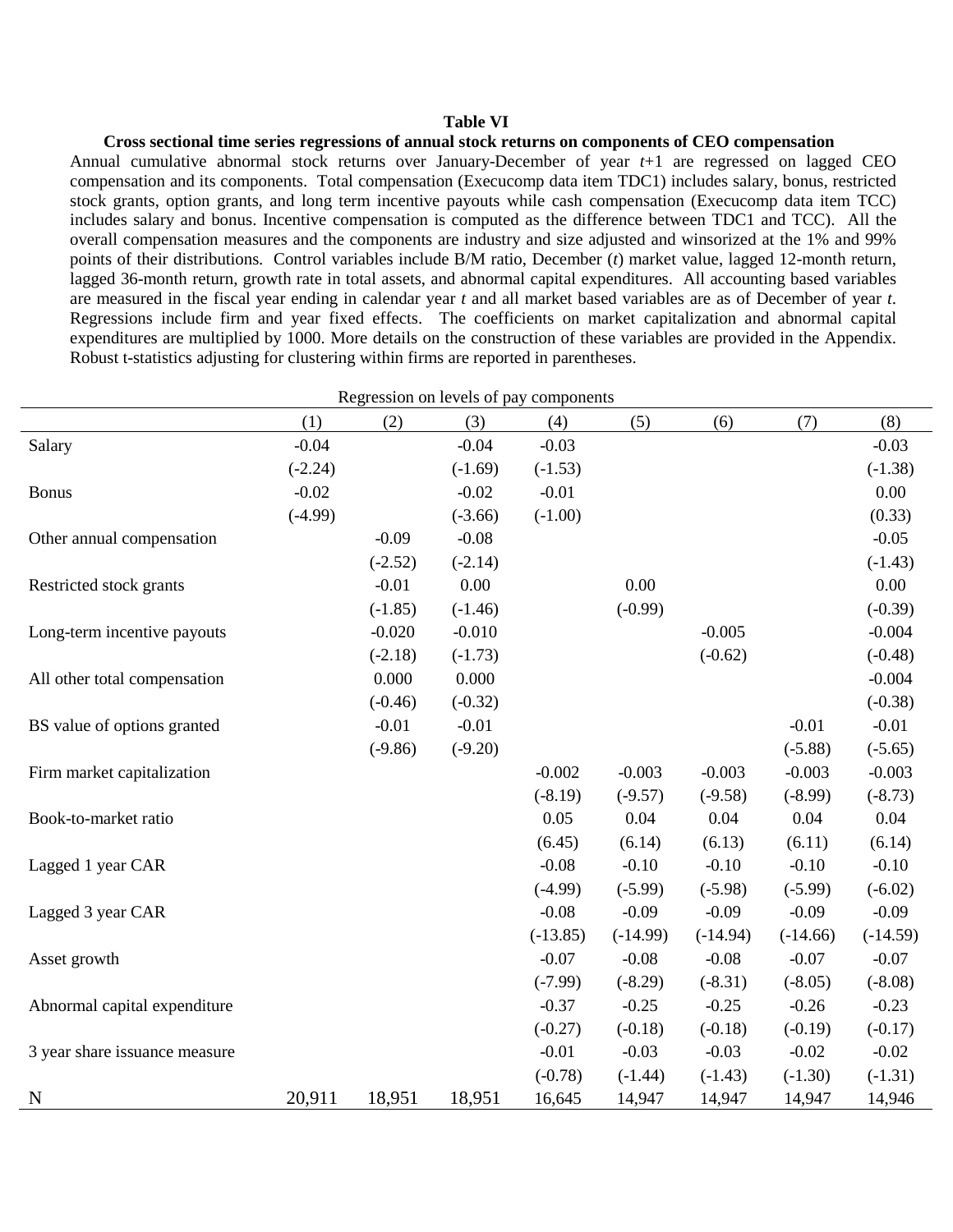**Table VI**

**Cross sectional time series regressions of annual stock returns on components of CEO compensation**

Annual cumulative abnormal stock returns over January-December of year *t*+1 are regressed on lagged CEO compensation and its components. Total compensation (Execucomp data item TDC1) includes salary, bonus, restricted stock grants, option grants, and long term incentive payouts while cash compensation (Execucomp data item TCC) includes salary and bonus. Incentive compensation is computed as the difference between TDC1 and TCC). All the overall compensation measures and the components are industry and size adjusted and winsorized at the 1% and 99% points of their distributions. Control variables include B/M ratio, December (*t*) market value, lagged 12-month return, lagged 36-month return, growth rate in total assets, and abnormal capital expenditures. All accounting based variables are measured in the fiscal year ending in calendar year *t* and all market based variables are as of December of year *t*. Regressions include firm and year fixed effects. The coefficients on market capitalization and abnormal capital expenditures are multiplied by 1000. More details on the construction of these variables are provided in the Appendix. Robust t-statistics adjusting for clustering within firms are reported in parentheses.

| | Regression on levels of pay components | | | | | | | |
|---|---|---|---|---|---|---|---|---|
| | (1) | (2) | (3) | (4) | (5) | (6) | (7) | (8) |
| Salary | -0.04 | | -0.04 | -0.03 | | | | -0.03 |
| | (-2.24) | | (-1.69) | (-1.53) | | | | (-1.38) |
| Bonus | -0.02 | | -0.02 | -0.01 | | | | 0.00 |
| | (-4.99) | | (-3.66) | (-1.00) | | | | (0.33) |
| Other annual compensation | | -0.09 | -0.08 | | | | | -0.05 |
| | | (-2.52) | (-2.14) | | | | | (-1.43) |
| Restricted stock grants | | -0.01 | 0.00 | | 0.00 | | | 0.00 |
| | | (-1.85) | (-1.46) | | (-0.99) | | | (-0.39) |
| Long-term incentive payouts | | -0.020 | -0.010 | | | -0.005 | | -0.004 |
| | | (-2.18) | (-1.73) | | | (-0.62) | | (-0.48) |
| All other total compensation | | 0.000 | 0.000 | | | | | -0.004 |
| | | (-0.46) | (-0.32) | | | | | (-0.38) |
| BS value of options granted | | -0.01 | -0.01 | | | | -0.01 | -0.01 |
| | | (-9.86) | (-9.20) | | | | (-5.88) | (-5.65) |
| Firm market capitalization | | | | -0.002 | -0.003 | -0.003 | -0.003 | -0.003 |
| | | | | (-8.19) | (-9.57) | (-9.58) | (-8.99) | (-8.73) |
| Book-to-market ratio | | | | 0.05 | 0.04 | 0.04 | 0.04 | 0.04 |
| | | | | (6.45) | (6.14) | (6.13) | (6.11) | (6.14) |
| Lagged 1 year CAR | | | | -0.08 | -0.10 | -0.10 | -0.10 | -0.10 |
| | | | | (-4.99) | (-5.99) | (-5.98) | (-5.99) | (-6.02) |
| Lagged 3 year CAR | | | | -0.08 | -0.09 | -0.09 | -0.09 | -0.09 |
| | | | | (-13.85) | (-14.99) | (-14.94) | (-14.66) | (-14.59) |
| Asset growth | | | | -0.07 | -0.08 | -0.08 | -0.07 | -0.07 |
| | | | | (-7.99) | (-8.29) | (-8.31) | (-8.05) | (-8.08) |
| Abnormal capital expenditure | | | | -0.37 | -0.25 | -0.25 | -0.26 | -0.23 |
| | | | | (-0.27) | (-0.18) | (-0.18) | (-0.19) | (-0.17) |
| 3 year share issuance measure | | | | -0.01 | -0.03 | -0.03 | -0.02 | -0.02 |
| | | | | (-0.78) | (-1.44) | (-1.43) | (-1.30) | (-1.31) |
| N | 20,911 | 18,951 | 18,951 | 16,645 | 14,947 | 14,947 | 14,947 | 14,946 |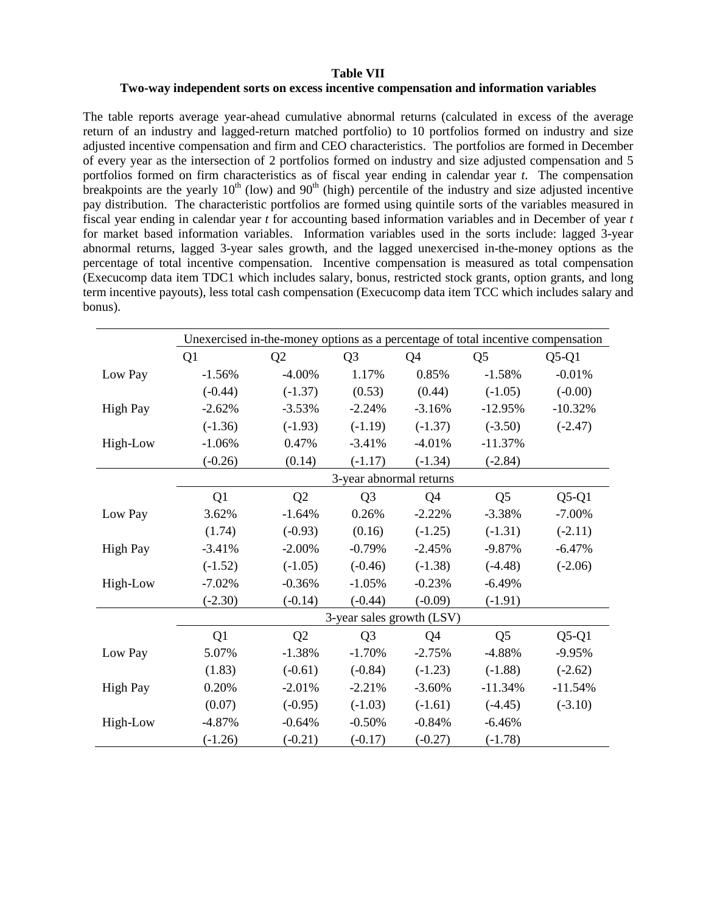**Table VII**

**Two-way independent sorts on excess incentive compensation and information variables**

The table reports average year-ahead cumulative abnormal returns (calculated in excess of the average return of an industry and lagged-return matched portfolio) to 10 portfolios formed on industry and size adjusted incentive compensation and firm and CEO characteristics. The portfolios are formed in December of every year as the intersection of 2 portfolios formed on industry and size adjusted compensation and 5 portfolios formed on firm characteristics as of fiscal year ending in calendar year *t*. The compensation breakpoints are the yearly 10th (low) and 90th (high) percentile of the industry and size adjusted incentive pay distribution. The characteristic portfolios are formed using quintile sorts of the variables measured in fiscal year ending in calendar year *t* for accounting based information variables and in December of year *t* for market based information variables. Information variables used in the sorts include: lagged 3-year abnormal returns, lagged 3-year sales growth, and the lagged unexercised in-the-money options as the percentage of total incentive compensation. Incentive compensation is measured as total compensation (Execucomp data item TDC1 which includes salary, bonus, restricted stock grants, option grants, and long term incentive payouts), less total cash compensation (Execucomp data item TCC which includes salary and bonus).

| | Unexercised in-the-money options as a percentage of total incentive compensation | | | | | |
|---|---|---|---|---|---|---|
| | Q1 | Q2 | Q3 | Q4 | Q5 | Q5-Q1 |
| Low Pay | -1.56% | -4.00% | 1.17% | 0.85% | -1.58% | -0.01% |
| | (-0.44) | (-1.37) | (0.53) | (0.44) | (-1.05) | (-0.00) |
| High Pay | -2.62% | -3.53% | -2.24% | -3.16% | -12.95% | -10.32% |
| | (-1.36) | (-1.93) | (-1.19) | (-1.37) | (-3.50) | (-2.47) |
| High-Low | -1.06% | 0.47% | -3.41% | -4.01% | -11.37% | |
| | (-0.26) | (0.14) | (-1.17) | (-1.34) | (-2.84) | |
| | 3-year abnormal returns | | | | | |
| | Q1 | Q2 | Q3 | Q4 | Q5 | Q5-Q1 |
| Low Pay | 3.62% | -1.64% | 0.26% | -2.22% | -3.38% | -7.00% |
| | (1.74) | (-0.93) | (0.16) | (-1.25) | (-1.31) | (-2.11) |
| High Pay | -3.41% | -2.00% | -0.79% | -2.45% | -9.87% | -6.47% |
| | (-1.52) | (-1.05) | (-0.46) | (-1.38) | (-4.48) | (-2.06) |
| High-Low | -7.02% | -0.36% | -1.05% | -0.23% | -6.49% | |
| | (-2.30) | (-0.14) | (-0.44) | (-0.09) | (-1.91) | |
| | 3-year sales growth (LSV) | | | | | |
| | Q1 | Q2 | Q3 | Q4 | Q5 | Q5-Q1 |
| Low Pay | 5.07% | -1.38% | -1.70% | -2.75% | -4.88% | -9.95% |
| | (1.83) | (-0.61) | (-0.84) | (-1.23) | (-1.88) | (-2.62) |
| High Pay | 0.20% | -2.01% | -2.21% | -3.60% | -11.34% | -11.54% |
| | (0.07) | (-0.95) | (-1.03) | (-1.61) | (-4.45) | (-3.10) |
| High-Low | -4.87% | -0.64% | -0.50% | -0.84% | -6.46% | |
| | (-1.26) | (-0.21) | (-0.17) | (-0.27) | (-1.78) | |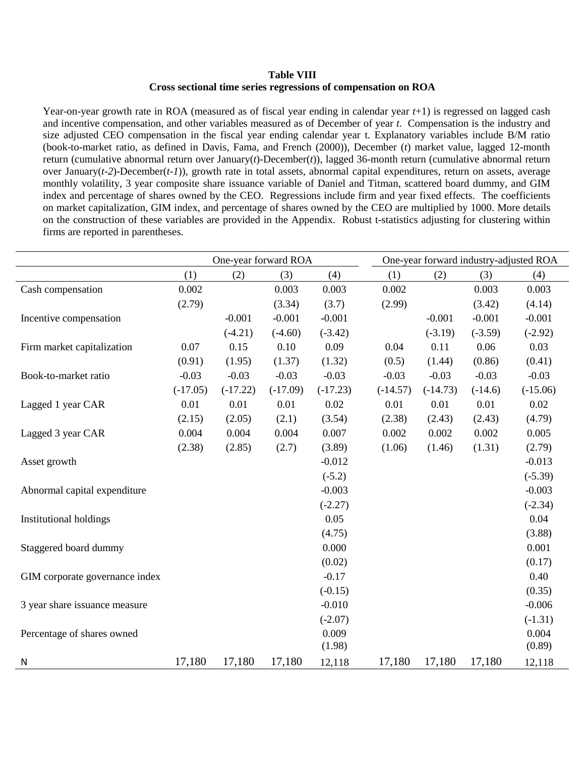**Table VIII**
**Cross sectional time series regressions of compensation on ROA**

Year-on-year growth rate in ROA (measured as of fiscal year ending in calendar year *t*+1) is regressed on lagged cash and incentive compensation, and other variables measured as of December of year *t*. Compensation is the industry and size adjusted CEO compensation in the fiscal year ending calendar year t. Explanatory variables include B/M ratio (book-to-market ratio, as defined in Davis, Fama, and French (2000)), December (*t*) market value, lagged 12-month return (cumulative abnormal return over January(*t*)-December(*t*)), lagged 36-month return (cumulative abnormal return over January(*t-2*)-December(*t-1*)), growth rate in total assets, abnormal capital expenditures, return on assets, average monthly volatility, 3 year composite share issuance variable of Daniel and Titman, scattered board dummy, and GIM index and percentage of shares owned by the CEO. Regressions include firm and year fixed effects. The coefficients on market capitalization, GIM index, and percentage of shares owned by the CEO are multiplied by 1000. More details on the construction of these variables are provided in the Appendix. Robust t-statistics adjusting for clustering within firms are reported in parentheses.

| | One-year forward ROA | | | | One-year forward industry-adjusted ROA | | | |
|---|---|---|---|---|---|---|---|---|
| | (1) | (2) | (3) | (4) | (1) | (2) | (3) | (4) |
| Cash compensation | 0.002 | | 0.003 | 0.003 | 0.002 | | 0.003 | 0.003 |
| | (2.79) | | (3.34) | (3.7) | (2.99) | | (3.42) | (4.14) |
| Incentive compensation | | -0.001 | -0.001 | -0.001 | | -0.001 | -0.001 | -0.001 |
| | | (-4.21) | (-4.60) | (-3.42) | | (-3.19) | (-3.59) | (-2.92) |
| Firm market capitalization | 0.07 | 0.15 | 0.10 | 0.09 | 0.04 | 0.11 | 0.06 | 0.03 |
| | (0.91) | (1.95) | (1.37) | (1.32) | (0.5) | (1.44) | (0.86) | (0.41) |
| Book-to-market ratio | -0.03 | -0.03 | -0.03 | -0.03 | -0.03 | -0.03 | -0.03 | -0.03 |
| | (-17.05) | (-17.22) | (-17.09) | (-17.23) | (-14.57) | (-14.73) | (-14.6) | (-15.06) |
| Lagged 1 year CAR | 0.01 | 0.01 | 0.01 | 0.02 | 0.01 | 0.01 | 0.01 | 0.02 |
| | (2.15) | (2.05) | (2.1) | (3.54) | (2.38) | (2.43) | (2.43) | (4.79) |
| Lagged 3 year CAR | 0.004 | 0.004 | 0.004 | 0.007 | 0.002 | 0.002 | 0.002 | 0.005 |
| | (2.38) | (2.85) | (2.7) | (3.89) | (1.06) | (1.46) | (1.31) | (2.79) |
| Asset growth | | | | -0.012 | | | | -0.013 |
| | | | | (-5.2) | | | | (-5.39) |
| Abnormal capital expenditure | | | | -0.003 | | | | -0.003 |
| | | | | (-2.27) | | | | (-2.34) |
| Institutional holdings | | | | 0.05 | | | | 0.04 |
| | | | | (4.75) | | | | (3.88) |
| Staggered board dummy | | | | 0.000 | | | | 0.001 |
| | | | | (0.02) | | | | (0.17) |
| GIM corporate governance index | | | | -0.17 | | | | 0.40 |
| | | | | (-0.15) | | | | (0.35) |
| 3 year share issuance measure | | | | -0.010 | | | | -0.006 |
| | | | | (-2.07) | | | | (-1.31) |
| Percentage of shares owned | | | | 0.009 | | | | 0.004 |
| | | | | (1.98) | | | | (0.89) |
| N | 17,180 | 17,180 | 17,180 | 12,118 | 17,180 | 17,180 | 17,180 | 12,118 |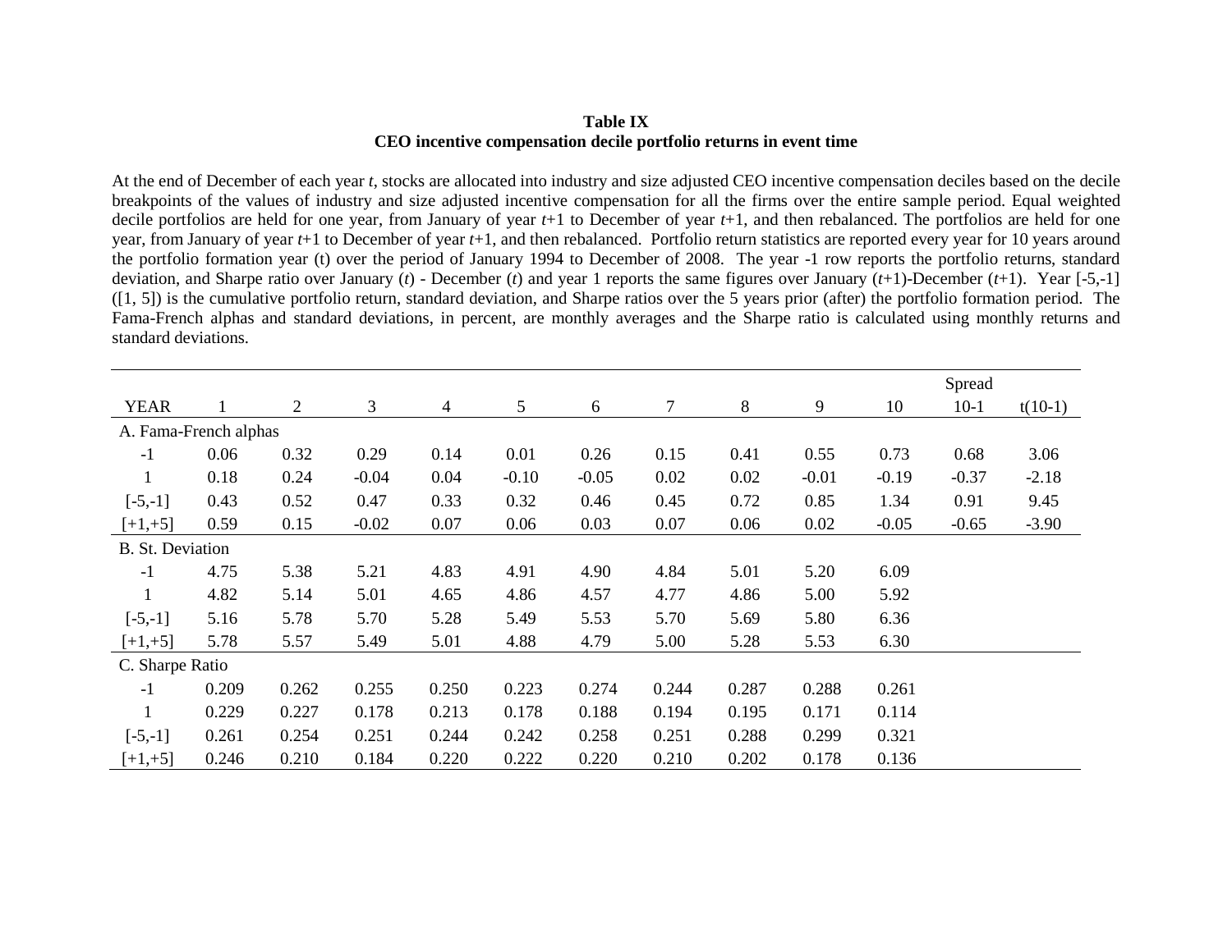**Table IX**
**CEO incentive compensation decile portfolio returns in event time**

At the end of December of each year *t*, stocks are allocated into industry and size adjusted CEO incentive compensation deciles based on the decile breakpoints of the values of industry and size adjusted incentive compensation for all the firms over the entire sample period. Equal weighted decile portfolios are held for one year, from January of year *t*+1 to December of year *t*+1, and then rebalanced. The portfolios are held for one year, from January of year *t*+1 to December of year *t*+1, and then rebalanced. Portfolio return statistics are reported every year for 10 years around the portfolio formation year (t) over the period of January 1994 to December of 2008. The year -1 row reports the portfolio returns, standard deviation, and Sharpe ratio over January (*t*) - December (*t*) and year 1 reports the same figures over January (*t*+1)-December (*t*+1). Year [-5,-1] ([1, 5]) is the cumulative portfolio return, standard deviation, and Sharpe ratios over the 5 years prior (after) the portfolio formation period. The Fama-French alphas and standard deviations, in percent, are monthly averages and the Sharpe ratio is calculated using monthly returns and standard deviations.

| YEAR | 1 | 2 | 3 | 4 | 5 | 6 | 7 | 8 | 9 | 10 | Spread 10-1 | t(10-1) |
|---|---|---|---|---|---|---|---|---|---|---|---|---|
| A. Fama-French alphas | | | | | | | | | | | | |
| -1 | 0.06 | 0.32 | 0.29 | 0.14 | 0.01 | 0.26 | 0.15 | 0.41 | 0.55 | 0.73 | 0.68 | 3.06 |
| 1 | 0.18 | 0.24 | -0.04 | 0.04 | -0.10 | -0.05 | 0.02 | 0.02 | -0.01 | -0.19 | -0.37 | -2.18 |
| [-5,-1] | 0.43 | 0.52 | 0.47 | 0.33 | 0.32 | 0.46 | 0.45 | 0.72 | 0.85 | 1.34 | 0.91 | 9.45 |
| [+1,+5] | 0.59 | 0.15 | -0.02 | 0.07 | 0.06 | 0.03 | 0.07 | 0.06 | 0.02 | -0.05 | -0.65 | -3.90 |
| B. St. Deviation | | | | | | | | | | | | |
| -1 | 4.75 | 5.38 | 5.21 | 4.83 | 4.91 | 4.90 | 4.84 | 5.01 | 5.20 | 6.09 | | |
| 1 | 4.82 | 5.14 | 5.01 | 4.65 | 4.86 | 4.57 | 4.77 | 4.86 | 5.00 | 5.92 | | |
| [-5,-1] | 5.16 | 5.78 | 5.70 | 5.28 | 5.49 | 5.53 | 5.70 | 5.69 | 5.80 | 6.36 | | |
| [+1,+5] | 5.78 | 5.57 | 5.49 | 5.01 | 4.88 | 4.79 | 5.00 | 5.28 | 5.53 | 6.30 | | |
| C. Sharpe Ratio | | | | | | | | | | | | |
| -1 | 0.209 | 0.262 | 0.255 | 0.250 | 0.223 | 0.274 | 0.244 | 0.287 | 0.288 | 0.261 | | |
| 1 | 0.229 | 0.227 | 0.178 | 0.213 | 0.178 | 0.188 | 0.194 | 0.195 | 0.171 | 0.114 | | |
| [-5,-1] | 0.261 | 0.254 | 0.251 | 0.244 | 0.242 | 0.258 | 0.251 | 0.288 | 0.299 | 0.321 | | |
| [+1,+5] | 0.246 | 0.210 | 0.184 | 0.220 | 0.222 | 0.220 | 0.210 | 0.202 | 0.178 | 0.136 | | |